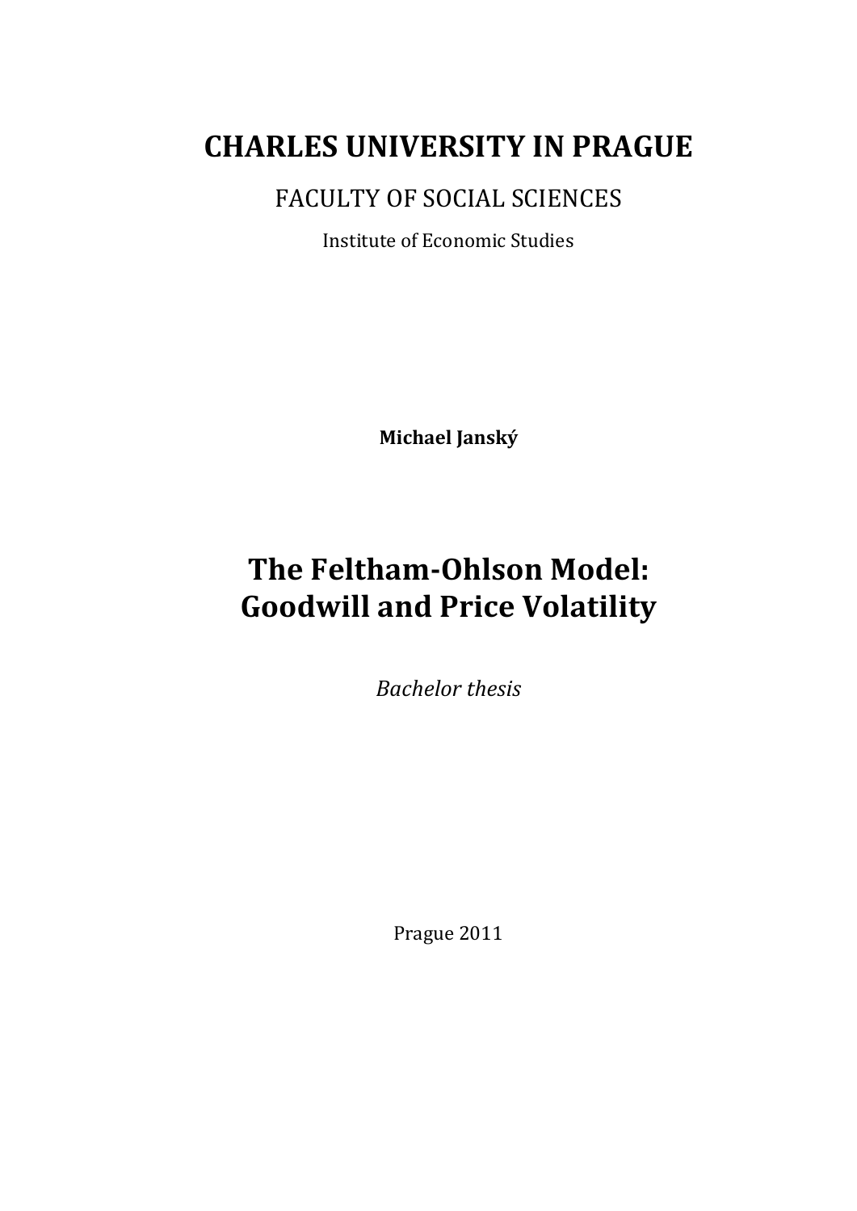# CHARLES UNIVERSITY IN PRAGUE

FACULTY OF SOCIAL SCIENCES

Institute of Economic Studies

**Michael Janský**

# The Feltham-Ohlson Model: Goodwill and Price Volatility

*Bachelor thesis*

Prague 2011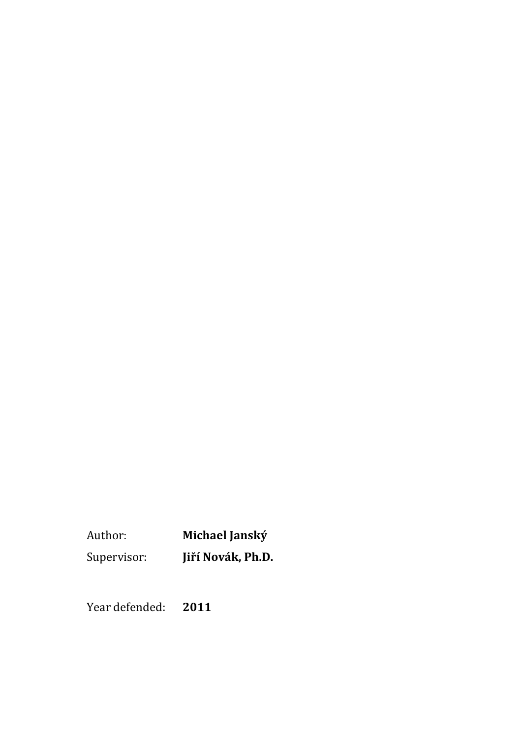Author: **Michael Janský**

Supervisor: **Jiří Novák, Ph.D.**

Year defended: **2011**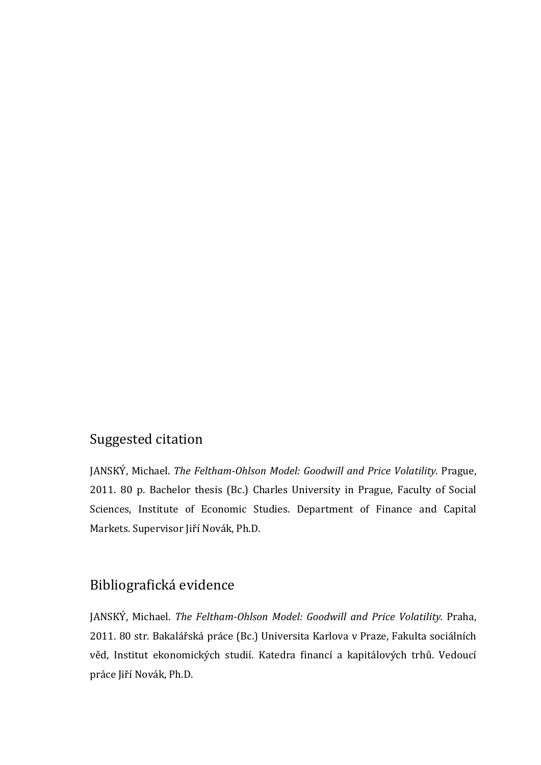## Suggested citation

JANSKÝ, Michael. *The Feltham-Ohlson Model: Goodwill and Price Volatility.* Prague, 2011. 80 p. Bachelor thesis (Bc.) Charles University in Prague, Faculty of Social Sciences, Institute of Economic Studies. Department of Finance and Capital Markets. Supervisor Jiří Novák, Ph.D.

## Bibliografická evidence

JANSKÝ, Michael. *The Feltham-Ohlson Model: Goodwill and Price Volatility.* Praha, 2011. 80 str. Bakalářská práce (Bc.) Universita Karlova v Praze, Fakulta sociálních věd, Institut ekonomických studií. Katedra financí a kapitálových trhů. Vedoucí práce Jiří Novák, Ph.D.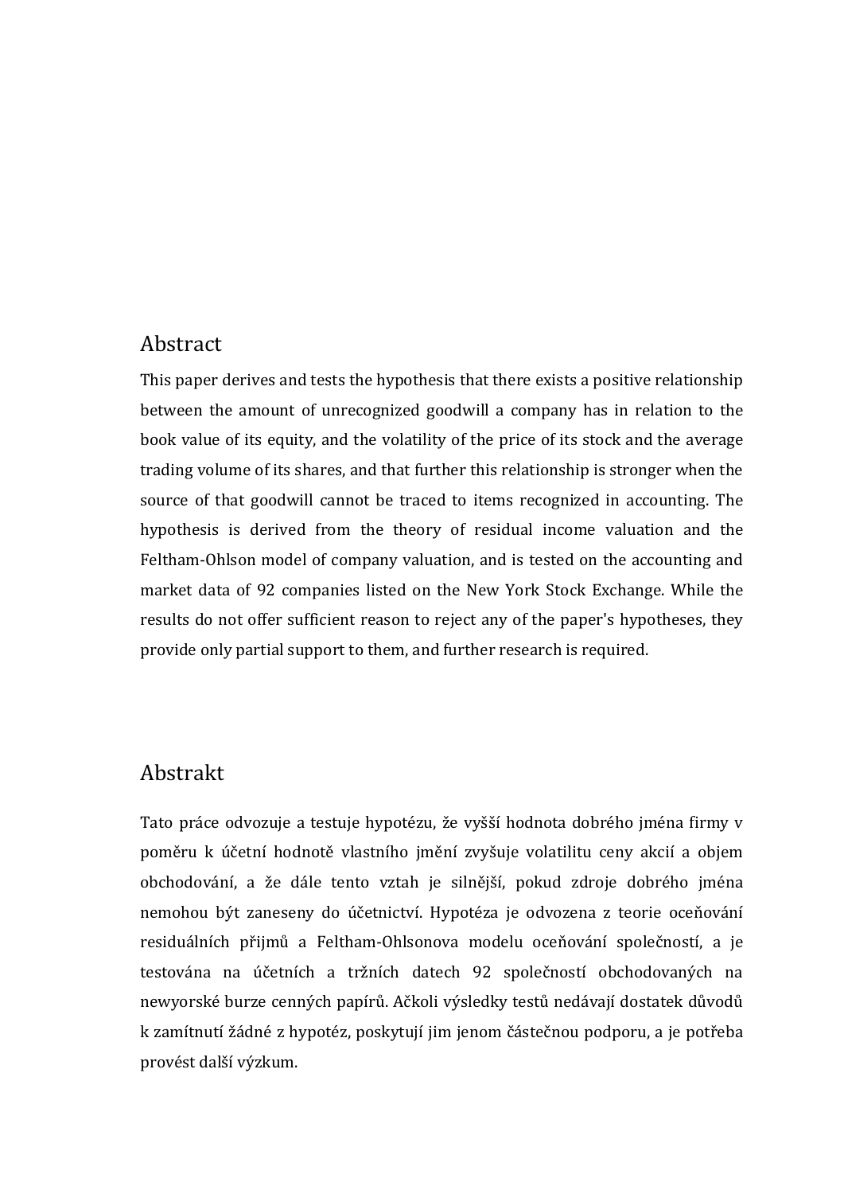## Abstract

This paper derives and tests the hypothesis that there exists a positive relationship between the amount of unrecognized goodwill a company has in relation to the book value of its equity, and the volatility of the price of its stock and the average trading volume of its shares, and that further this relationship is stronger when the source of that goodwill cannot be traced to items recognized in accounting. The hypothesis is derived from the theory of residual income valuation and the Feltham-Ohlson model of company valuation, and is tested on the accounting and market data of 92 companies listed on the New York Stock Exchange. While the results do not offer sufficient reason to reject any of the paper's hypotheses, they provide only partial support to them, and further research is required.

## Abstrakt

Tato práce odvozuje a testuje hypotézu, že vyšší hodnota dobrého jména firmy v poměru k účetní hodnotě vlastního jmění zvyšuje volatilitu ceny akcií a objem obchodování, a že dále tento vztah je silnější, pokud zdroje dobrého jména nemohou být zaneseny do účetnictví. Hypotéza je odvozena z teorie oceňování residuálních přijmů a Feltham-Ohlsonova modelu oceňování společností, a je testována na účetních a tržních datech 92 společností obchodovaných na newyorské burze cenných papírů. Ačkoli výsledky testů nedávají dostatek důvodů k zamítnutí žádné z hypotéz, poskytují jim jenom částečnou podporu, a je potřeba provést další výzkum.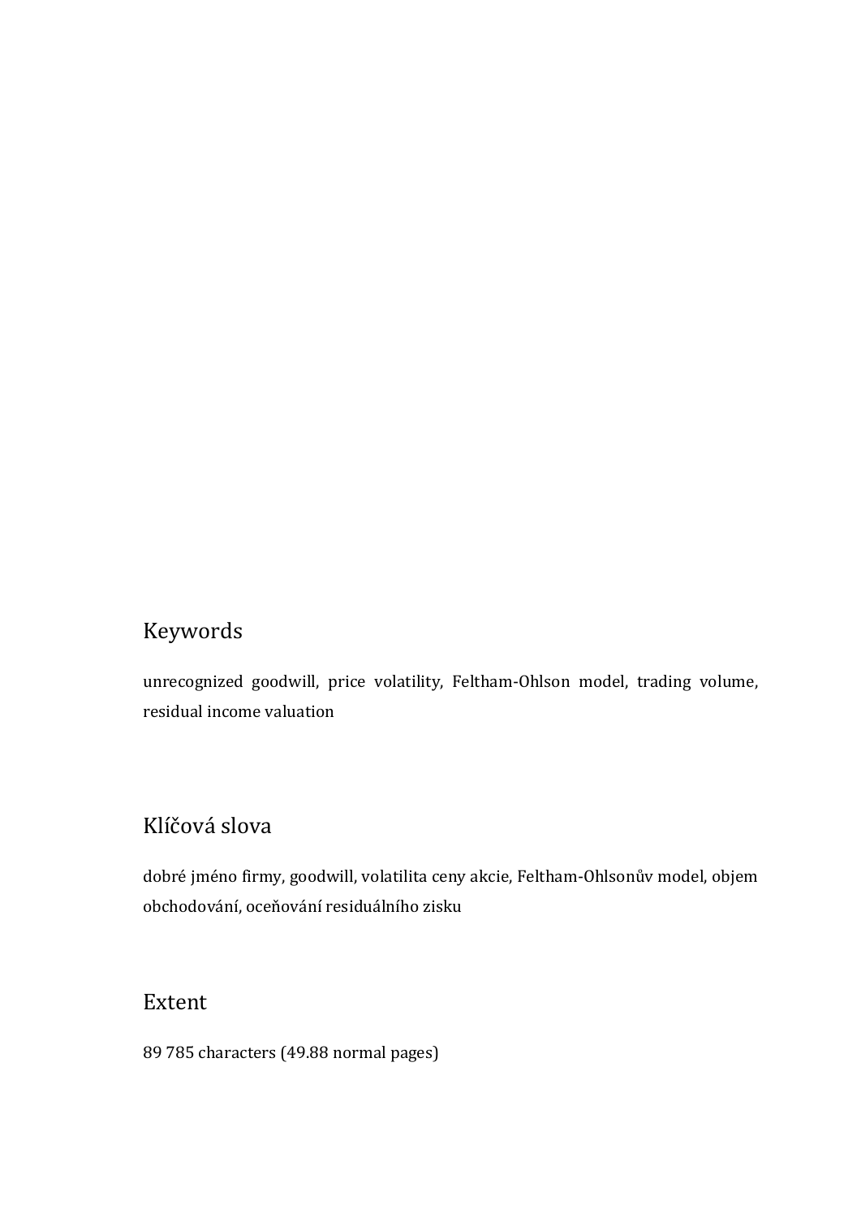## Keywords

unrecognized goodwill, price volatility, Feltham-Ohlson model, trading volume, residual income valuation

## Klíčová slova

dobré jméno firmy, goodwill, volatilita ceny akcie, Feltham-Ohlsonův model, objem obchodování, oceňování residuálního zisku

## Extent

89 785 characters (49.88 normal pages)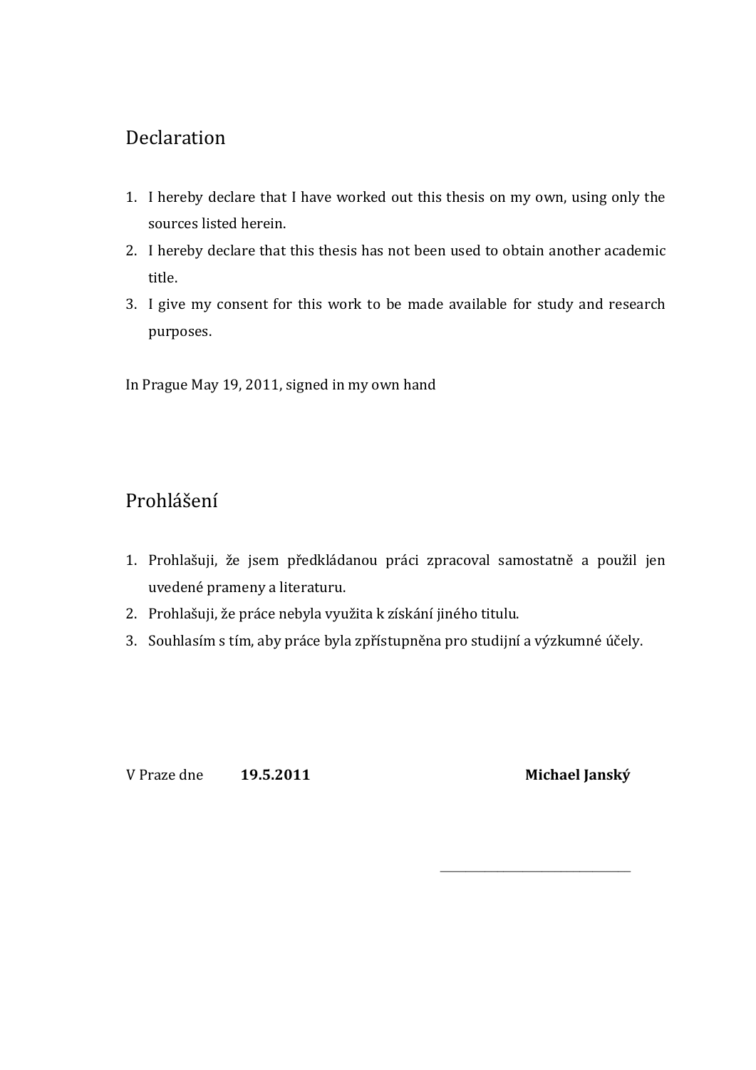## Declaration

1. I hereby declare that I have worked out this thesis on my own, using only the sources listed herein.
2. I hereby declare that this thesis has not been used to obtain another academic title.
3. I give my consent for this work to be made available for study and research purposes.

In Prague May 19, 2011, signed in my own hand

## Prohlášení

1. Prohlašuji, že jsem předkládanou práci zpracoval samostatně a použil jen uvedené prameny a literaturu.
2. Prohlašuji, že práce nebyla využita k získání jiného titulu.
3. Souhlasím s tím, aby práce byla zpřístupněna pro studijní a výzkumné účely.

V Praze dne **19.5.2011** **Michael Janský**

\_\_\_\_\_\_\_\_\_\_\_\_\_\_\_\_\_\_\_\_\_\_\_\_\_\_\_\_\_\_\_\_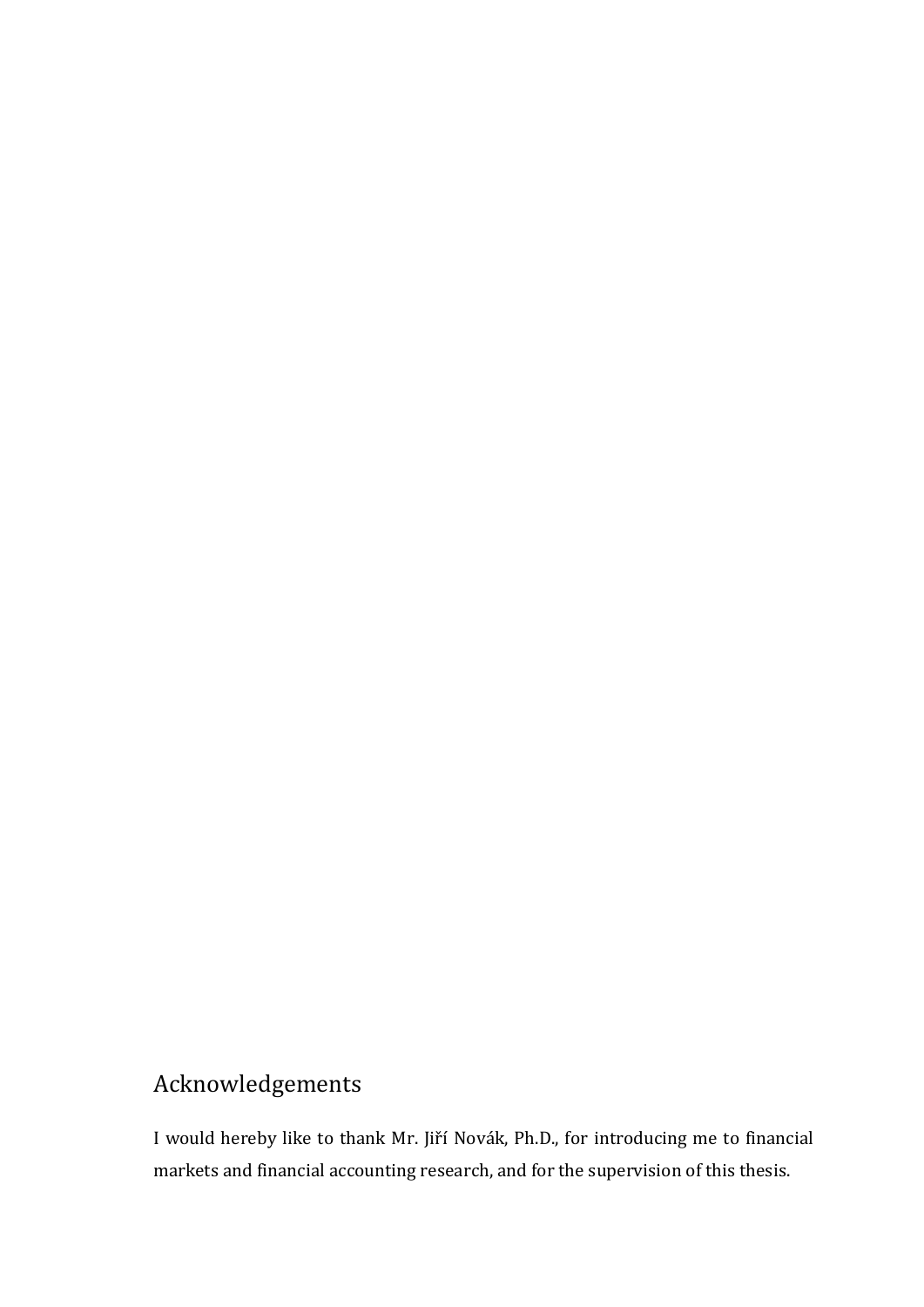# Acknowledgements

I would hereby like to thank Mr. Jiří Novák, Ph.D., for introducing me to financial markets and financial accounting research, and for the supervision of this thesis.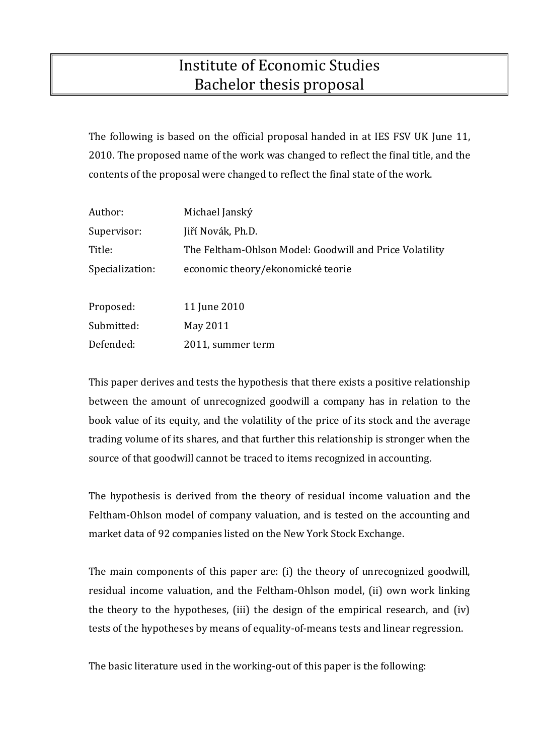# Institute of Economic Studies
# Bachelor thesis proposal

The following is based on the official proposal handed in at IES FSV UK June 11, 2010. The proposed name of the work was changed to reflect the final title, and the contents of the proposal were changed to reflect the final state of the work.

| | |
|---|---|
| Author: | Michael Janský |
| Supervisor: | Jiří Novák, Ph.D. |
| Title: | The Feltham-Ohlson Model: Goodwill and Price Volatility |
| Specialization: | economic theory/ekonomické teorie |
| | |
| Proposed: | 11 June 2010 |
| Submitted: | May 2011 |
| Defended: | 2011, summer term |

This paper derives and tests the hypothesis that there exists a positive relationship between the amount of unrecognized goodwill a company has in relation to the book value of its equity, and the volatility of the price of its stock and the average trading volume of its shares, and that further this relationship is stronger when the source of that goodwill cannot be traced to items recognized in accounting.

The hypothesis is derived from the theory of residual income valuation and the Feltham-Ohlson model of company valuation, and is tested on the accounting and market data of 92 companies listed on the New York Stock Exchange.

The main components of this paper are: (i) the theory of unrecognized goodwill, residual income valuation, and the Feltham-Ohlson model, (ii) own work linking the theory to the hypotheses, (iii) the design of the empirical research, and (iv) tests of the hypotheses by means of equality-of-means tests and linear regression.

The basic literature used in the working-out of this paper is the following: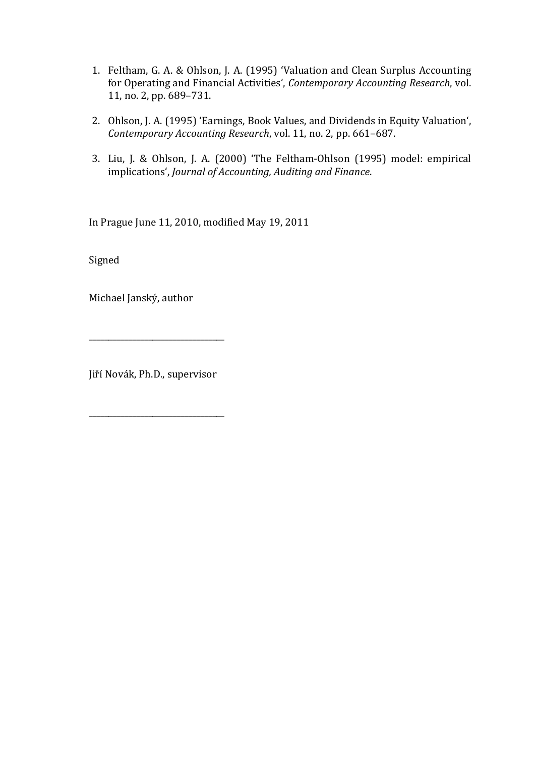1. Feltham, G. A. & Ohlson, J. A. (1995) 'Valuation and Clean Surplus Accounting for Operating and Financial Activities', *Contemporary Accounting Research*, vol. 11, no. 2, pp. 689–731.

2. Ohlson, J. A. (1995) 'Earnings, Book Values, and Dividends in Equity Valuation', *Contemporary Accounting Research*, vol. 11, no. 2, pp. 661–687.

3. Liu, J. & Ohlson, J. A. (2000) 'The Feltham-Ohlson (1995) model: empirical implications', *Journal of Accounting, Auditing and Finance*.

In Prague June 11, 2010, modified May 19, 2011

Signed

Michael Janský, author

________________________________

Jiří Novák, Ph.D., supervisor

________________________________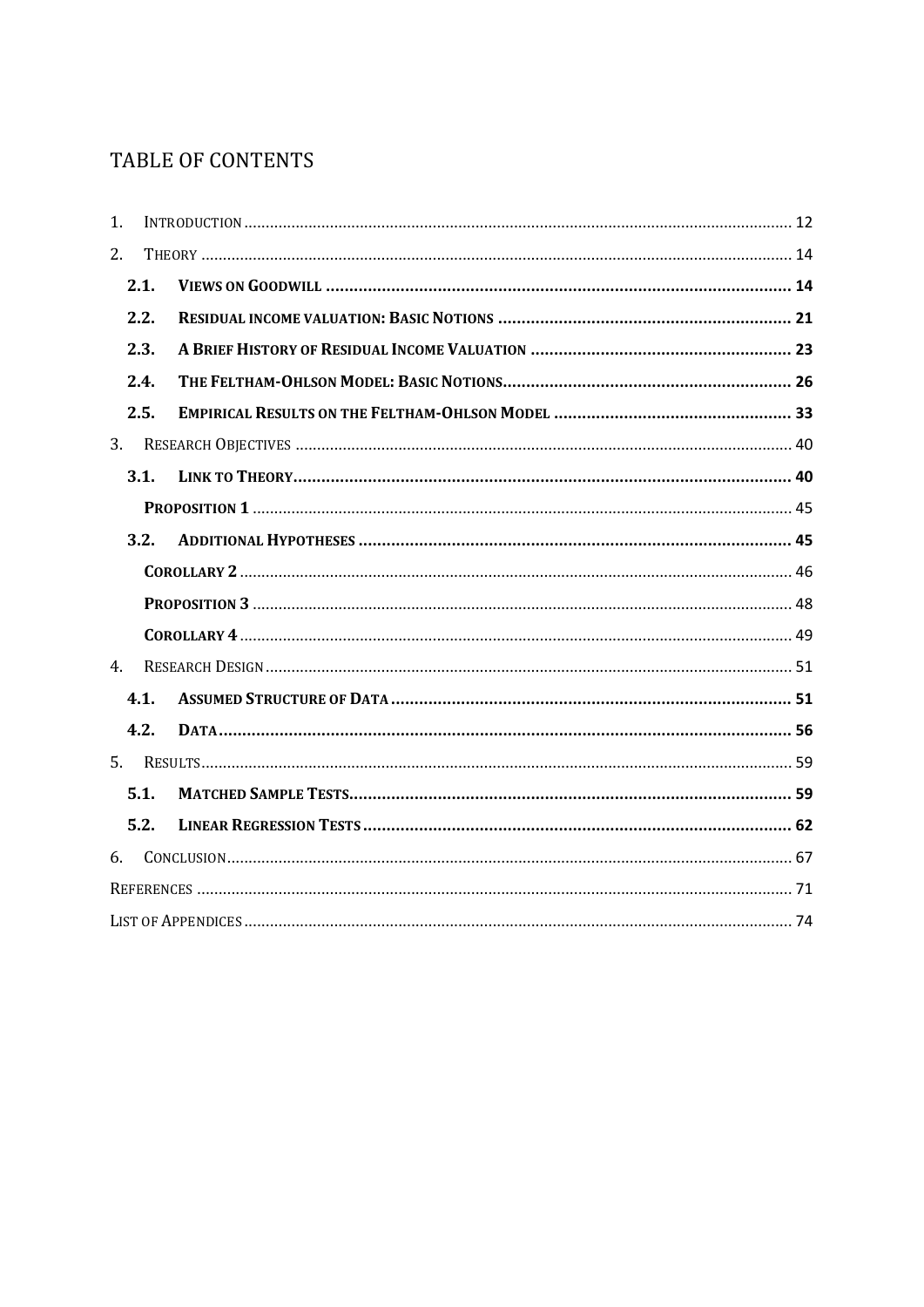# TABLE OF CONTENTS

1. INTRODUCTION .................................................. 12
2. THEORY .................................................. 14
   - **2.1. VIEWS ON GOODWILL .................................................. 14**
   - **2.2. RESIDUAL INCOME VALUATION: BASIC NOTIONS .................................................. 21**
   - **2.3. A BRIEF HISTORY OF RESIDUAL INCOME VALUATION .................................................. 23**
   - **2.4. THE FELTHAM-OHLSON MODEL: BASIC NOTIONS .................................................. 26**
   - **2.5. EMPIRICAL RESULTS ON THE FELTHAM-OHLSON MODEL .................................................. 33**
3. RESEARCH OBJECTIVES .................................................. 40
   - **3.1. LINK TO THEORY .................................................. 40**
     - **PROPOSITION 1** .................................................. 45
   - **3.2. ADDITIONAL HYPOTHESES .................................................. 45**
     - **COROLLARY 2** .................................................. 46
     - **PROPOSITION 3** .................................................. 48
     - **COROLLARY 4** .................................................. 49
4. RESEARCH DESIGN .................................................. 51
   - **4.1. ASSUMED STRUCTURE OF DATA .................................................. 51**
   - **4.2. DATA .................................................. 56**
5. RESULTS .................................................. 59
   - **5.1. MATCHED SAMPLE TESTS .................................................. 59**
   - **5.2. LINEAR REGRESSION TESTS .................................................. 62**
6. CONCLUSION .................................................. 67

REFERENCES .................................................. 71

LIST OF APPENDICES .................................................. 74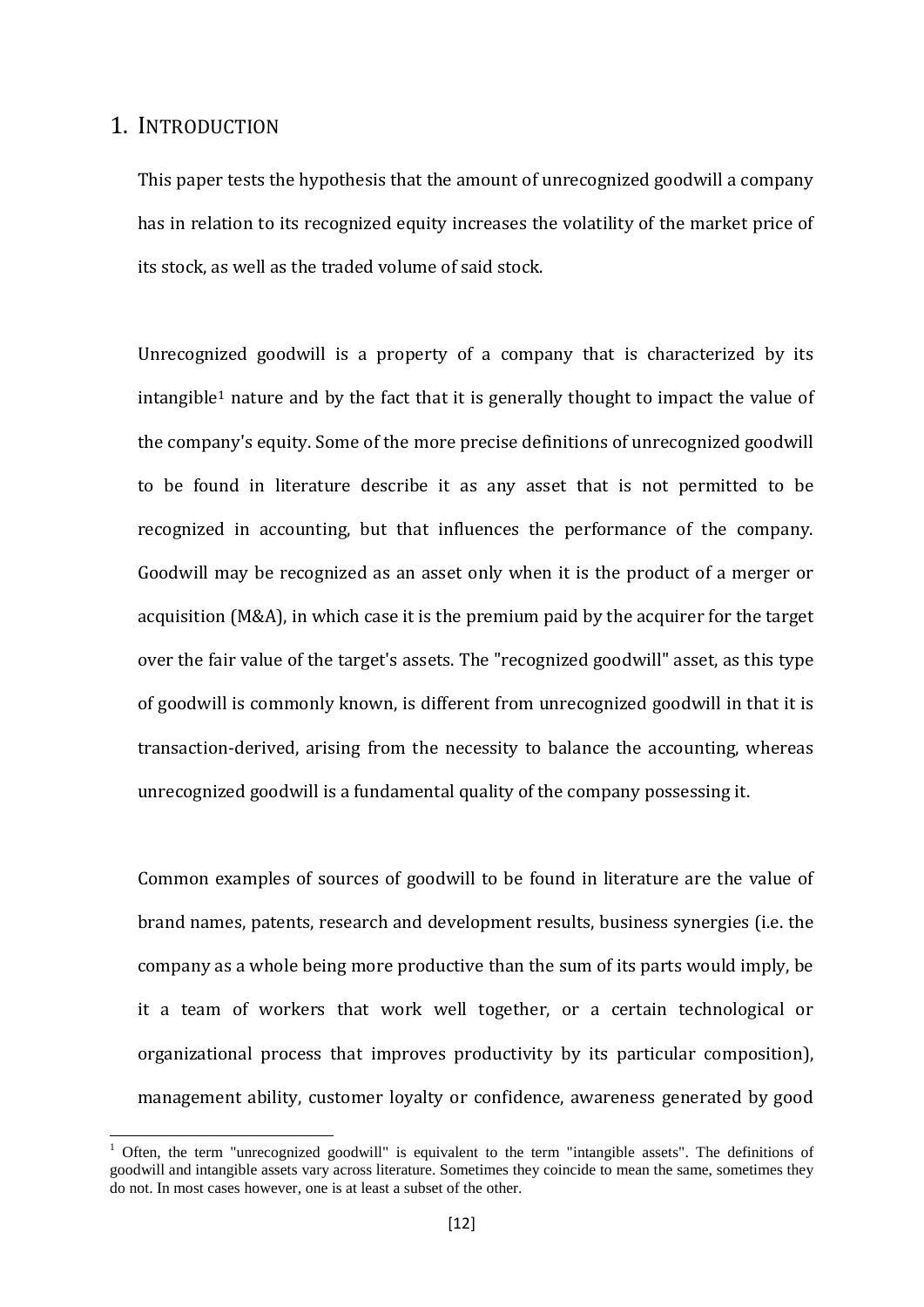# 1. INTRODUCTION

This paper tests the hypothesis that the amount of unrecognized goodwill a company has in relation to its recognized equity increases the volatility of the market price of its stock, as well as the traded volume of said stock.

Unrecognized goodwill is a property of a company that is characterized by its intangible[1] nature and by the fact that it is generally thought to impact the value of the company's equity. Some of the more precise definitions of unrecognized goodwill to be found in literature describe it as any asset that is not permitted to be recognized in accounting, but that influences the performance of the company. Goodwill may be recognized as an asset only when it is the product of a merger or acquisition (M&A), in which case it is the premium paid by the acquirer for the target over the fair value of the target's assets. The "recognized goodwill" asset, as this type of goodwill is commonly known, is different from unrecognized goodwill in that it is transaction-derived, arising from the necessity to balance the accounting, whereas unrecognized goodwill is a fundamental quality of the company possessing it.

Common examples of sources of goodwill to be found in literature are the value of brand names, patents, research and development results, business synergies (i.e. the company as a whole being more productive than the sum of its parts would imply, be it a team of workers that work well together, or a certain technological or organizational process that improves productivity by its particular composition), management ability, customer loyalty or confidence, awareness generated by good

[1] Often, the term "unrecognized goodwill" is equivalent to the term "intangible assets". The definitions of goodwill and intangible assets vary across literature. Sometimes they coincide to mean the same, sometimes they do not. In most cases however, one is at least a subset of the other.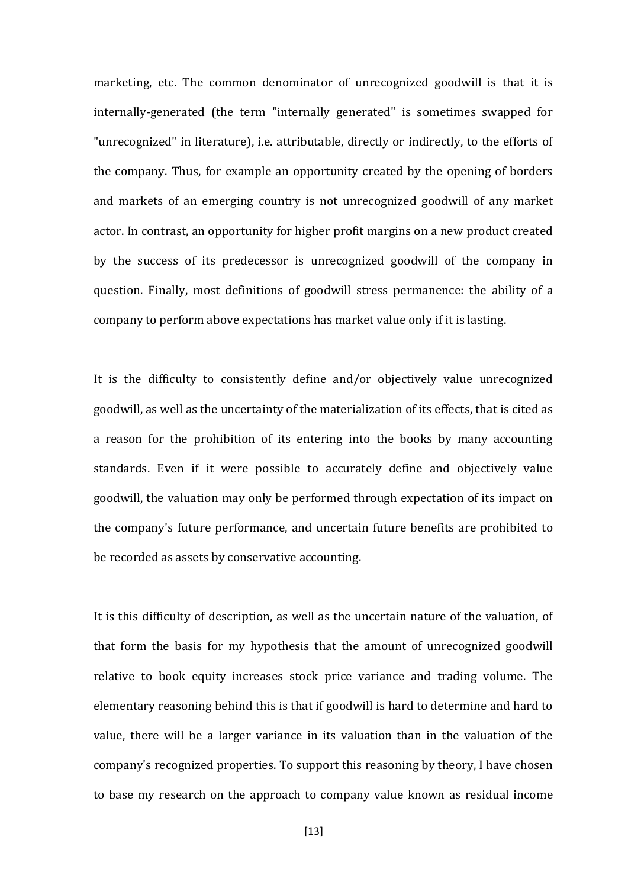marketing, etc. The common denominator of unrecognized goodwill is that it is internally-generated (the term "internally generated" is sometimes swapped for "unrecognized" in literature), i.e. attributable, directly or indirectly, to the efforts of the company. Thus, for example an opportunity created by the opening of borders and markets of an emerging country is not unrecognized goodwill of any market actor. In contrast, an opportunity for higher profit margins on a new product created by the success of its predecessor is unrecognized goodwill of the company in question. Finally, most definitions of goodwill stress permanence: the ability of a company to perform above expectations has market value only if it is lasting.

It is the difficulty to consistently define and/or objectively value unrecognized goodwill, as well as the uncertainty of the materialization of its effects, that is cited as a reason for the prohibition of its entering into the books by many accounting standards. Even if it were possible to accurately define and objectively value goodwill, the valuation may only be performed through expectation of its impact on the company's future performance, and uncertain future benefits are prohibited to be recorded as assets by conservative accounting.

It is this difficulty of description, as well as the uncertain nature of the valuation, of that form the basis for my hypothesis that the amount of unrecognized goodwill relative to book equity increases stock price variance and trading volume. The elementary reasoning behind this is that if goodwill is hard to determine and hard to value, there will be a larger variance in its valuation than in the valuation of the company's recognized properties. To support this reasoning by theory, I have chosen to base my research on the approach to company value known as residual income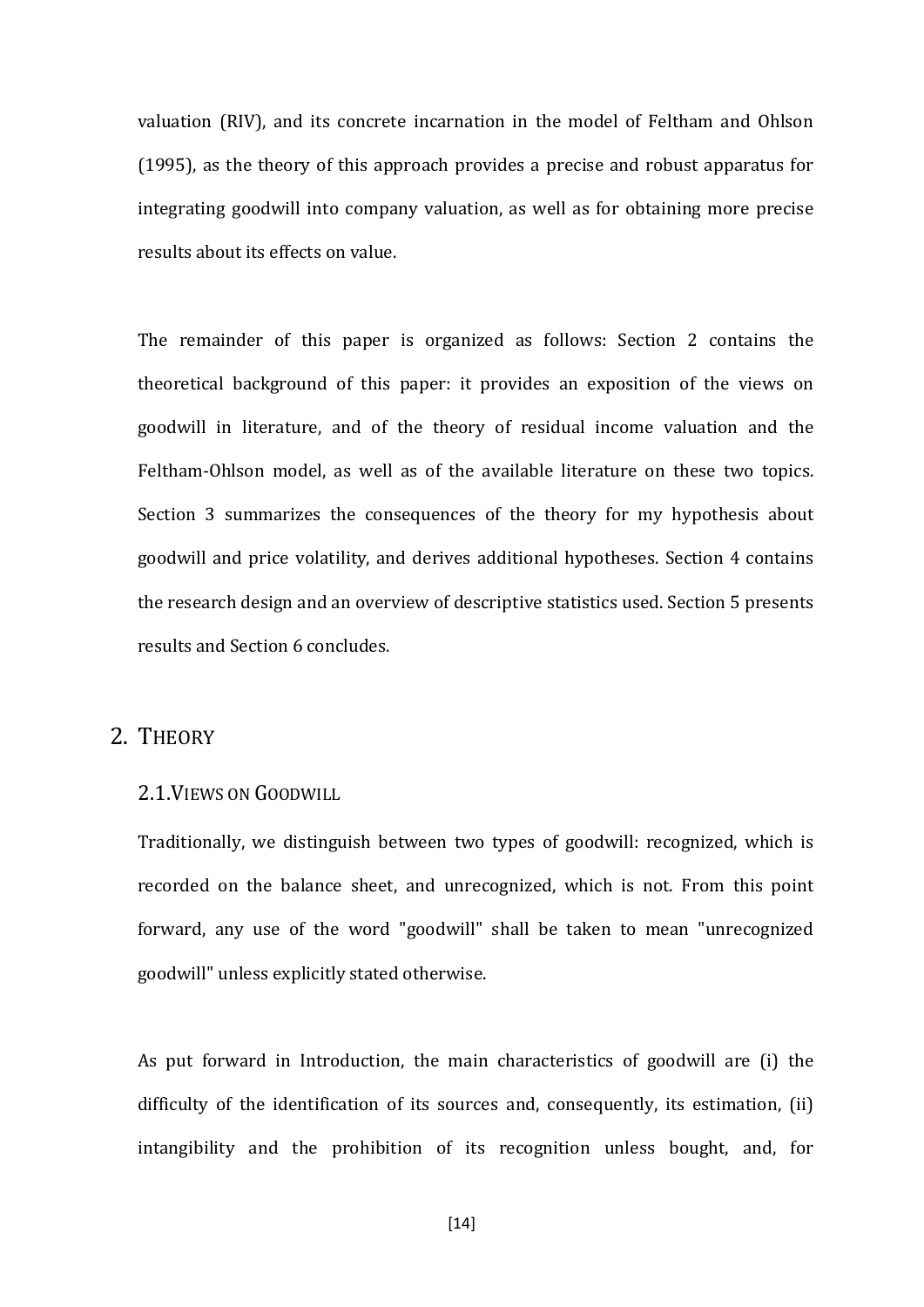valuation (RIV), and its concrete incarnation in the model of Feltham and Ohlson (1995), as the theory of this approach provides a precise and robust apparatus for integrating goodwill into company valuation, as well as for obtaining more precise results about its effects on value.

The remainder of this paper is organized as follows: Section 2 contains the theoretical background of this paper: it provides an exposition of the views on goodwill in literature, and of the theory of residual income valuation and the Feltham-Ohlson model, as well as of the available literature on these two topics. Section 3 summarizes the consequences of the theory for my hypothesis about goodwill and price volatility, and derives additional hypotheses. Section 4 contains the research design and an overview of descriptive statistics used. Section 5 presents results and Section 6 concludes.

# 2. THEORY

## 2.1. VIEWS ON GOODWILL

Traditionally, we distinguish between two types of goodwill: recognized, which is recorded on the balance sheet, and unrecognized, which is not. From this point forward, any use of the word "goodwill" shall be taken to mean "unrecognized goodwill" unless explicitly stated otherwise.

As put forward in Introduction, the main characteristics of goodwill are (i) the difficulty of the identification of its sources and, consequently, its estimation, (ii) intangibility and the prohibition of its recognition unless bought, and, for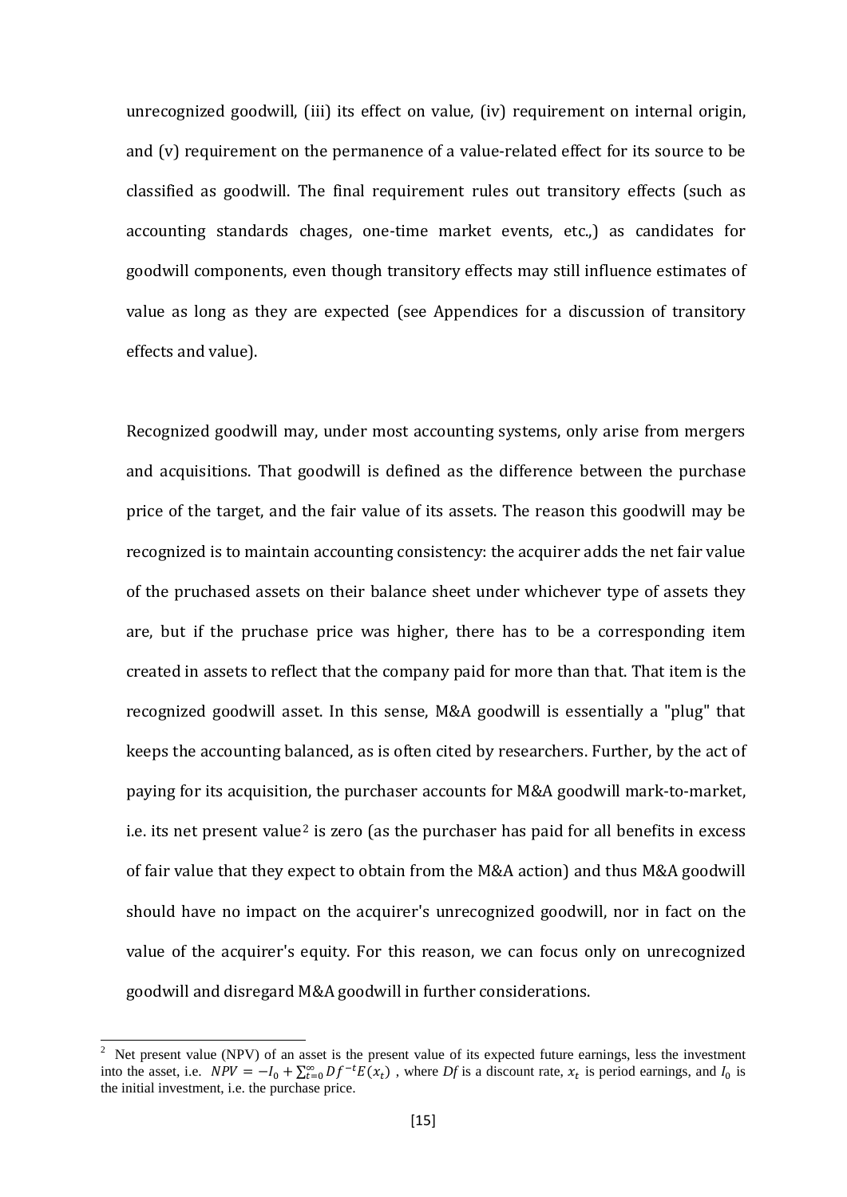unrecognized goodwill, (iii) its effect on value, (iv) requirement on internal origin, and (v) requirement on the permanence of a value-related effect for its source to be classified as goodwill. The final requirement rules out transitory effects (such as accounting standards chages, one-time market events, etc.,) as candidates for goodwill components, even though transitory effects may still influence estimates of value as long as they are expected (see Appendices for a discussion of transitory effects and value).

Recognized goodwill may, under most accounting systems, only arise from mergers and acquisitions. That goodwill is defined as the difference between the purchase price of the target, and the fair value of its assets. The reason this goodwill may be recognized is to maintain accounting consistency: the acquirer adds the net fair value of the pruchased assets on their balance sheet under whichever type of assets they are, but if the pruchase price was higher, there has to be a corresponding item created in assets to reflect that the company paid for more than that. That item is the recognized goodwill asset. In this sense, M&A goodwill is essentially a "plug" that keeps the accounting balanced, as is often cited by researchers. Further, by the act of paying for its acquisition, the purchaser accounts for M&A goodwill mark-to-market, i.e. its net present value[2] is zero (as the purchaser has paid for all benefits in excess of fair value that they expect to obtain from the M&A action) and thus M&A goodwill should have no impact on the acquirer's unrecognized goodwill, nor in fact on the value of the acquirer's equity. For this reason, we can focus only on unrecognized goodwill and disregard M&A goodwill in further considerations.

[2] Net present value (NPV) of an asset is the present value of its expected future earnings, less the investment into the asset, i.e. $NPV = -I_0 + \sum_{t=0}^{\infty} Df^{-t} E(x_t)$ , where *Df* is a discount rate, $x_t$ is period earnings, and $I_0$ is the initial investment, i.e. the purchase price.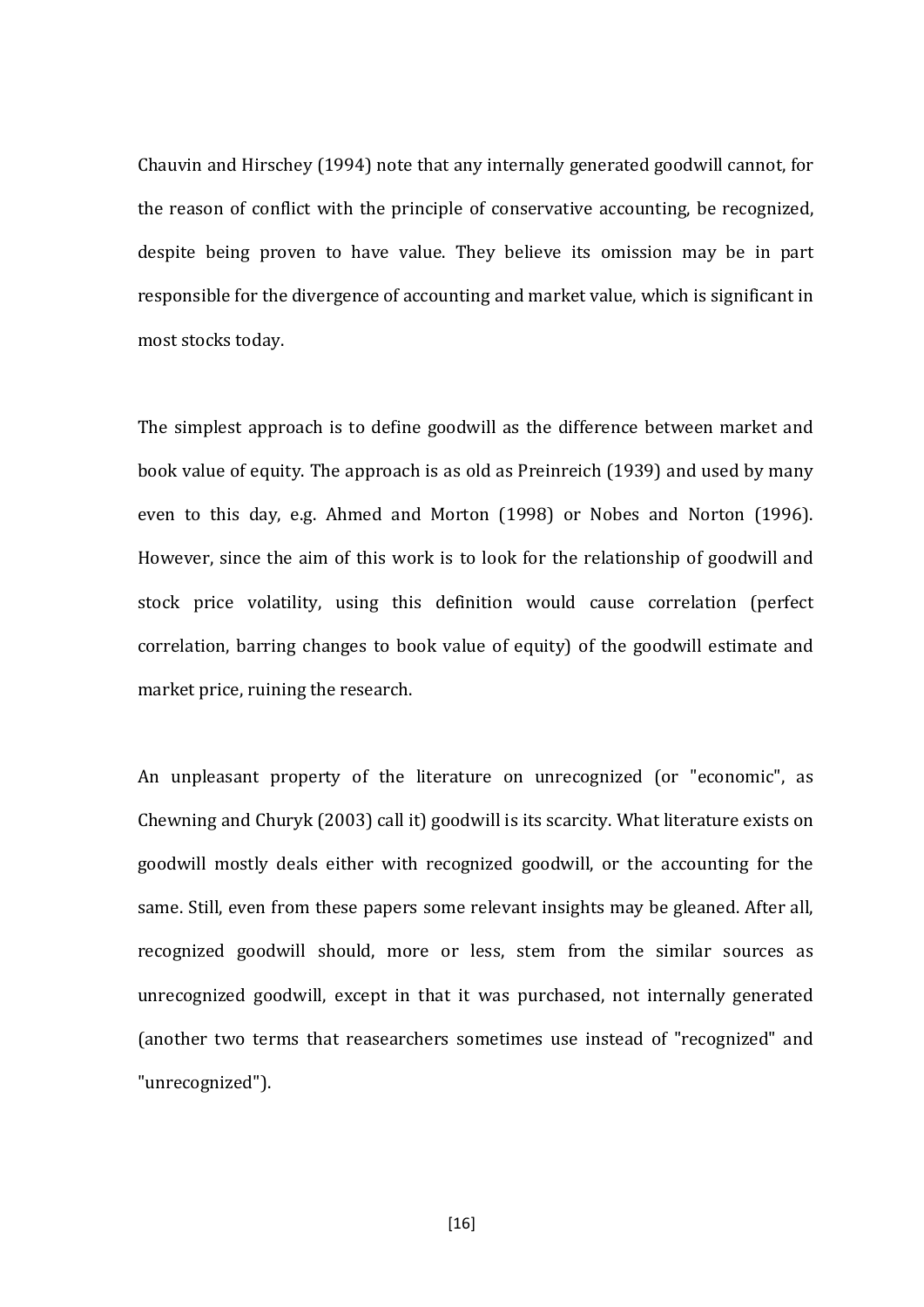Chauvin and Hirschey (1994) note that any internally generated goodwill cannot, for the reason of conflict with the principle of conservative accounting, be recognized, despite being proven to have value. They believe its omission may be in part responsible for the divergence of accounting and market value, which is significant in most stocks today.

The simplest approach is to define goodwill as the difference between market and book value of equity. The approach is as old as Preinreich (1939) and used by many even to this day, e.g. Ahmed and Morton (1998) or Nobes and Norton (1996). However, since the aim of this work is to look for the relationship of goodwill and stock price volatility, using this definition would cause correlation (perfect correlation, barring changes to book value of equity) of the goodwill estimate and market price, ruining the research.

An unpleasant property of the literature on unrecognized (or "economic", as Chewning and Churyk (2003) call it) goodwill is its scarcity. What literature exists on goodwill mostly deals either with recognized goodwill, or the accounting for the same. Still, even from these papers some relevant insights may be gleaned. After all, recognized goodwill should, more or less, stem from the similar sources as unrecognized goodwill, except in that it was purchased, not internally generated (another two terms that reasearchers sometimes use instead of "recognized" and "unrecognized").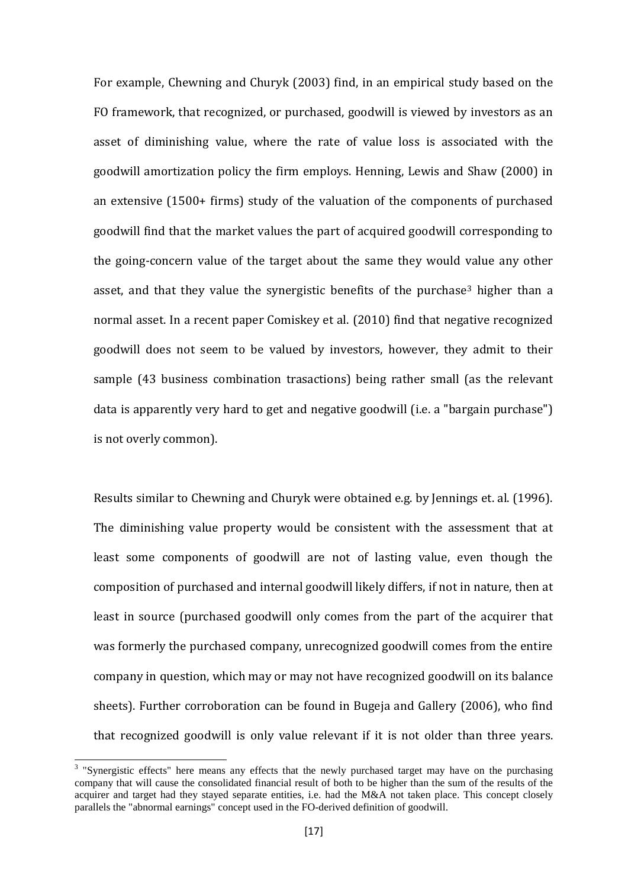For example, Chewning and Churyk (2003) find, in an empirical study based on the FO framework, that recognized, or purchased, goodwill is viewed by investors as an asset of diminishing value, where the rate of value loss is associated with the goodwill amortization policy the firm employs. Henning, Lewis and Shaw (2000) in an extensive (1500+ firms) study of the valuation of the components of purchased goodwill find that the market values the part of acquired goodwill corresponding to the going-concern value of the target about the same they would value any other asset, and that they value the synergistic benefits of the purchase[3] higher than a normal asset. In a recent paper Comiskey et al. (2010) find that negative recognized goodwill does not seem to be valued by investors, however, they admit to their sample (43 business combination trasactions) being rather small (as the relevant data is apparently very hard to get and negative goodwill (i.e. a "bargain purchase") is not overly common).

Results similar to Chewning and Churyk were obtained e.g. by Jennings et. al. (1996). The diminishing value property would be consistent with the assessment that at least some components of goodwill are not of lasting value, even though the composition of purchased and internal goodwill likely differs, if not in nature, then at least in source (purchased goodwill only comes from the part of the acquirer that was formerly the purchased company, unrecognized goodwill comes from the entire company in question, which may or may not have recognized goodwill on its balance sheets). Further corroboration can be found in Bugeja and Gallery (2006), who find that recognized goodwill is only value relevant if it is not older than three years.

[3] "Synergistic effects" here means any effects that the newly purchased target may have on the purchasing company that will cause the consolidated financial result of both to be higher than the sum of the results of the acquirer and target had they stayed separate entities, i.e. had the M&A not taken place. This concept closely parallels the "abnormal earnings" concept used in the FO-derived definition of goodwill.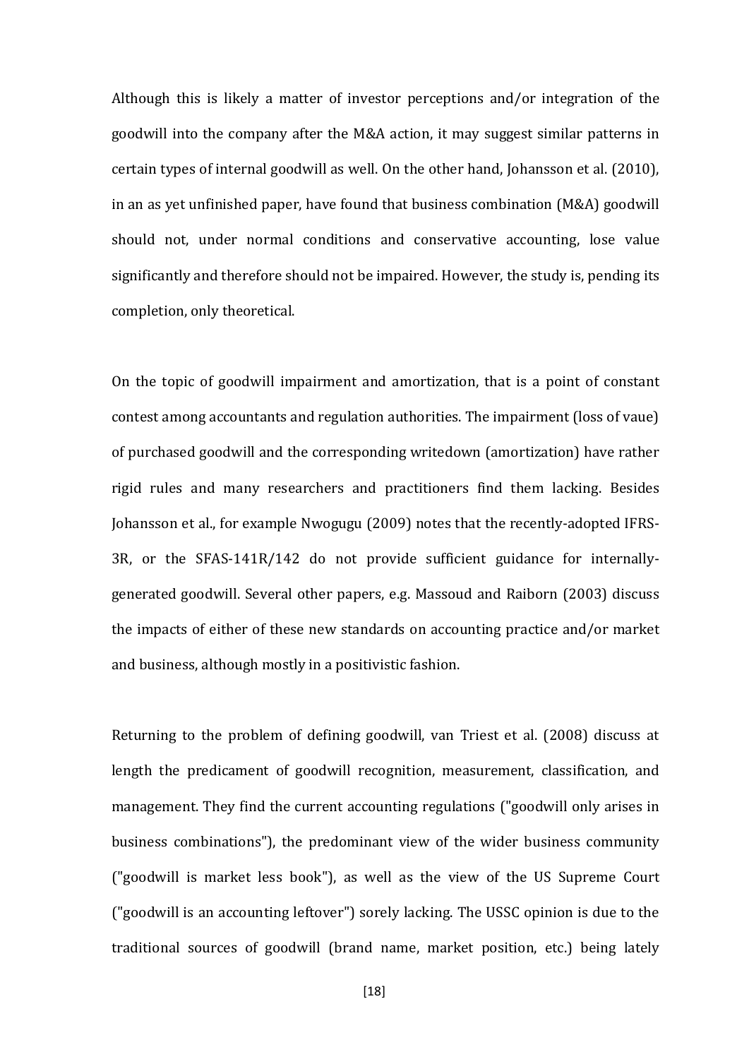Although this is likely a matter of investor perceptions and/or integration of the goodwill into the company after the M&A action, it may suggest similar patterns in certain types of internal goodwill as well. On the other hand, Johansson et al. (2010), in an as yet unfinished paper, have found that business combination (M&A) goodwill should not, under normal conditions and conservative accounting, lose value significantly and therefore should not be impaired. However, the study is, pending its completion, only theoretical.

On the topic of goodwill impairment and amortization, that is a point of constant contest among accountants and regulation authorities. The impairment (loss of vaue) of purchased goodwill and the corresponding writedown (amortization) have rather rigid rules and many researchers and practitioners find them lacking. Besides Johansson et al., for example Nwogugu (2009) notes that the recently-adopted IFRS-3R, or the SFAS-141R/142 do not provide sufficient guidance for internally-generated goodwill. Several other papers, e.g. Massoud and Raiborn (2003) discuss the impacts of either of these new standards on accounting practice and/or market and business, although mostly in a positivistic fashion.

Returning to the problem of defining goodwill, van Triest et al. (2008) discuss at length the predicament of goodwill recognition, measurement, classification, and management. They find the current accounting regulations ("goodwill only arises in business combinations"), the predominant view of the wider business community ("goodwill is market less book"), as well as the view of the US Supreme Court ("goodwill is an accounting leftover") sorely lacking. The USSC opinion is due to the traditional sources of goodwill (brand name, market position, etc.) being lately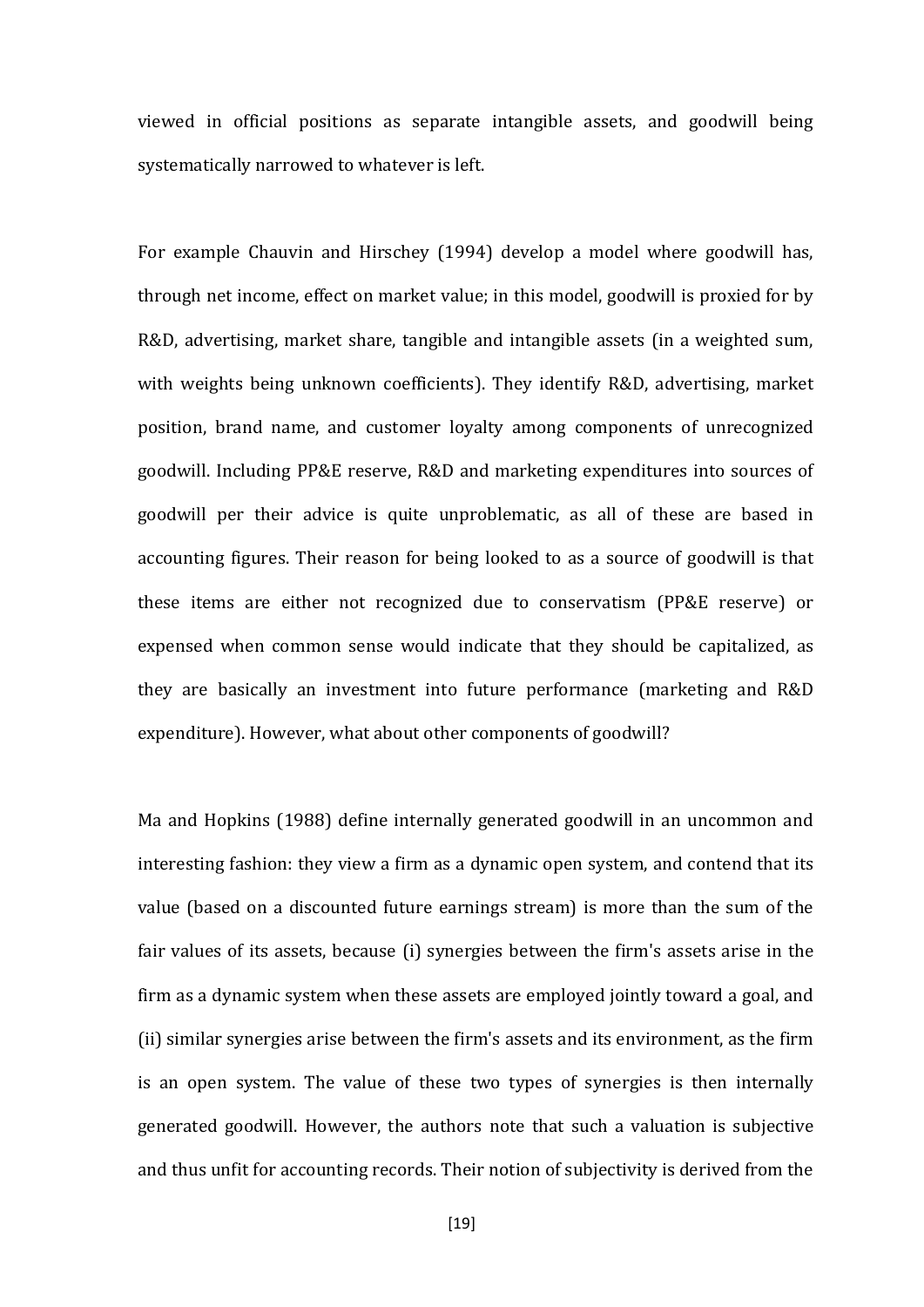viewed in official positions as separate intangible assets, and goodwill being systematically narrowed to whatever is left.

For example Chauvin and Hirschey (1994) develop a model where goodwill has, through net income, effect on market value; in this model, goodwill is proxied for by R&D, advertising, market share, tangible and intangible assets (in a weighted sum, with weights being unknown coefficients). They identify R&D, advertising, market position, brand name, and customer loyalty among components of unrecognized goodwill. Including PP&E reserve, R&D and marketing expenditures into sources of goodwill per their advice is quite unproblematic, as all of these are based in accounting figures. Their reason for being looked to as a source of goodwill is that these items are either not recognized due to conservatism (PP&E reserve) or expensed when common sense would indicate that they should be capitalized, as they are basically an investment into future performance (marketing and R&D expenditure). However, what about other components of goodwill?

Ma and Hopkins (1988) define internally generated goodwill in an uncommon and interesting fashion: they view a firm as a dynamic open system, and contend that its value (based on a discounted future earnings stream) is more than the sum of the fair values of its assets, because (i) synergies between the firm's assets arise in the firm as a dynamic system when these assets are employed jointly toward a goal, and (ii) similar synergies arise between the firm's assets and its environment, as the firm is an open system. The value of these two types of synergies is then internally generated goodwill. However, the authors note that such a valuation is subjective and thus unfit for accounting records. Their notion of subjectivity is derived from the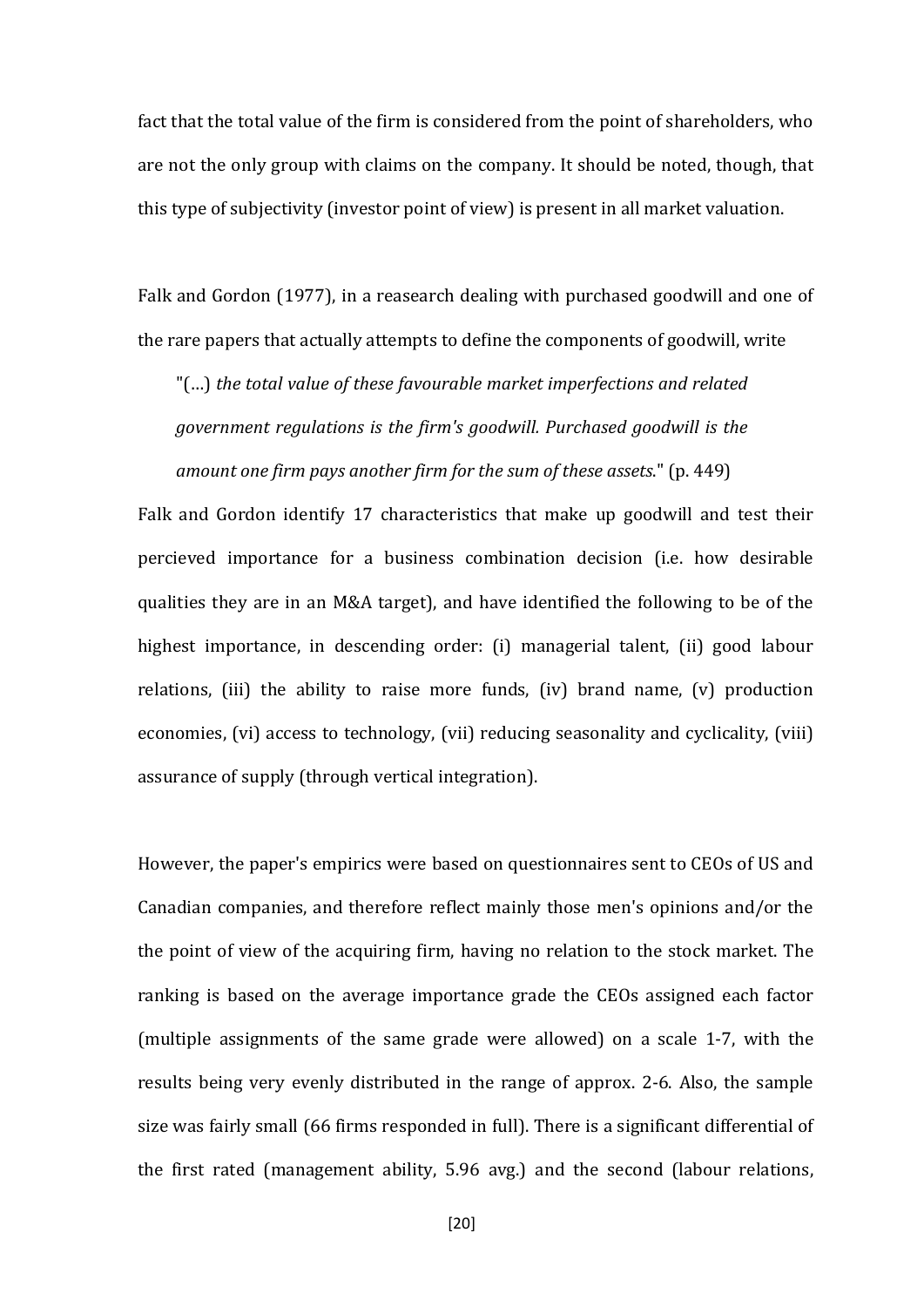fact that the total value of the firm is considered from the point of shareholders, who are not the only group with claims on the company. It should be noted, though, that this type of subjectivity (investor point of view) is present in all market valuation.

Falk and Gordon (1977), in a reasearch dealing with purchased goodwill and one of the rare papers that actually attempts to define the components of goodwill, write

> "(…) *the total value of these favourable market imperfections and related government regulations is the firm's goodwill. Purchased goodwill is the amount one firm pays another firm for the sum of these assets.*" (p. 449)

Falk and Gordon identify 17 characteristics that make up goodwill and test their percieved importance for a business combination decision (i.e. how desirable qualities they are in an M&A target), and have identified the following to be of the highest importance, in descending order: (i) managerial talent, (ii) good labour relations, (iii) the ability to raise more funds, (iv) brand name, (v) production economies, (vi) access to technology, (vii) reducing seasonality and cyclicality, (viii) assurance of supply (through vertical integration).

However, the paper's empirics were based on questionnaires sent to CEOs of US and Canadian companies, and therefore reflect mainly those men's opinions and/or the the point of view of the acquiring firm, having no relation to the stock market. The ranking is based on the average importance grade the CEOs assigned each factor (multiple assignments of the same grade were allowed) on a scale 1-7, with the results being very evenly distributed in the range of approx. 2-6. Also, the sample size was fairly small (66 firms responded in full). There is a significant differential of the first rated (management ability, 5.96 avg.) and the second (labour relations,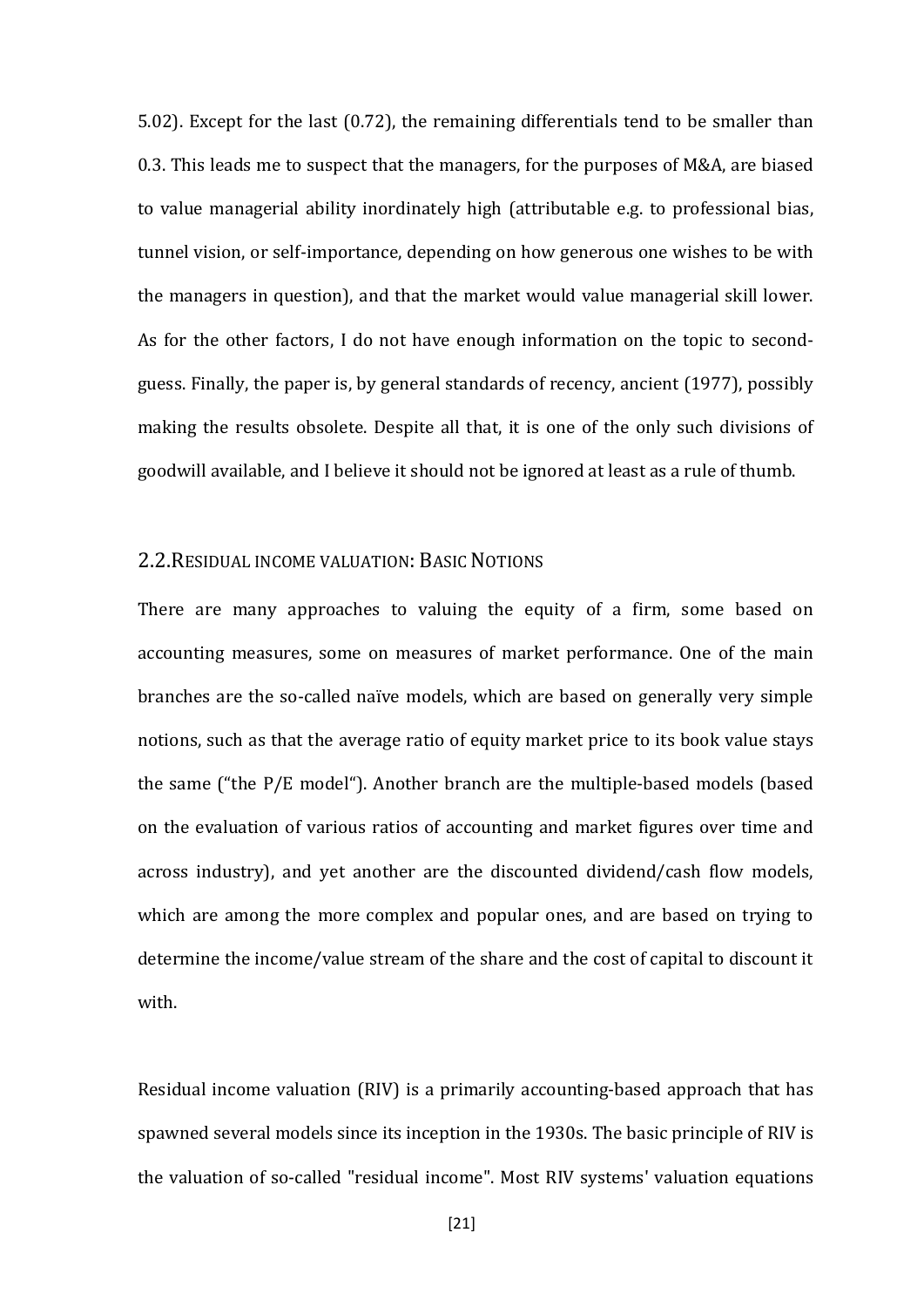5.02). Except for the last (0.72), the remaining differentials tend to be smaller than 0.3. This leads me to suspect that the managers, for the purposes of M&A, are biased to value managerial ability inordinately high (attributable e.g. to professional bias, tunnel vision, or self-importance, depending on how generous one wishes to be with the managers in question), and that the market would value managerial skill lower. As for the other factors, I do not have enough information on the topic to second-guess. Finally, the paper is, by general standards of recency, ancient (1977), possibly making the results obsolete. Despite all that, it is one of the only such divisions of goodwill available, and I believe it should not be ignored at least as a rule of thumb.

## 2.2. Residual income valuation: Basic Notions

There are many approaches to valuing the equity of a firm, some based on accounting measures, some on measures of market performance. One of the main branches are the so-called naïve models, which are based on generally very simple notions, such as that the average ratio of equity market price to its book value stays the same ("the P/E model"). Another branch are the multiple-based models (based on the evaluation of various ratios of accounting and market figures over time and across industry), and yet another are the discounted dividend/cash flow models, which are among the more complex and popular ones, and are based on trying to determine the income/value stream of the share and the cost of capital to discount it with.

Residual income valuation (RIV) is a primarily accounting-based approach that has spawned several models since its inception in the 1930s. The basic principle of RIV is the valuation of so-called "residual income". Most RIV systems' valuation equations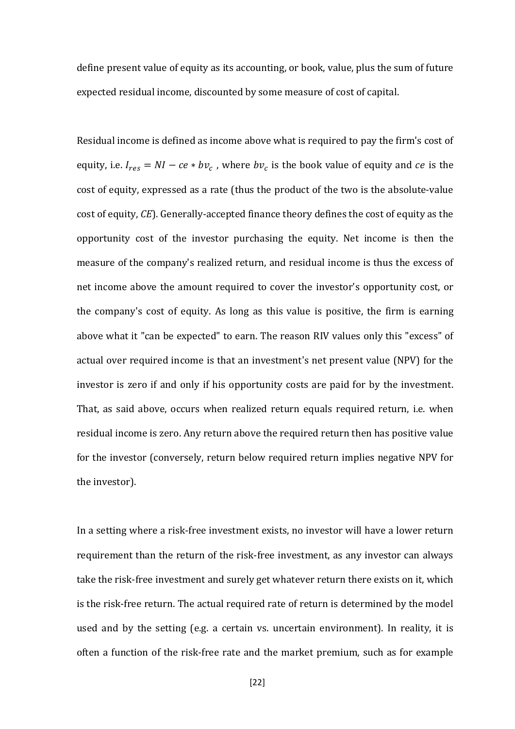define present value of equity as its accounting, or book, value, plus the sum of future expected residual income, discounted by some measure of cost of capital.

Residual income is defined as income above what is required to pay the firm's cost of equity, i.e. $I_{res} = NI - ce * bv_c$ , where $bv_c$ is the book value of equity and $ce$ is the cost of equity, expressed as a rate (thus the product of the two is the absolute-value cost of equity, $CE$). Generally-accepted finance theory defines the cost of equity as the opportunity cost of the investor purchasing the equity. Net income is then the measure of the company's realized return, and residual income is thus the excess of net income above the amount required to cover the investor's opportunity cost, or the company's cost of equity. As long as this value is positive, the firm is earning above what it "can be expected" to earn. The reason RIV values only this "excess" of actual over required income is that an investment's net present value (NPV) for the investor is zero if and only if his opportunity costs are paid for by the investment. That, as said above, occurs when realized return equals required return, i.e. when residual income is zero. Any return above the required return then has positive value for the investor (conversely, return below required return implies negative NPV for the investor).

In a setting where a risk-free investment exists, no investor will have a lower return requirement than the return of the risk-free investment, as any investor can always take the risk-free investment and surely get whatever return there exists on it, which is the risk-free return. The actual required rate of return is determined by the model used and by the setting (e.g. a certain vs. uncertain environment). In reality, it is often a function of the risk-free rate and the market premium, such as for example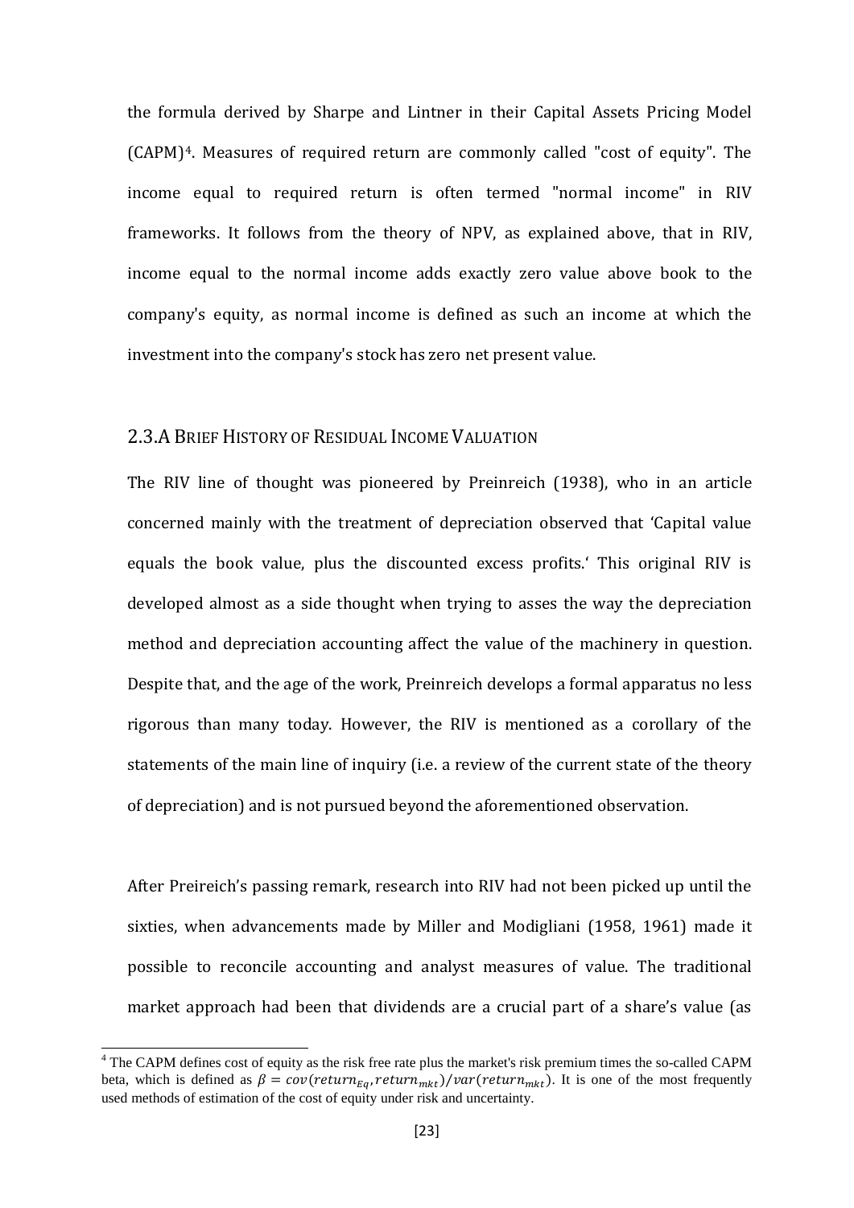the formula derived by Sharpe and Lintner in their Capital Assets Pricing Model (CAPM)[4]. Measures of required return are commonly called "cost of equity". The income equal to required return is often termed "normal income" in RIV frameworks. It follows from the theory of NPV, as explained above, that in RIV, income equal to the normal income adds exactly zero value above book to the company's equity, as normal income is defined as such an income at which the investment into the company's stock has zero net present value.

## 2.3. A Brief History of Residual Income Valuation

The RIV line of thought was pioneered by Preinreich (1938), who in an article concerned mainly with the treatment of depreciation observed that 'Capital value equals the book value, plus the discounted excess profits.' This original RIV is developed almost as a side thought when trying to asses the way the depreciation method and depreciation accounting affect the value of the machinery in question. Despite that, and the age of the work, Preinreich develops a formal apparatus no less rigorous than many today. However, the RIV is mentioned as a corollary of the statements of the main line of inquiry (i.e. a review of the current state of the theory of depreciation) and is not pursued beyond the aforementioned observation.

After Preireich's passing remark, research into RIV had not been picked up until the sixties, when advancements made by Miller and Modigliani (1958, 1961) made it possible to reconcile accounting and analyst measures of value. The traditional market approach had been that dividends are a crucial part of a share's value (as

[4] The CAPM defines cost of equity as the risk free rate plus the market's risk premium times the so-called CAPM beta, which is defined as $\beta = cov(return_{Eq}, return_{mkt})/var(return_{mkt})$. It is one of the most frequently used methods of estimation of the cost of equity under risk and uncertainty.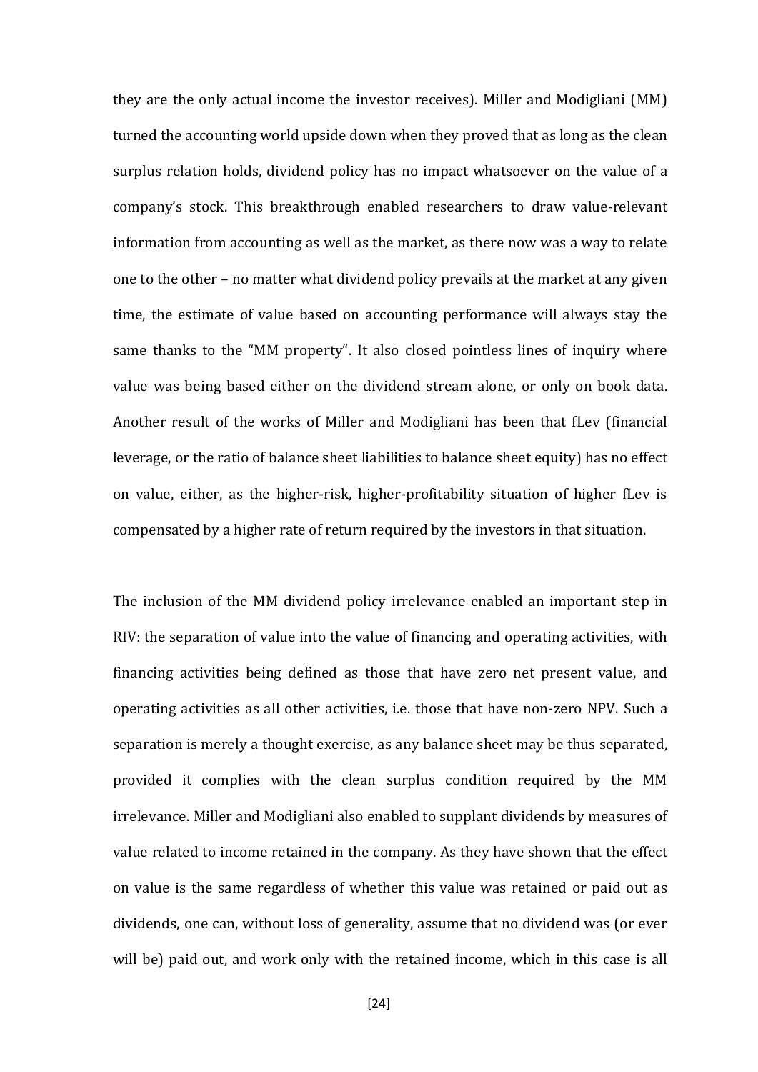they are the only actual income the investor receives). Miller and Modigliani (MM) turned the accounting world upside down when they proved that as long as the clean surplus relation holds, dividend policy has no impact whatsoever on the value of a company's stock. This breakthrough enabled researchers to draw value-relevant information from accounting as well as the market, as there now was a way to relate one to the other – no matter what dividend policy prevails at the market at any given time, the estimate of value based on accounting performance will always stay the same thanks to the "MM property". It also closed pointless lines of inquiry where value was being based either on the dividend stream alone, or only on book data. Another result of the works of Miller and Modigliani has been that fLev (financial leverage, or the ratio of balance sheet liabilities to balance sheet equity) has no effect on value, either, as the higher-risk, higher-profitability situation of higher fLev is compensated by a higher rate of return required by the investors in that situation.

The inclusion of the MM dividend policy irrelevance enabled an important step in RIV: the separation of value into the value of financing and operating activities, with financing activities being defined as those that have zero net present value, and operating activities as all other activities, i.e. those that have non-zero NPV. Such a separation is merely a thought exercise, as any balance sheet may be thus separated, provided it complies with the clean surplus condition required by the MM irrelevance. Miller and Modigliani also enabled to supplant dividends by measures of value related to income retained in the company. As they have shown that the effect on value is the same regardless of whether this value was retained or paid out as dividends, one can, without loss of generality, assume that no dividend was (or ever will be) paid out, and work only with the retained income, which in this case is all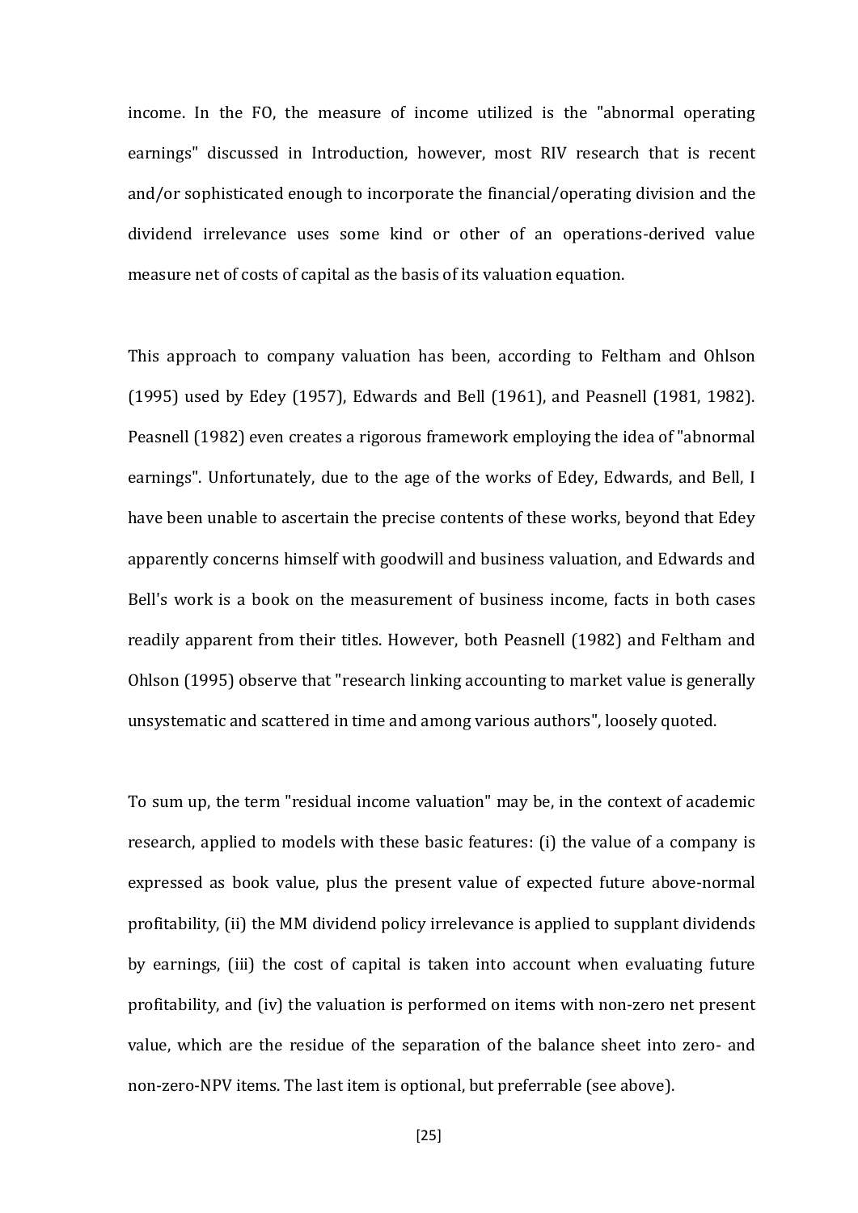income. In the FO, the measure of income utilized is the "abnormal operating earnings" discussed in Introduction, however, most RIV research that is recent and/or sophisticated enough to incorporate the financial/operating division and the dividend irrelevance uses some kind or other of an operations-derived value measure net of costs of capital as the basis of its valuation equation.

This approach to company valuation has been, according to Feltham and Ohlson (1995) used by Edey (1957), Edwards and Bell (1961), and Peasnell (1981, 1982). Peasnell (1982) even creates a rigorous framework employing the idea of "abnormal earnings". Unfortunately, due to the age of the works of Edey, Edwards, and Bell, I have been unable to ascertain the precise contents of these works, beyond that Edey apparently concerns himself with goodwill and business valuation, and Edwards and Bell's work is a book on the measurement of business income, facts in both cases readily apparent from their titles. However, both Peasnell (1982) and Feltham and Ohlson (1995) observe that "research linking accounting to market value is generally unsystematic and scattered in time and among various authors", loosely quoted.

To sum up, the term "residual income valuation" may be, in the context of academic research, applied to models with these basic features: (i) the value of a company is expressed as book value, plus the present value of expected future above-normal profitability, (ii) the MM dividend policy irrelevance is applied to supplant dividends by earnings, (iii) the cost of capital is taken into account when evaluating future profitability, and (iv) the valuation is performed on items with non-zero net present value, which are the residue of the separation of the balance sheet into zero- and non-zero-NPV items. The last item is optional, but preferrable (see above).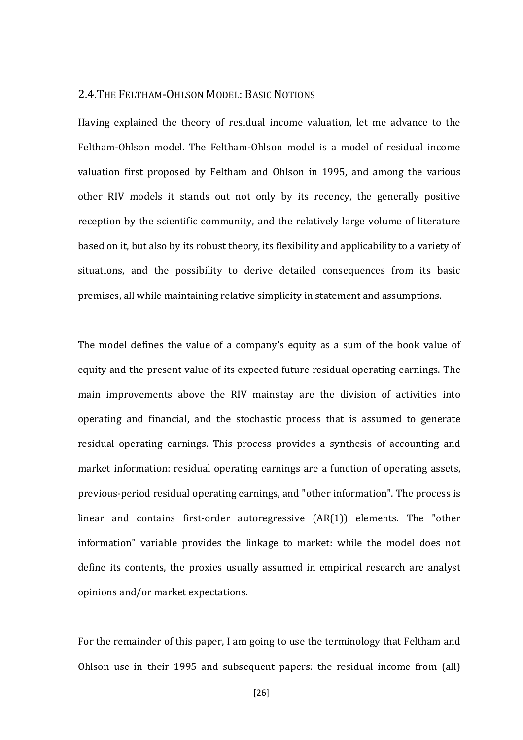## 2.4. The Feltham-Ohlson Model: Basic Notions

Having explained the theory of residual income valuation, let me advance to the Feltham-Ohlson model. The Feltham-Ohlson model is a model of residual income valuation first proposed by Feltham and Ohlson in 1995, and among the various other RIV models it stands out not only by its recency, the generally positive reception by the scientific community, and the relatively large volume of literature based on it, but also by its robust theory, its flexibility and applicability to a variety of situations, and the possibility to derive detailed consequences from its basic premises, all while maintaining relative simplicity in statement and assumptions.

The model defines the value of a company's equity as a sum of the book value of equity and the present value of its expected future residual operating earnings. The main improvements above the RIV mainstay are the division of activities into operating and financial, and the stochastic process that is assumed to generate residual operating earnings. This process provides a synthesis of accounting and market information: residual operating earnings are a function of operating assets, previous-period residual operating earnings, and "other information". The process is linear and contains first-order autoregressive (AR(1)) elements. The "other information" variable provides the linkage to market: while the model does not define its contents, the proxies usually assumed in empirical research are analyst opinions and/or market expectations.

For the remainder of this paper, I am going to use the terminology that Feltham and Ohlson use in their 1995 and subsequent papers: the residual income from (all)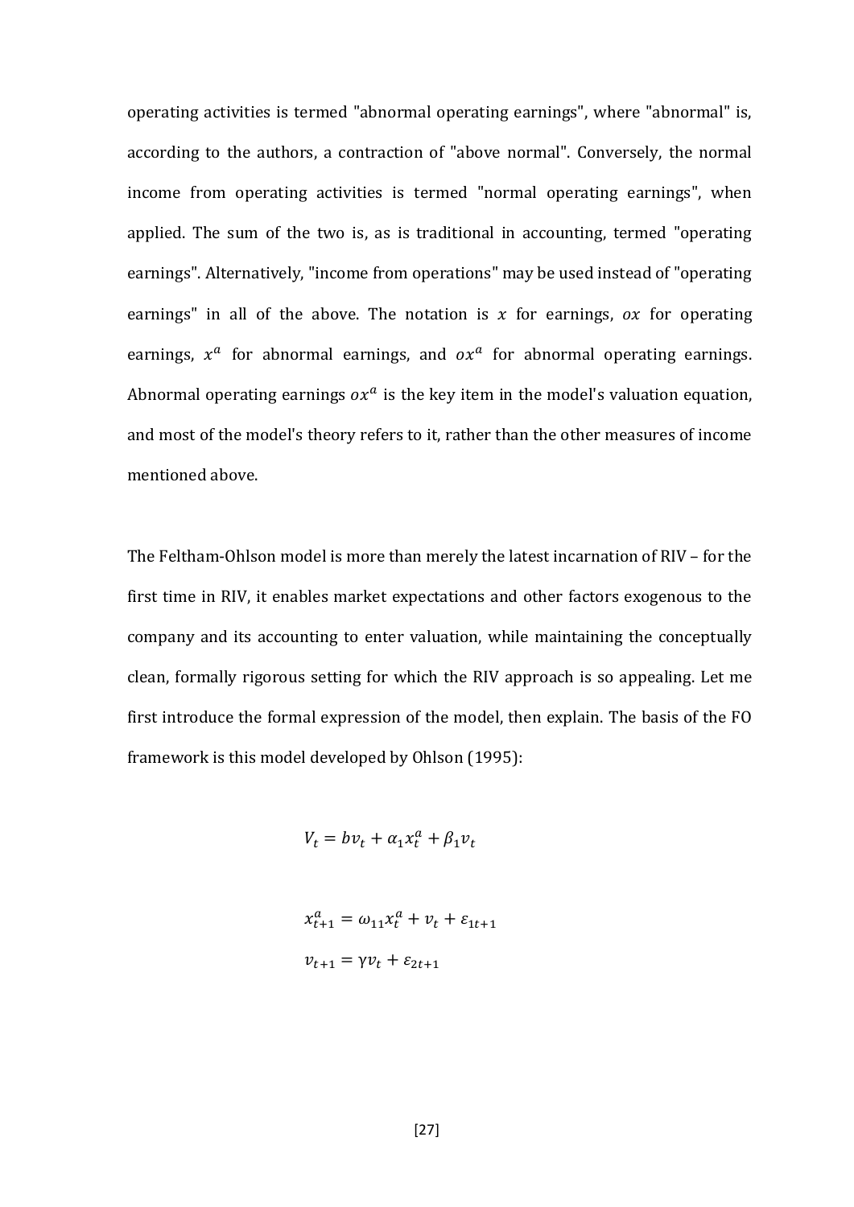operating activities is termed "abnormal operating earnings", where "abnormal" is, according to the authors, a contraction of "above normal". Conversely, the normal income from operating activities is termed "normal operating earnings", when applied. The sum of the two is, as is traditional in accounting, termed "operating earnings". Alternatively, "income from operations" may be used instead of "operating earnings" in all of the above. The notation is $x$ for earnings, $ox$ for operating earnings, $x^a$ for abnormal earnings, and $ox^a$ for abnormal operating earnings. Abnormal operating earnings $ox^a$ is the key item in the model's valuation equation, and most of the model's theory refers to it, rather than the other measures of income mentioned above.

The Feltham-Ohlson model is more than merely the latest incarnation of RIV – for the first time in RIV, it enables market expectations and other factors exogenous to the company and its accounting to enter valuation, while maintaining the conceptually clean, formally rigorous setting for which the RIV approach is so appealing. Let me first introduce the formal expression of the model, then explain. The basis of the FO framework is this model developed by Ohlson (1995):

$$V_t = bv_t + \alpha_1 x_t^a + \beta_1 v_t$$

$$x_{t+1}^a = \omega_{11} x_t^a + v_t + \varepsilon_{1t+1}$$

$$v_{t+1} = \gamma v_t + \varepsilon_{2t+1}$$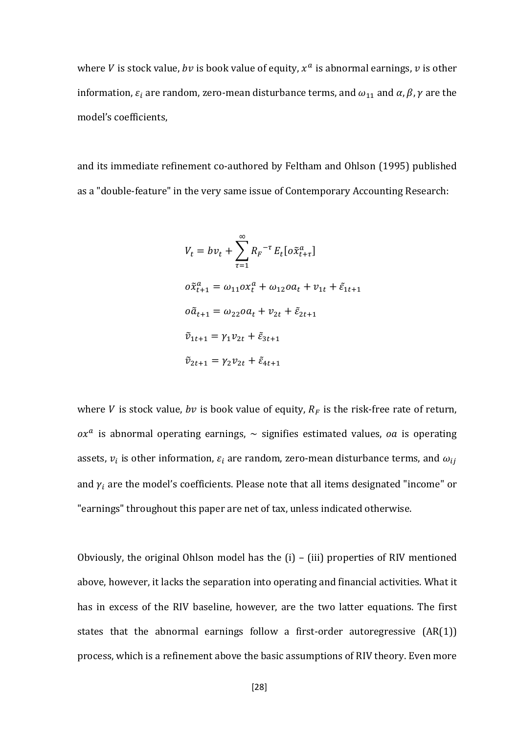where $V$ is stock value, $bv$ is book value of equity, $x^a$ is abnormal earnings, $v$ is other information, $\varepsilon_i$ are random, zero-mean disturbance terms, and $\omega_{11}$ and $\alpha, \beta, \gamma$ are the model's coefficients,

and its immediate refinement co-authored by Feltham and Ohlson (1995) published as a "double-feature" in the very same issue of Contemporary Accounting Research:

$$V_t = bv_t + \sum_{\tau=1}^{\infty} {R_F}^{-\tau} E_t[o\tilde{x}^a_{t+\tau}]$$

$$o\tilde{x}^a_{t+1} = \omega_{11} ox^a_t + \omega_{12} oa_t + v_{1t} + \tilde{\varepsilon}_{1t+1}$$

$$o\tilde{a}_{t+1} = \omega_{22} oa_t + v_{2t} + \tilde{\varepsilon}_{2t+1}$$

$$\tilde{v}_{1t+1} = \gamma_1 v_{2t} + \tilde{\varepsilon}_{3t+1}$$

$$\tilde{v}_{2t+1} = \gamma_2 v_{2t} + \tilde{\varepsilon}_{4t+1}$$

where $V$ is stock value, $bv$ is book value of equity, $R_F$ is the risk-free rate of return, $ox^a$ is abnormal operating earnings, $\sim$ signifies estimated values, $oa$ is operating assets, $v_i$ is other information, $\varepsilon_i$ are random, zero-mean disturbance terms, and $\omega_{ij}$ and $\gamma_i$ are the model's coefficients. Please note that all items designated "income" or "earnings" throughout this paper are net of tax, unless indicated otherwise.

Obviously, the original Ohlson model has the (i) – (iii) properties of RIV mentioned above, however, it lacks the separation into operating and financial activities. What it has in excess of the RIV baseline, however, are the two latter equations. The first states that the abnormal earnings follow a first-order autoregressive (AR(1)) process, which is a refinement above the basic assumptions of RIV theory. Even more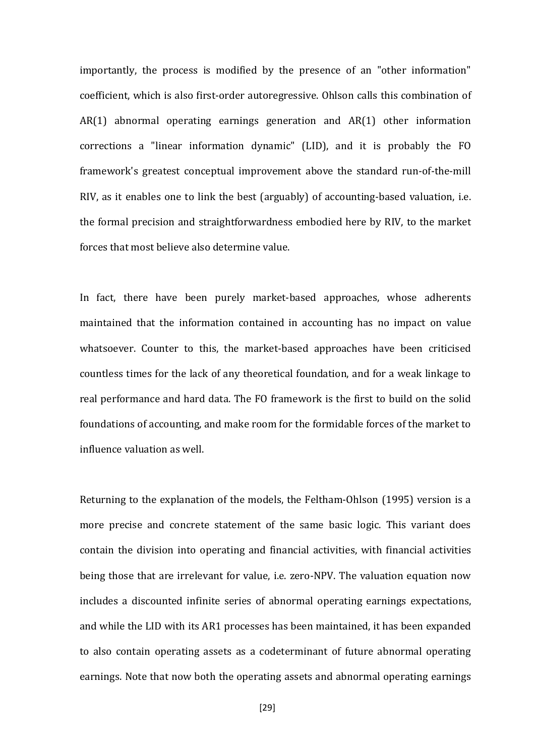importantly, the process is modified by the presence of an "other information" coefficient, which is also first-order autoregressive. Ohlson calls this combination of AR(1) abnormal operating earnings generation and AR(1) other information corrections a "linear information dynamic" (LID), and it is probably the FO framework's greatest conceptual improvement above the standard run-of-the-mill RIV, as it enables one to link the best (arguably) of accounting-based valuation, i.e. the formal precision and straightforwardness embodied here by RIV, to the market forces that most believe also determine value.

In fact, there have been purely market-based approaches, whose adherents maintained that the information contained in accounting has no impact on value whatsoever. Counter to this, the market-based approaches have been criticised countless times for the lack of any theoretical foundation, and for a weak linkage to real performance and hard data. The FO framework is the first to build on the solid foundations of accounting, and make room for the formidable forces of the market to influence valuation as well.

Returning to the explanation of the models, the Feltham-Ohlson (1995) version is a more precise and concrete statement of the same basic logic. This variant does contain the division into operating and financial activities, with financial activities being those that are irrelevant for value, i.e. zero-NPV. The valuation equation now includes a discounted infinite series of abnormal operating earnings expectations, and while the LID with its AR1 processes has been maintained, it has been expanded to also contain operating assets as a codeterminant of future abnormal operating earnings. Note that now both the operating assets and abnormal operating earnings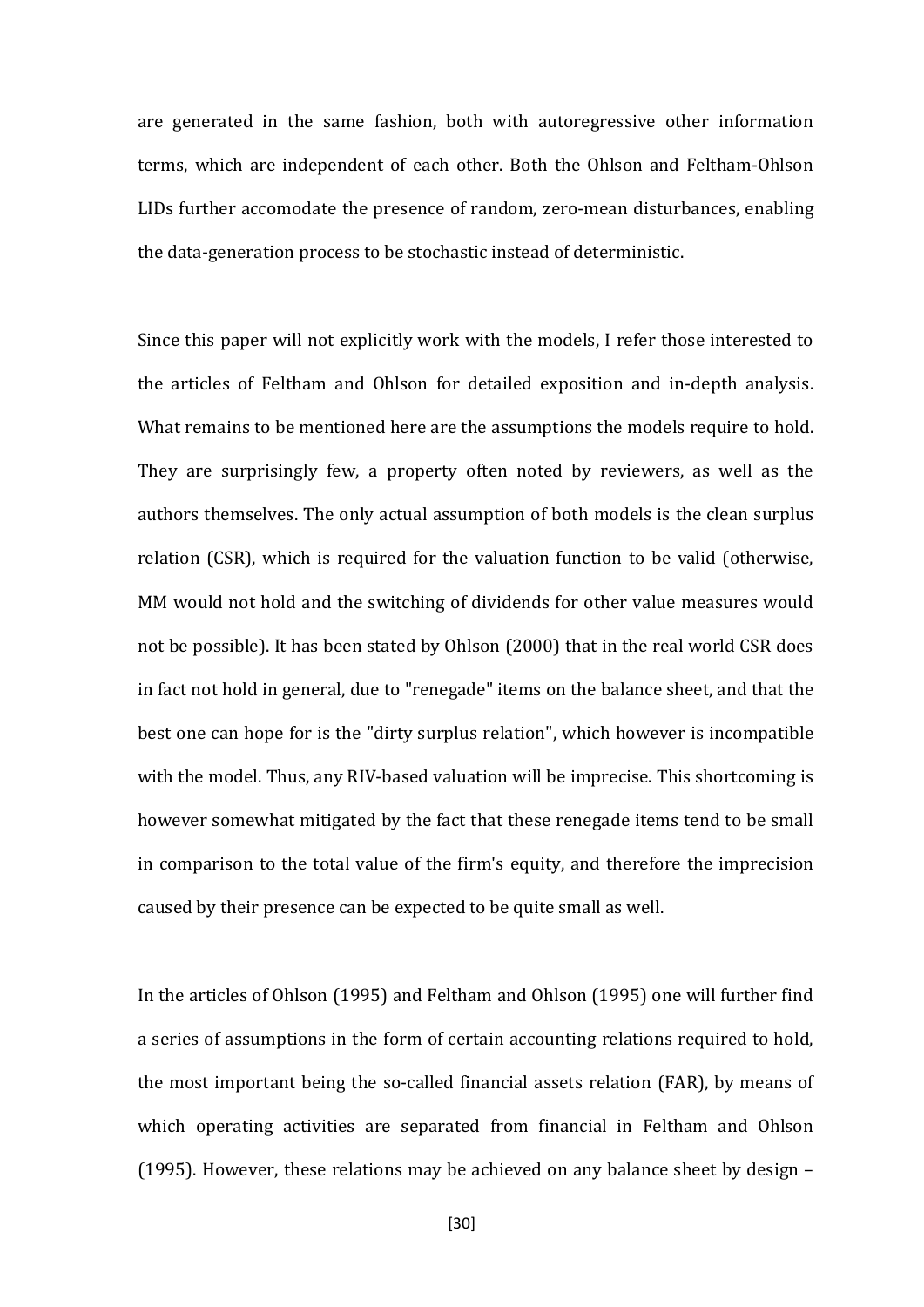are generated in the same fashion, both with autoregressive other information terms, which are independent of each other. Both the Ohlson and Feltham-Ohlson LIDs further accomodate the presence of random, zero-mean disturbances, enabling the data-generation process to be stochastic instead of deterministic.

Since this paper will not explicitly work with the models, I refer those interested to the articles of Feltham and Ohlson for detailed exposition and in-depth analysis. What remains to be mentioned here are the assumptions the models require to hold. They are surprisingly few, a property often noted by reviewers, as well as the authors themselves. The only actual assumption of both models is the clean surplus relation (CSR), which is required for the valuation function to be valid (otherwise, MM would not hold and the switching of dividends for other value measures would not be possible). It has been stated by Ohlson (2000) that in the real world CSR does in fact not hold in general, due to "renegade" items on the balance sheet, and that the best one can hope for is the "dirty surplus relation", which however is incompatible with the model. Thus, any RIV-based valuation will be imprecise. This shortcoming is however somewhat mitigated by the fact that these renegade items tend to be small in comparison to the total value of the firm's equity, and therefore the imprecision caused by their presence can be expected to be quite small as well.

In the articles of Ohlson (1995) and Feltham and Ohlson (1995) one will further find a series of assumptions in the form of certain accounting relations required to hold, the most important being the so-called financial assets relation (FAR), by means of which operating activities are separated from financial in Feltham and Ohlson (1995). However, these relations may be achieved on any balance sheet by design –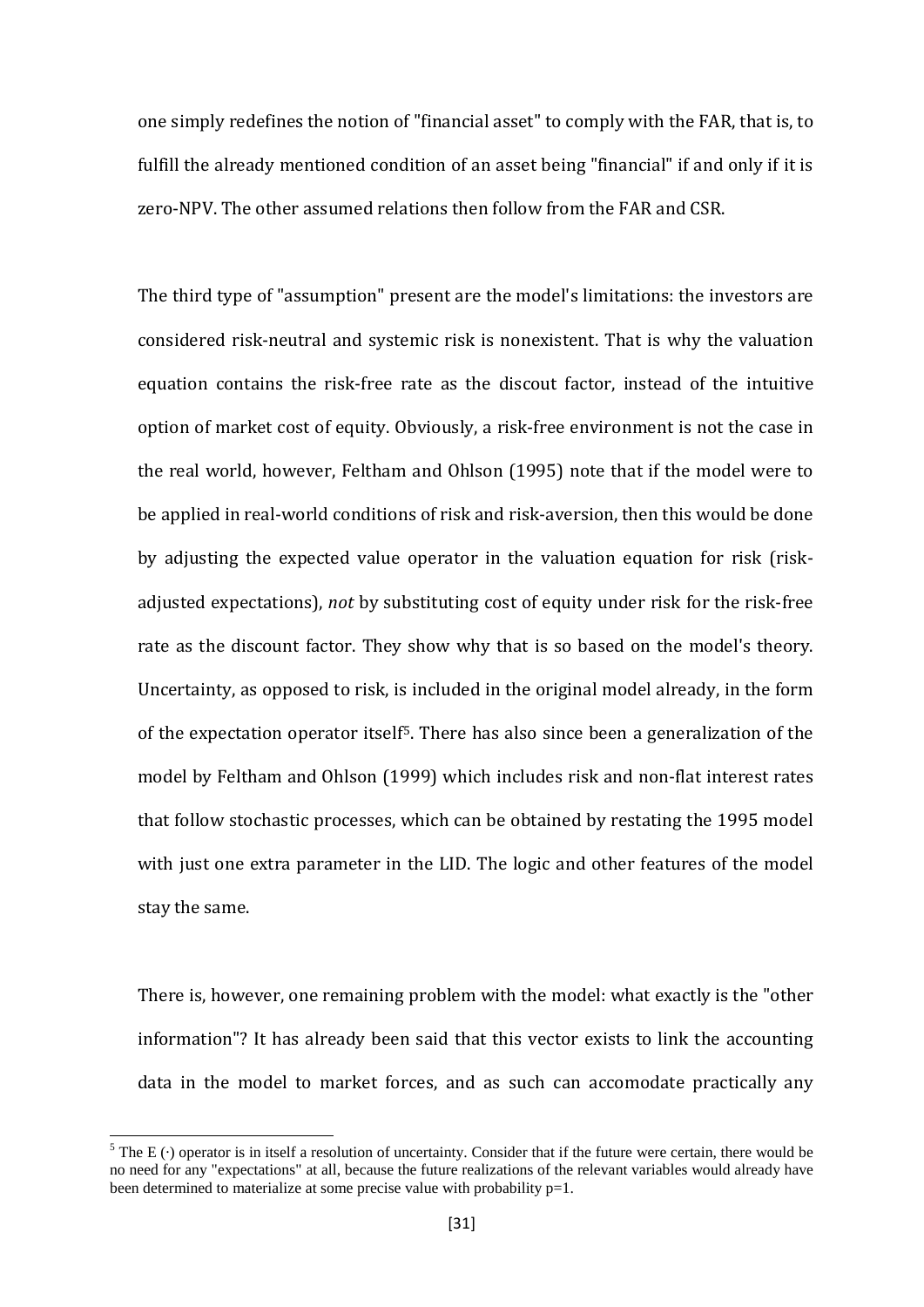one simply redefines the notion of "financial asset" to comply with the FAR, that is, to fulfill the already mentioned condition of an asset being "financial" if and only if it is zero-NPV. The other assumed relations then follow from the FAR and CSR.

The third type of "assumption" present are the model's limitations: the investors are considered risk-neutral and systemic risk is nonexistent. That is why the valuation equation contains the risk-free rate as the discout factor, instead of the intuitive option of market cost of equity. Obviously, a risk-free environment is not the case in the real world, however, Feltham and Ohlson (1995) note that if the model were to be applied in real-world conditions of risk and risk-aversion, then this would be done by adjusting the expected value operator in the valuation equation for risk (risk-adjusted expectations), *not* by substituting cost of equity under risk for the risk-free rate as the discount factor. They show why that is so based on the model's theory. Uncertainty, as opposed to risk, is included in the original model already, in the form of the expectation operator itself[5]. There has also since been a generalization of the model by Feltham and Ohlson (1999) which includes risk and non-flat interest rates that follow stochastic processes, which can be obtained by restating the 1995 model with just one extra parameter in the LID. The logic and other features of the model stay the same.

There is, however, one remaining problem with the model: what exactly is the "other information"? It has already been said that this vector exists to link the accounting data in the model to market forces, and as such can accomodate practically any

[5] The E (·) operator is in itself a resolution of uncertainty. Consider that if the future were certain, there would be no need for any "expectations" at all, because the future realizations of the relevant variables would already have been determined to materialize at some precise value with probability p=1.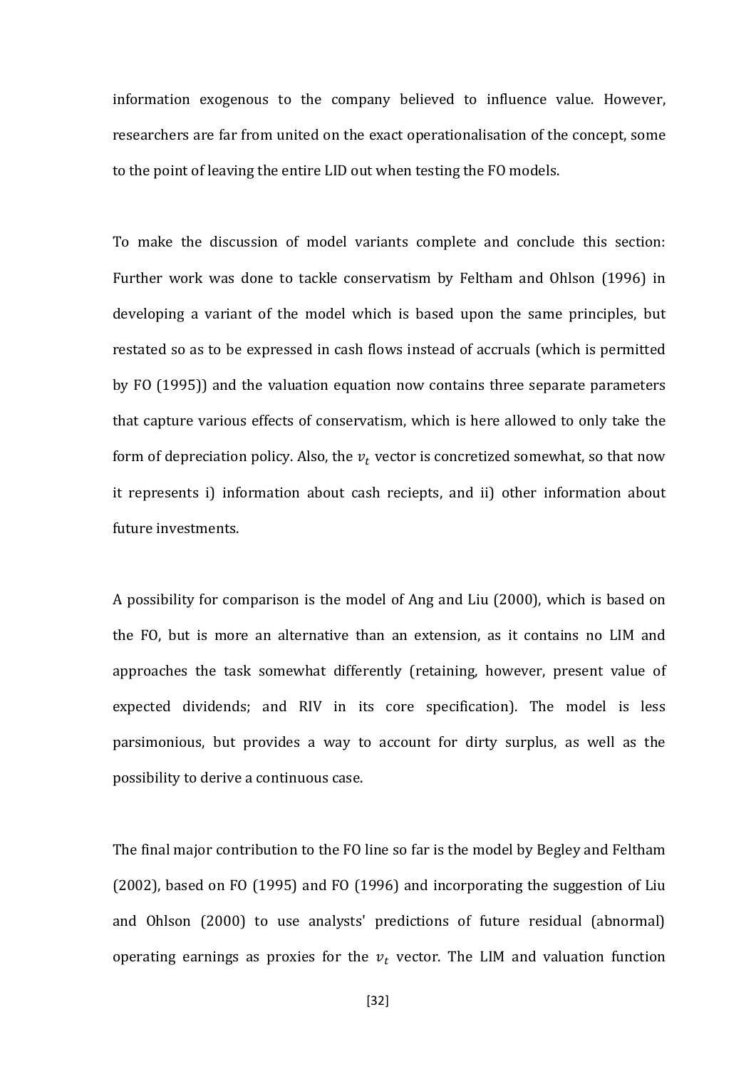information exogenous to the company believed to influence value. However, researchers are far from united on the exact operationalisation of the concept, some to the point of leaving the entire LID out when testing the FO models.

To make the discussion of model variants complete and conclude this section: Further work was done to tackle conservatism by Feltham and Ohlson (1996) in developing a variant of the model which is based upon the same principles, but restated so as to be expressed in cash flows instead of accruals (which is permitted by FO (1995)) and the valuation equation now contains three separate parameters that capture various effects of conservatism, which is here allowed to only take the form of depreciation policy. Also, the $v_t$ vector is concretized somewhat, so that now it represents i) information about cash reciepts, and ii) other information about future investments.

A possibility for comparison is the model of Ang and Liu (2000), which is based on the FO, but is more an alternative than an extension, as it contains no LIM and approaches the task somewhat differently (retaining, however, present value of expected dividends; and RIV in its core specification). The model is less parsimonious, but provides a way to account for dirty surplus, as well as the possibility to derive a continuous case.

The final major contribution to the FO line so far is the model by Begley and Feltham (2002), based on FO (1995) and FO (1996) and incorporating the suggestion of Liu and Ohlson (2000) to use analysts' predictions of future residual (abnormal) operating earnings as proxies for the $v_t$ vector. The LIM and valuation function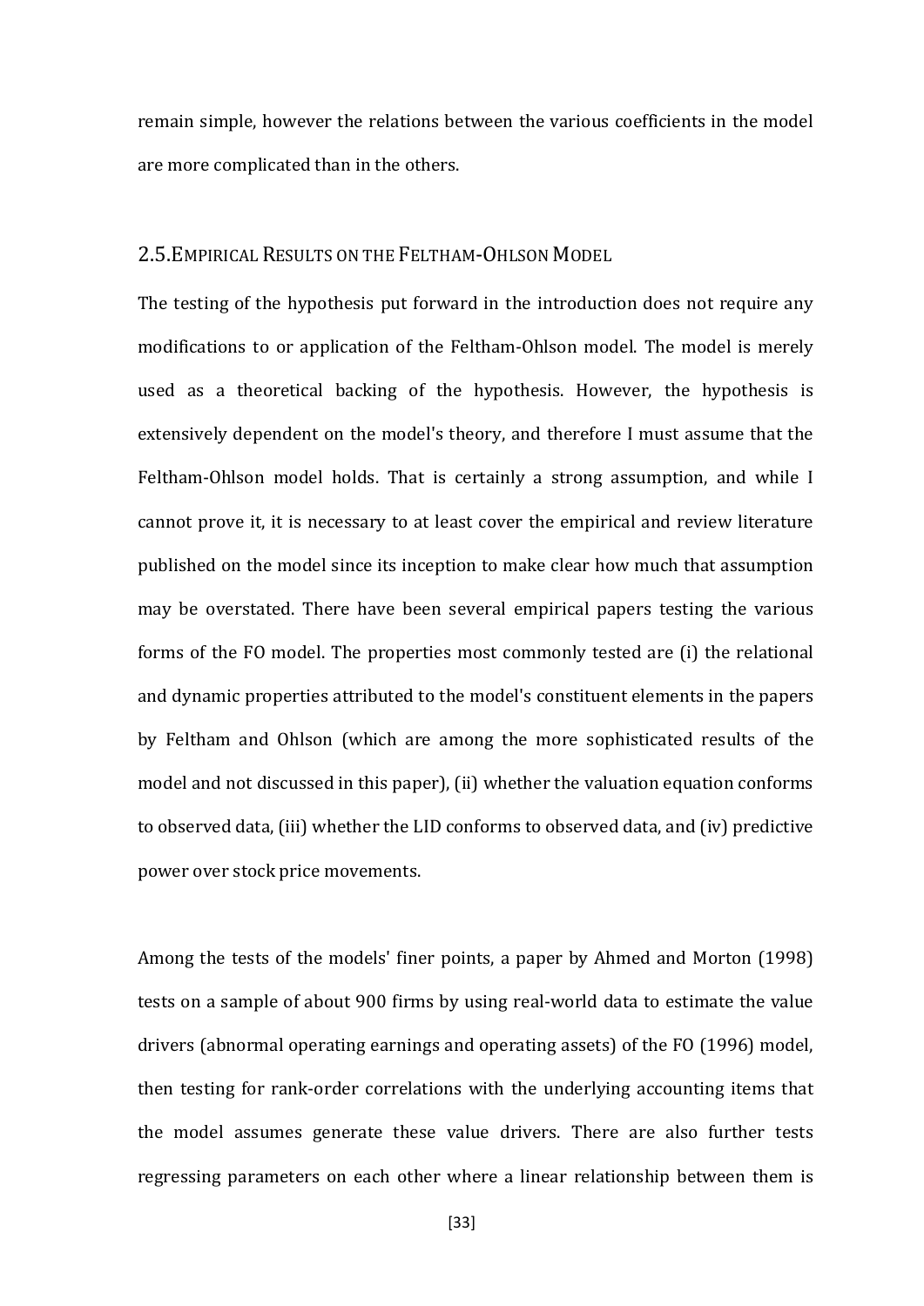remain simple, however the relations between the various coefficients in the model are more complicated than in the others.

## 2.5. Empirical Results on the Feltham-Ohlson Model

The testing of the hypothesis put forward in the introduction does not require any modifications to or application of the Feltham-Ohlson model. The model is merely used as a theoretical backing of the hypothesis. However, the hypothesis is extensively dependent on the model's theory, and therefore I must assume that the Feltham-Ohlson model holds. That is certainly a strong assumption, and while I cannot prove it, it is necessary to at least cover the empirical and review literature published on the model since its inception to make clear how much that assumption may be overstated. There have been several empirical papers testing the various forms of the FO model. The properties most commonly tested are (i) the relational and dynamic properties attributed to the model's constituent elements in the papers by Feltham and Ohlson (which are among the more sophisticated results of the model and not discussed in this paper), (ii) whether the valuation equation conforms to observed data, (iii) whether the LID conforms to observed data, and (iv) predictive power over stock price movements.

Among the tests of the models' finer points, a paper by Ahmed and Morton (1998) tests on a sample of about 900 firms by using real-world data to estimate the value drivers (abnormal operating earnings and operating assets) of the FO (1996) model, then testing for rank-order correlations with the underlying accounting items that the model assumes generate these value drivers. There are also further tests regressing parameters on each other where a linear relationship between them is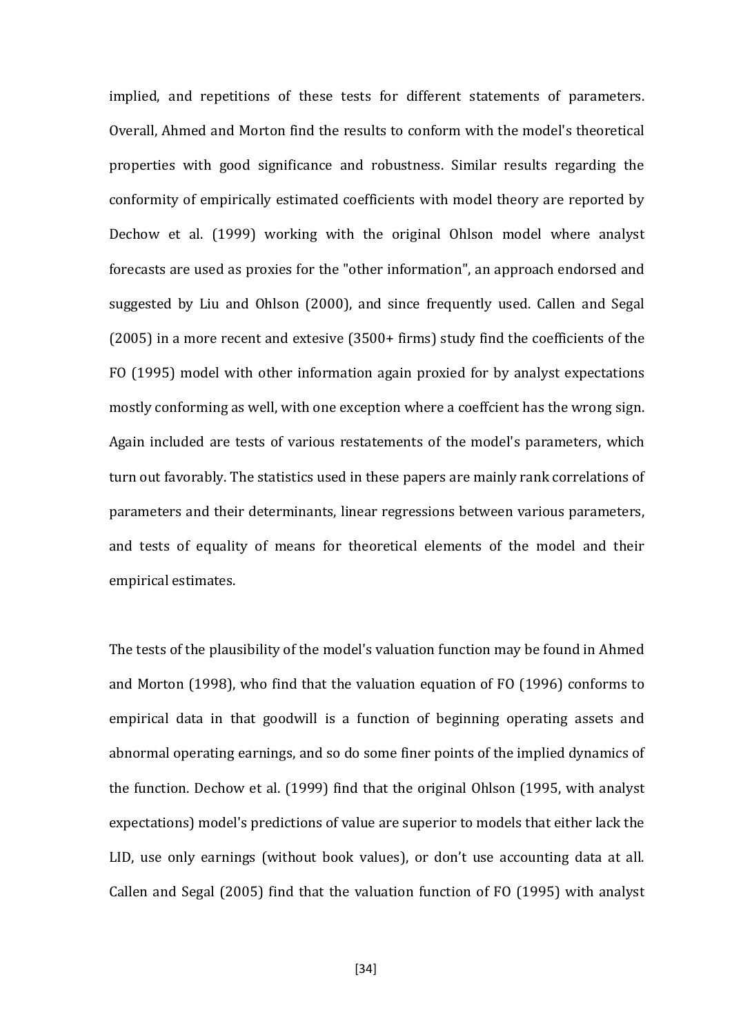implied, and repetitions of these tests for different statements of parameters. Overall, Ahmed and Morton find the results to conform with the model's theoretical properties with good significance and robustness. Similar results regarding the conformity of empirically estimated coefficients with model theory are reported by Dechow et al. (1999) working with the original Ohlson model where analyst forecasts are used as proxies for the "other information", an approach endorsed and suggested by Liu and Ohlson (2000), and since frequently used. Callen and Segal (2005) in a more recent and extesive (3500+ firms) study find the coefficients of the FO (1995) model with other information again proxied for by analyst expectations mostly conforming as well, with one exception where a coeffcient has the wrong sign. Again included are tests of various restatements of the model's parameters, which turn out favorably. The statistics used in these papers are mainly rank correlations of parameters and their determinants, linear regressions between various parameters, and tests of equality of means for theoretical elements of the model and their empirical estimates.

The tests of the plausibility of the model's valuation function may be found in Ahmed and Morton (1998), who find that the valuation equation of FO (1996) conforms to empirical data in that goodwill is a function of beginning operating assets and abnormal operating earnings, and so do some finer points of the implied dynamics of the function. Dechow et al. (1999) find that the original Ohlson (1995, with analyst expectations) model's predictions of value are superior to models that either lack the LID, use only earnings (without book values), or don't use accounting data at all. Callen and Segal (2005) find that the valuation function of FO (1995) with analyst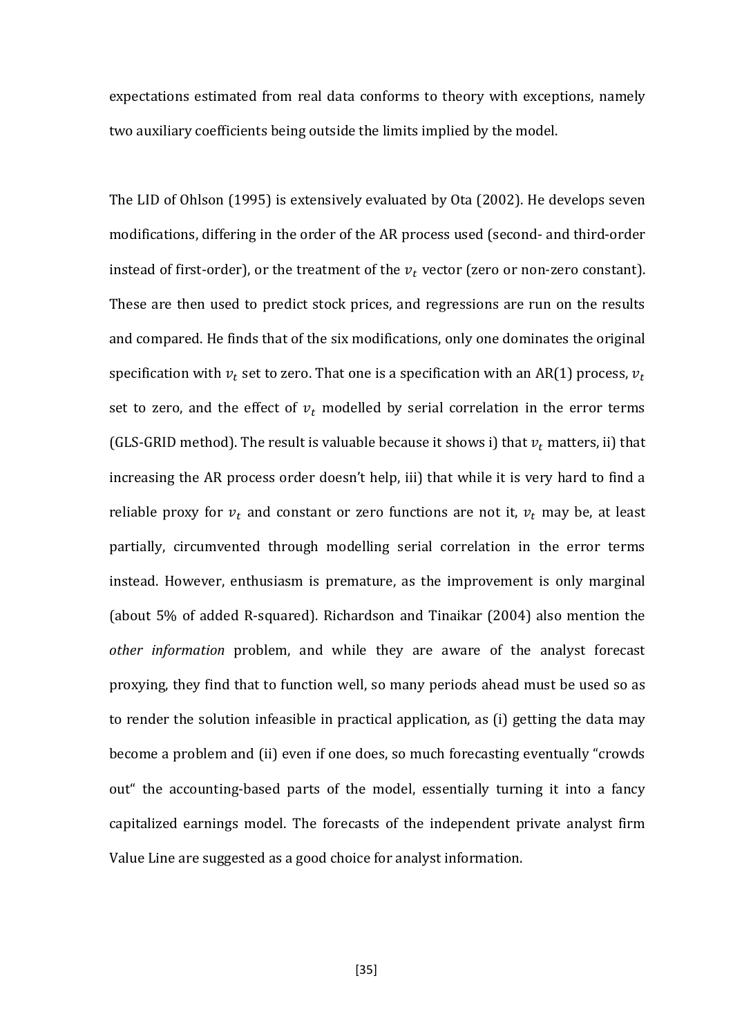expectations estimated from real data conforms to theory with exceptions, namely two auxiliary coefficients being outside the limits implied by the model.

The LID of Ohlson (1995) is extensively evaluated by Ota (2002). He develops seven modifications, differing in the order of the AR process used (second- and third-order instead of first-order), or the treatment of the $v_t$ vector (zero or non-zero constant). These are then used to predict stock prices, and regressions are run on the results and compared. He finds that of the six modifications, only one dominates the original specification with $v_t$ set to zero. That one is a specification with an AR(1) process, $v_t$ set to zero, and the effect of $v_t$ modelled by serial correlation in the error terms (GLS-GRID method). The result is valuable because it shows i) that $v_t$ matters, ii) that increasing the AR process order doesn't help, iii) that while it is very hard to find a reliable proxy for $v_t$ and constant or zero functions are not it, $v_t$ may be, at least partially, circumvented through modelling serial correlation in the error terms instead. However, enthusiasm is premature, as the improvement is only marginal (about 5% of added R-squared). Richardson and Tinaikar (2004) also mention the *other information* problem, and while they are aware of the analyst forecast proxying, they find that to function well, so many periods ahead must be used so as to render the solution infeasible in practical application, as (i) getting the data may become a problem and (ii) even if one does, so much forecasting eventually "crowds out" the accounting-based parts of the model, essentially turning it into a fancy capitalized earnings model. The forecasts of the independent private analyst firm Value Line are suggested as a good choice for analyst information.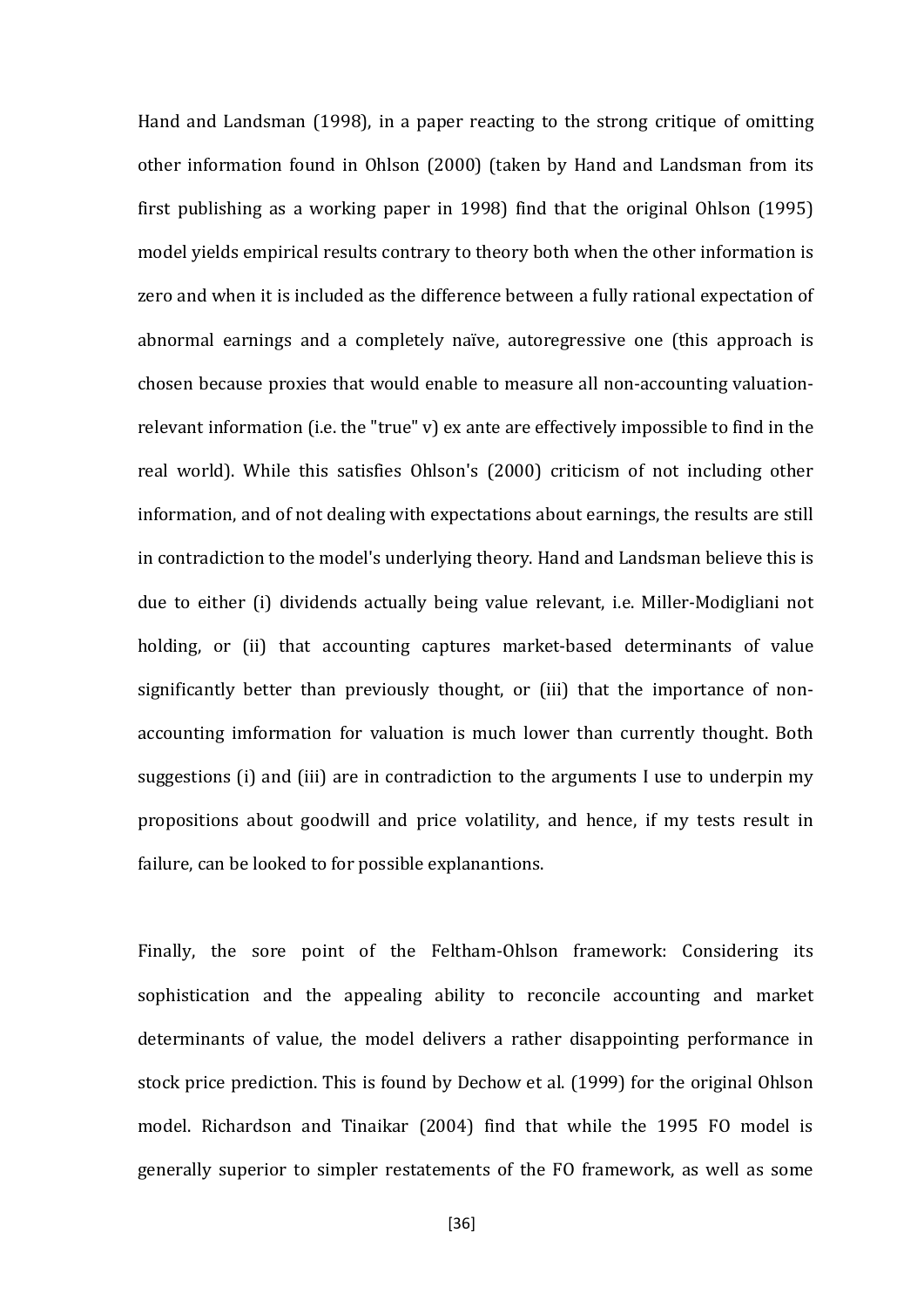Hand and Landsman (1998), in a paper reacting to the strong critique of omitting other information found in Ohlson (2000) (taken by Hand and Landsman from its first publishing as a working paper in 1998) find that the original Ohlson (1995) model yields empirical results contrary to theory both when the other information is zero and when it is included as the difference between a fully rational expectation of abnormal earnings and a completely naïve, autoregressive one (this approach is chosen because proxies that would enable to measure all non-accounting valuation-relevant information (i.e. the "true" v) ex ante are effectively impossible to find in the real world). While this satisfies Ohlson's (2000) criticism of not including other information, and of not dealing with expectations about earnings, the results are still in contradiction to the model's underlying theory. Hand and Landsman believe this is due to either (i) dividends actually being value relevant, i.e. Miller-Modigliani not holding, or (ii) that accounting captures market-based determinants of value significantly better than previously thought, or (iii) that the importance of non-accounting imformation for valuation is much lower than currently thought. Both suggestions (i) and (iii) are in contradiction to the arguments I use to underpin my propositions about goodwill and price volatility, and hence, if my tests result in failure, can be looked to for possible explanantions.

Finally, the sore point of the Feltham-Ohlson framework: Considering its sophistication and the appealing ability to reconcile accounting and market determinants of value, the model delivers a rather disappointing performance in stock price prediction. This is found by Dechow et al. (1999) for the original Ohlson model. Richardson and Tinaikar (2004) find that while the 1995 FO model is generally superior to simpler restatements of the FO framework, as well as some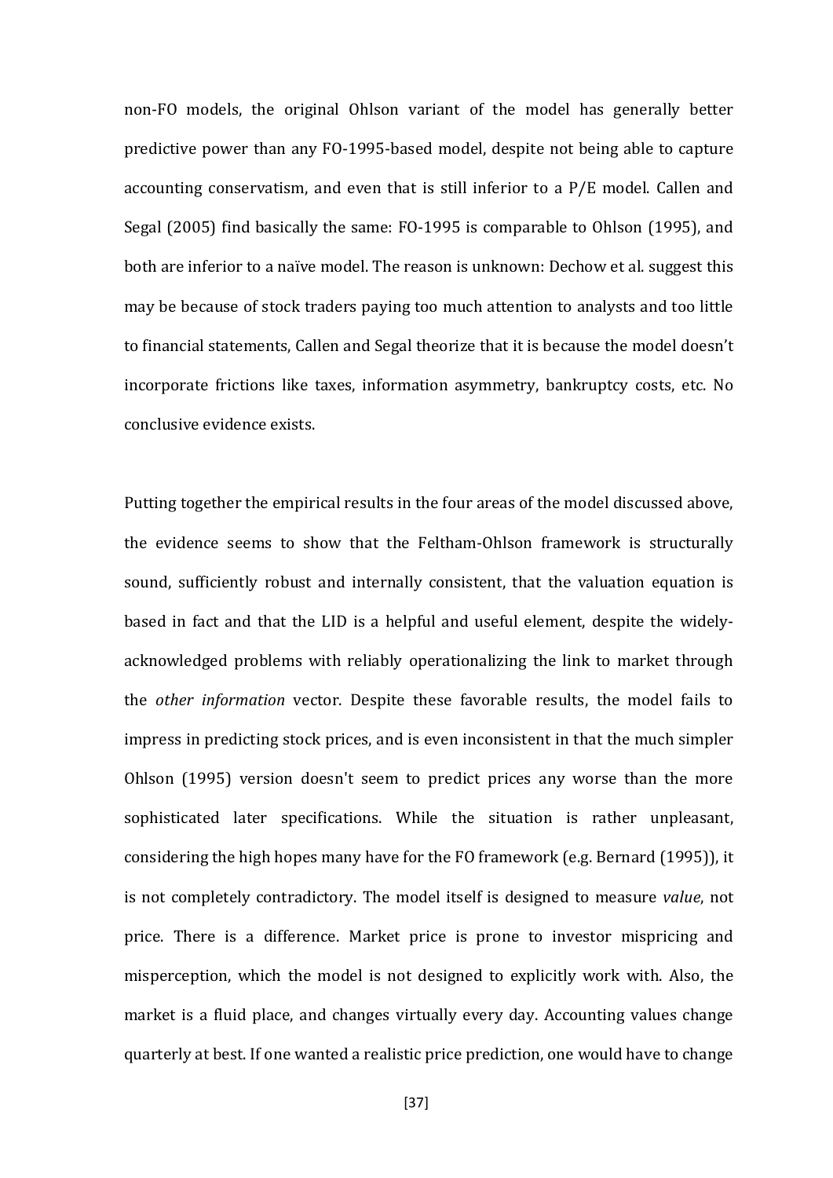non-FO models, the original Ohlson variant of the model has generally better predictive power than any FO-1995-based model, despite not being able to capture accounting conservatism, and even that is still inferior to a P/E model. Callen and Segal (2005) find basically the same: FO-1995 is comparable to Ohlson (1995), and both are inferior to a naïve model. The reason is unknown: Dechow et al. suggest this may be because of stock traders paying too much attention to analysts and too little to financial statements, Callen and Segal theorize that it is because the model doesn't incorporate frictions like taxes, information asymmetry, bankruptcy costs, etc. No conclusive evidence exists.

Putting together the empirical results in the four areas of the model discussed above, the evidence seems to show that the Feltham-Ohlson framework is structurally sound, sufficiently robust and internally consistent, that the valuation equation is based in fact and that the LID is a helpful and useful element, despite the widely-acknowledged problems with reliably operationalizing the link to market through the *other information* vector. Despite these favorable results, the model fails to impress in predicting stock prices, and is even inconsistent in that the much simpler Ohlson (1995) version doesn't seem to predict prices any worse than the more sophisticated later specifications. While the situation is rather unpleasant, considering the high hopes many have for the FO framework (e.g. Bernard (1995)), it is not completely contradictory. The model itself is designed to measure *value*, not price. There is a difference. Market price is prone to investor mispricing and misperception, which the model is not designed to explicitly work with. Also, the market is a fluid place, and changes virtually every day. Accounting values change quarterly at best. If one wanted a realistic price prediction, one would have to change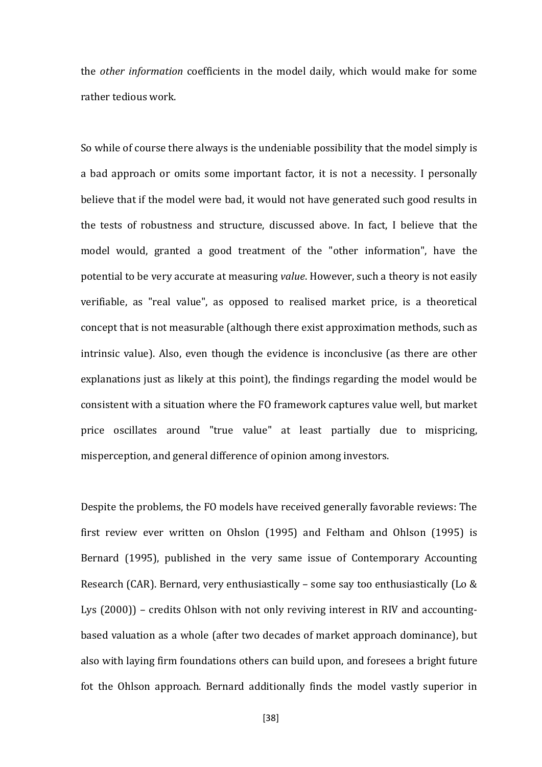the *other information* coefficients in the model daily, which would make for some rather tedious work.

So while of course there always is the undeniable possibility that the model simply is a bad approach or omits some important factor, it is not a necessity. I personally believe that if the model were bad, it would not have generated such good results in the tests of robustness and structure, discussed above. In fact, I believe that the model would, granted a good treatment of the "other information", have the potential to be very accurate at measuring *value*. However, such a theory is not easily verifiable, as "real value", as opposed to realised market price, is a theoretical concept that is not measurable (although there exist approximation methods, such as intrinsic value). Also, even though the evidence is inconclusive (as there are other explanations just as likely at this point), the findings regarding the model would be consistent with a situation where the FO framework captures value well, but market price oscillates around "true value" at least partially due to mispricing, misperception, and general difference of opinion among investors.

Despite the problems, the FO models have received generally favorable reviews: The first review ever written on Ohslon (1995) and Feltham and Ohlson (1995) is Bernard (1995), published in the very same issue of Contemporary Accounting Research (CAR). Bernard, very enthusiastically – some say too enthusiastically (Lo & Lys (2000)) – credits Ohlson with not only reviving interest in RIV and accounting-based valuation as a whole (after two decades of market approach dominance), but also with laying firm foundations others can build upon, and foresees a bright future fot the Ohlson approach. Bernard additionally finds the model vastly superior in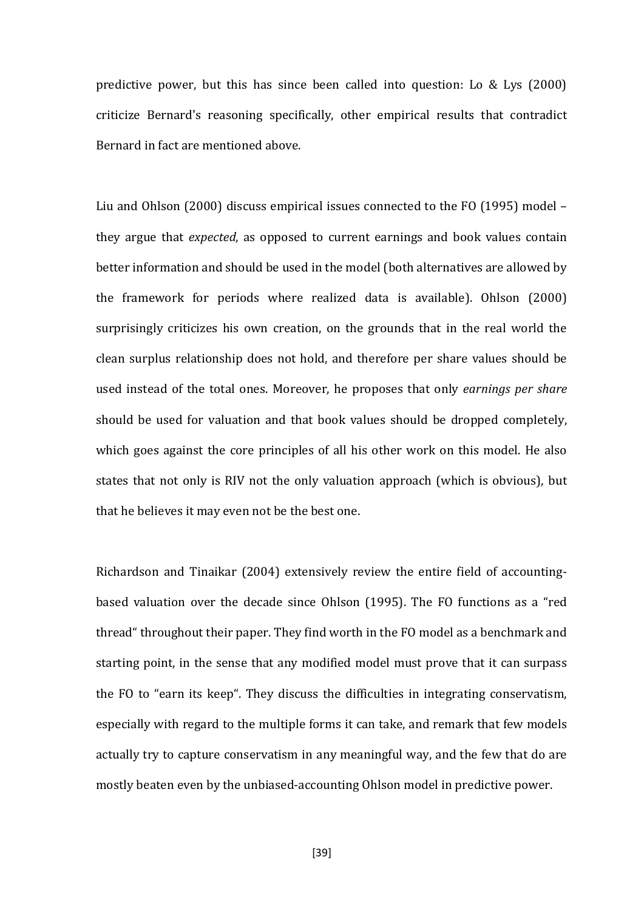predictive power, but this has since been called into question: Lo & Lys (2000) criticize Bernard's reasoning specifically, other empirical results that contradict Bernard in fact are mentioned above.

Liu and Ohlson (2000) discuss empirical issues connected to the FO (1995) model – they argue that *expected*, as opposed to current earnings and book values contain better information and should be used in the model (both alternatives are allowed by the framework for periods where realized data is available). Ohlson (2000) surprisingly criticizes his own creation, on the grounds that in the real world the clean surplus relationship does not hold, and therefore per share values should be used instead of the total ones. Moreover, he proposes that only *earnings per share* should be used for valuation and that book values should be dropped completely, which goes against the core principles of all his other work on this model. He also states that not only is RIV not the only valuation approach (which is obvious), but that he believes it may even not be the best one.

Richardson and Tinaikar (2004) extensively review the entire field of accounting-based valuation over the decade since Ohlson (1995). The FO functions as a "red thread" throughout their paper. They find worth in the FO model as a benchmark and starting point, in the sense that any modified model must prove that it can surpass the FO to "earn its keep". They discuss the difficulties in integrating conservatism, especially with regard to the multiple forms it can take, and remark that few models actually try to capture conservatism in any meaningful way, and the few that do are mostly beaten even by the unbiased-accounting Ohlson model in predictive power.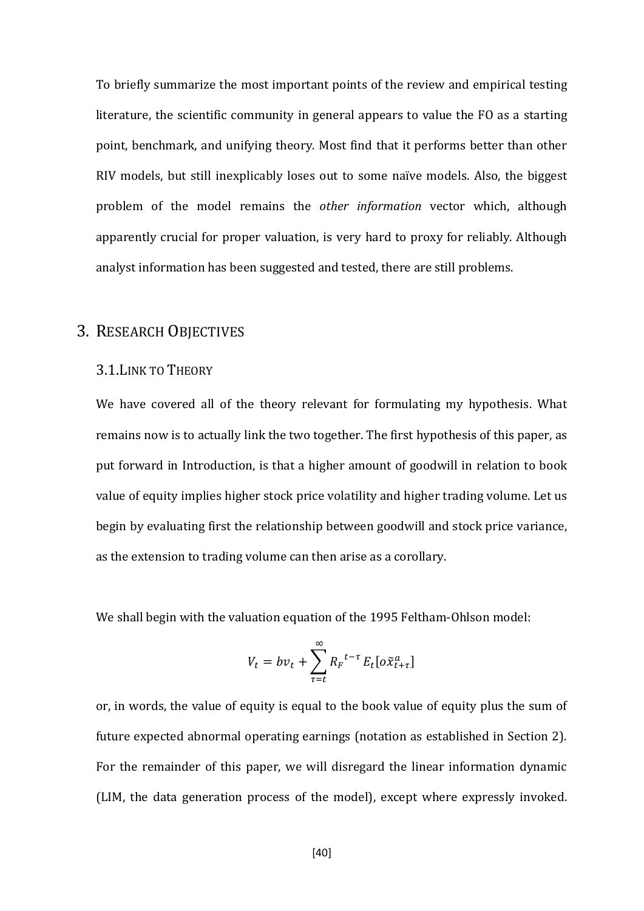To briefly summarize the most important points of the review and empirical testing literature, the scientific community in general appears to value the FO as a starting point, benchmark, and unifying theory. Most find that it performs better than other RIV models, but still inexplicably loses out to some naïve models. Also, the biggest problem of the model remains the *other information* vector which, although apparently crucial for proper valuation, is very hard to proxy for reliably. Although analyst information has been suggested and tested, there are still problems.

# 3. Research Objectives

## 3.1. Link to Theory

We have covered all of the theory relevant for formulating my hypothesis. What remains now is to actually link the two together. The first hypothesis of this paper, as put forward in Introduction, is that a higher amount of goodwill in relation to book value of equity implies higher stock price volatility and higher trading volume. Let us begin by evaluating first the relationship between goodwill and stock price variance, as the extension to trading volume can then arise as a corollary.

We shall begin with the valuation equation of the 1995 Feltham-Ohlson model:

$$V_t = bv_t + \sum_{\tau=t}^{\infty} {R_F}^{t-\tau} E_t[o\tilde{x}^a_{t+\tau}]$$

or, in words, the value of equity is equal to the book value of equity plus the sum of future expected abnormal operating earnings (notation as established in Section 2). For the remainder of this paper, we will disregard the linear information dynamic (LIM, the data generation process of the model), except where expressly invoked.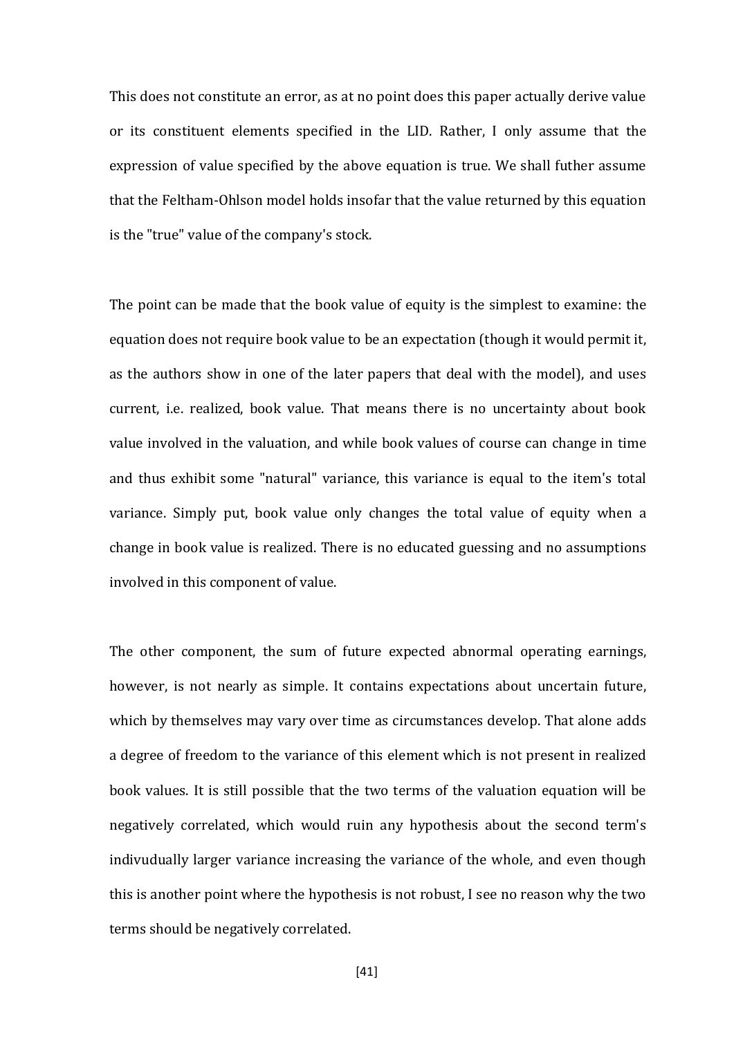This does not constitute an error, as at no point does this paper actually derive value or its constituent elements specified in the LID. Rather, I only assume that the expression of value specified by the above equation is true. We shall futher assume that the Feltham-Ohlson model holds insofar that the value returned by this equation is the "true" value of the company's stock.

The point can be made that the book value of equity is the simplest to examine: the equation does not require book value to be an expectation (though it would permit it, as the authors show in one of the later papers that deal with the model), and uses current, i.e. realized, book value. That means there is no uncertainty about book value involved in the valuation, and while book values of course can change in time and thus exhibit some "natural" variance, this variance is equal to the item's total variance. Simply put, book value only changes the total value of equity when a change in book value is realized. There is no educated guessing and no assumptions involved in this component of value.

The other component, the sum of future expected abnormal operating earnings, however, is not nearly as simple. It contains expectations about uncertain future, which by themselves may vary over time as circumstances develop. That alone adds a degree of freedom to the variance of this element which is not present in realized book values. It is still possible that the two terms of the valuation equation will be negatively correlated, which would ruin any hypothesis about the second term's indivudually larger variance increasing the variance of the whole, and even though this is another point where the hypothesis is not robust, I see no reason why the two terms should be negatively correlated.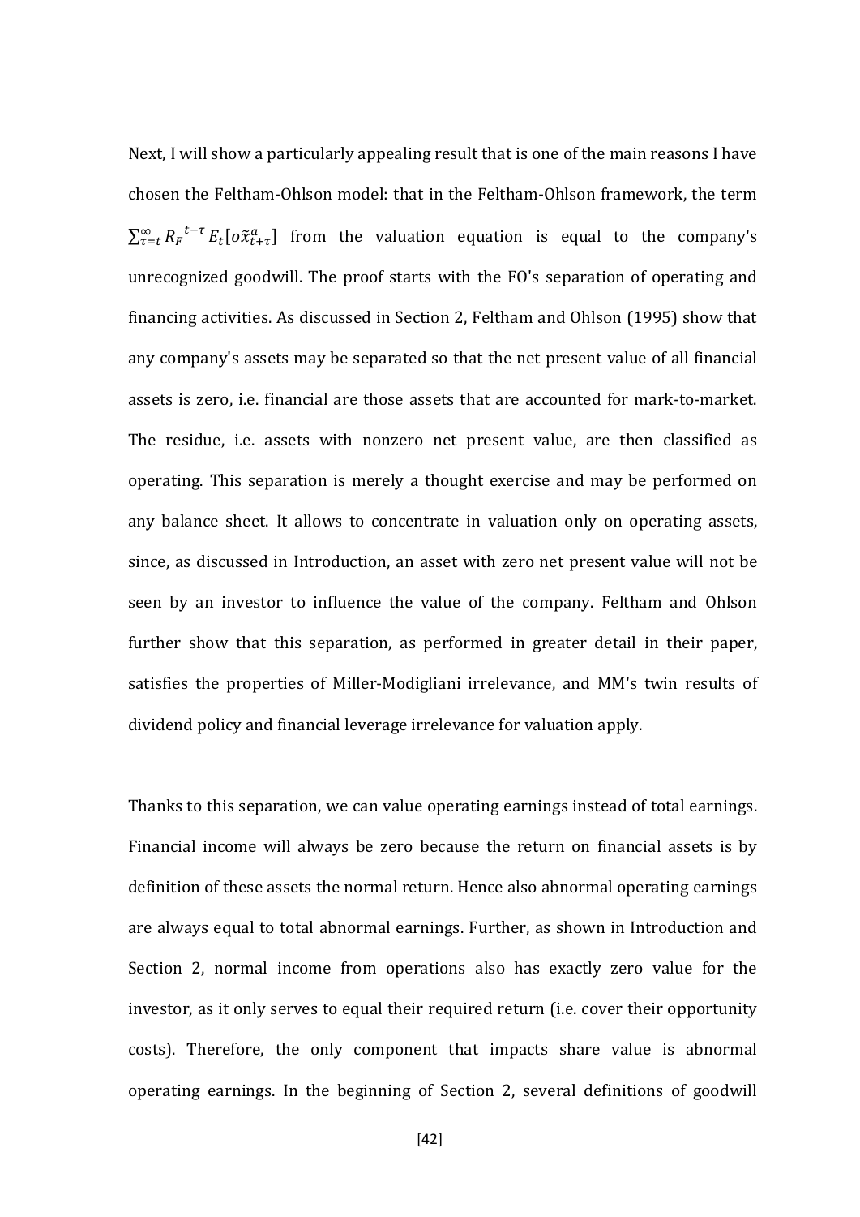Next, I will show a particularly appealing result that is one of the main reasons I have chosen the Feltham-Ohlson model: that in the Feltham-Ohlson framework, the term $\sum_{\tau=t}^{\infty} {R_F}^{t-\tau} E_t[o\tilde{x}_{t+\tau}^a]$ from the valuation equation is equal to the company's unrecognized goodwill. The proof starts with the FO's separation of operating and financing activities. As discussed in Section 2, Feltham and Ohlson (1995) show that any company's assets may be separated so that the net present value of all financial assets is zero, i.e. financial are those assets that are accounted for mark-to-market. The residue, i.e. assets with nonzero net present value, are then classified as operating. This separation is merely a thought exercise and may be performed on any balance sheet. It allows to concentrate in valuation only on operating assets, since, as discussed in Introduction, an asset with zero net present value will not be seen by an investor to influence the value of the company. Feltham and Ohlson further show that this separation, as performed in greater detail in their paper, satisfies the properties of Miller-Modigliani irrelevance, and MM's twin results of dividend policy and financial leverage irrelevance for valuation apply.

Thanks to this separation, we can value operating earnings instead of total earnings. Financial income will always be zero because the return on financial assets is by definition of these assets the normal return. Hence also abnormal operating earnings are always equal to total abnormal earnings. Further, as shown in Introduction and Section 2, normal income from operations also has exactly zero value for the investor, as it only serves to equal their required return (i.e. cover their opportunity costs). Therefore, the only component that impacts share value is abnormal operating earnings. In the beginning of Section 2, several definitions of goodwill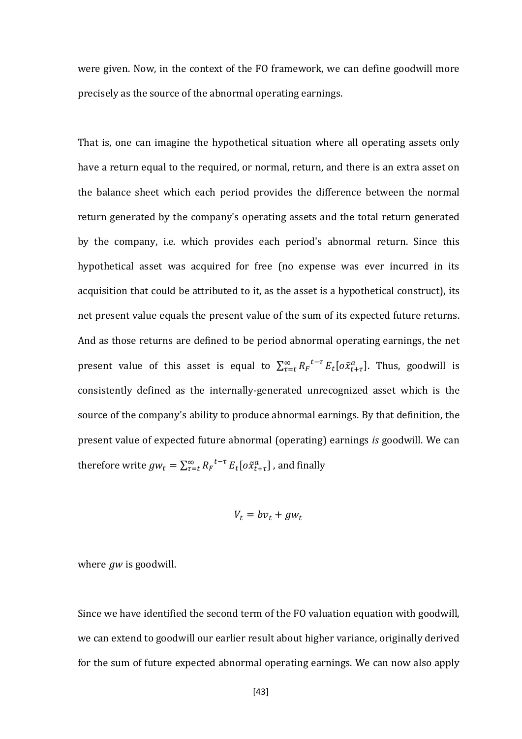were given. Now, in the context of the FO framework, we can define goodwill more precisely as the source of the abnormal operating earnings.

That is, one can imagine the hypothetical situation where all operating assets only have a return equal to the required, or normal, return, and there is an extra asset on the balance sheet which each period provides the difference between the normal return generated by the company's operating assets and the total return generated by the company, i.e. which provides each period's abnormal return. Since this hypothetical asset was acquired for free (no expense was ever incurred in its acquisition that could be attributed to it, as the asset is a hypothetical construct), its net present value equals the present value of the sum of its expected future returns. And as those returns are defined to be period abnormal operating earnings, the net present value of this asset is equal to $\sum_{\tau=t}^{\infty} {R_F}^{t-\tau} E_t[o\tilde{x}_{t+\tau}^a]$. Thus, goodwill is consistently defined as the internally-generated unrecognized asset which is the source of the company's ability to produce abnormal earnings. By that definition, the present value of expected future abnormal (operating) earnings *is* goodwill. We can therefore write $gw_t = \sum_{\tau=t}^{\infty} {R_F}^{t-\tau} E_t[o\tilde{x}_{t+\tau}^a]$ , and finally

$$V_t = bv_t + gw_t$$

where $gw$ is goodwill.

Since we have identified the second term of the FO valuation equation with goodwill, we can extend to goodwill our earlier result about higher variance, originally derived for the sum of future expected abnormal operating earnings. We can now also apply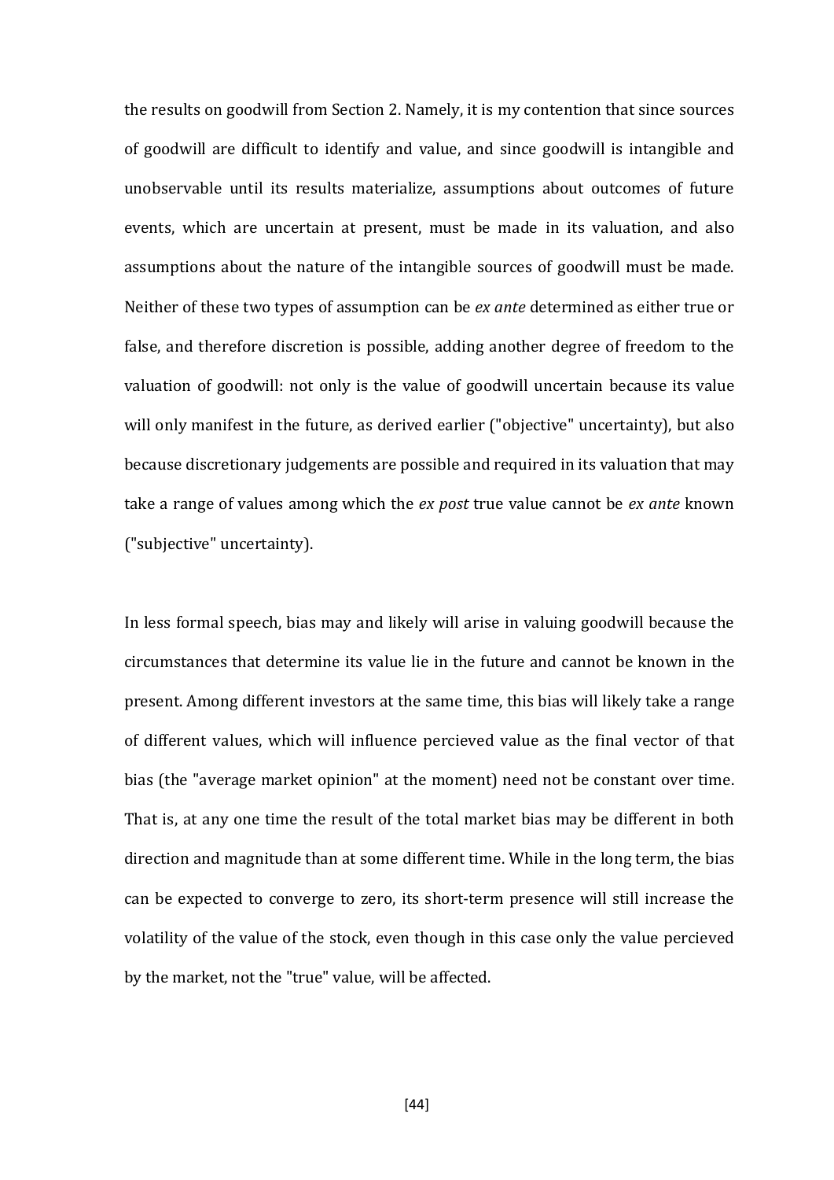the results on goodwill from Section 2. Namely, it is my contention that since sources of goodwill are difficult to identify and value, and since goodwill is intangible and unobservable until its results materialize, assumptions about outcomes of future events, which are uncertain at present, must be made in its valuation, and also assumptions about the nature of the intangible sources of goodwill must be made. Neither of these two types of assumption can be *ex ante* determined as either true or false, and therefore discretion is possible, adding another degree of freedom to the valuation of goodwill: not only is the value of goodwill uncertain because its value will only manifest in the future, as derived earlier ("objective" uncertainty), but also because discretionary judgements are possible and required in its valuation that may take a range of values among which the *ex post* true value cannot be *ex ante* known ("subjective" uncertainty).

In less formal speech, bias may and likely will arise in valuing goodwill because the circumstances that determine its value lie in the future and cannot be known in the present. Among different investors at the same time, this bias will likely take a range of different values, which will influence percieved value as the final vector of that bias (the "average market opinion" at the moment) need not be constant over time. That is, at any one time the result of the total market bias may be different in both direction and magnitude than at some different time. While in the long term, the bias can be expected to converge to zero, its short-term presence will still increase the volatility of the value of the stock, even though in this case only the value percieved by the market, not the "true" value, will be affected.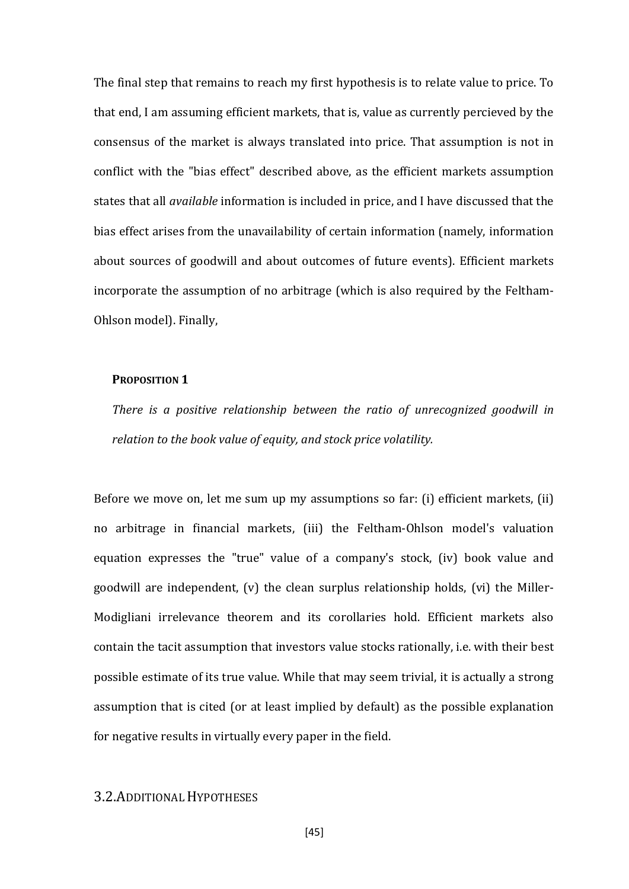The final step that remains to reach my first hypothesis is to relate value to price. To that end, I am assuming efficient markets, that is, value as currently percieved by the consensus of the market is always translated into price. That assumption is not in conflict with the "bias effect" described above, as the efficient markets assumption states that all *available* information is included in price, and I have discussed that the bias effect arises from the unavailability of certain information (namely, information about sources of goodwill and about outcomes of future events). Efficient markets incorporate the assumption of no arbitrage (which is also required by the Feltham-Ohlson model). Finally,

> **PROPOSITION 1**
>
> *There is a positive relationship between the ratio of unrecognized goodwill in relation to the book value of equity, and stock price volatility.*

Before we move on, let me sum up my assumptions so far: (i) efficient markets, (ii) no arbitrage in financial markets, (iii) the Feltham-Ohlson model's valuation equation expresses the "true" value of a company's stock, (iv) book value and goodwill are independent, (v) the clean surplus relationship holds, (vi) the Miller-Modigliani irrelevance theorem and its corollaries hold. Efficient markets also contain the tacit assumption that investors value stocks rationally, i.e. with their best possible estimate of its true value. While that may seem trivial, it is actually a strong assumption that is cited (or at least implied by default) as the possible explanation for negative results in virtually every paper in the field.

## 3.2. ADDITIONAL HYPOTHESES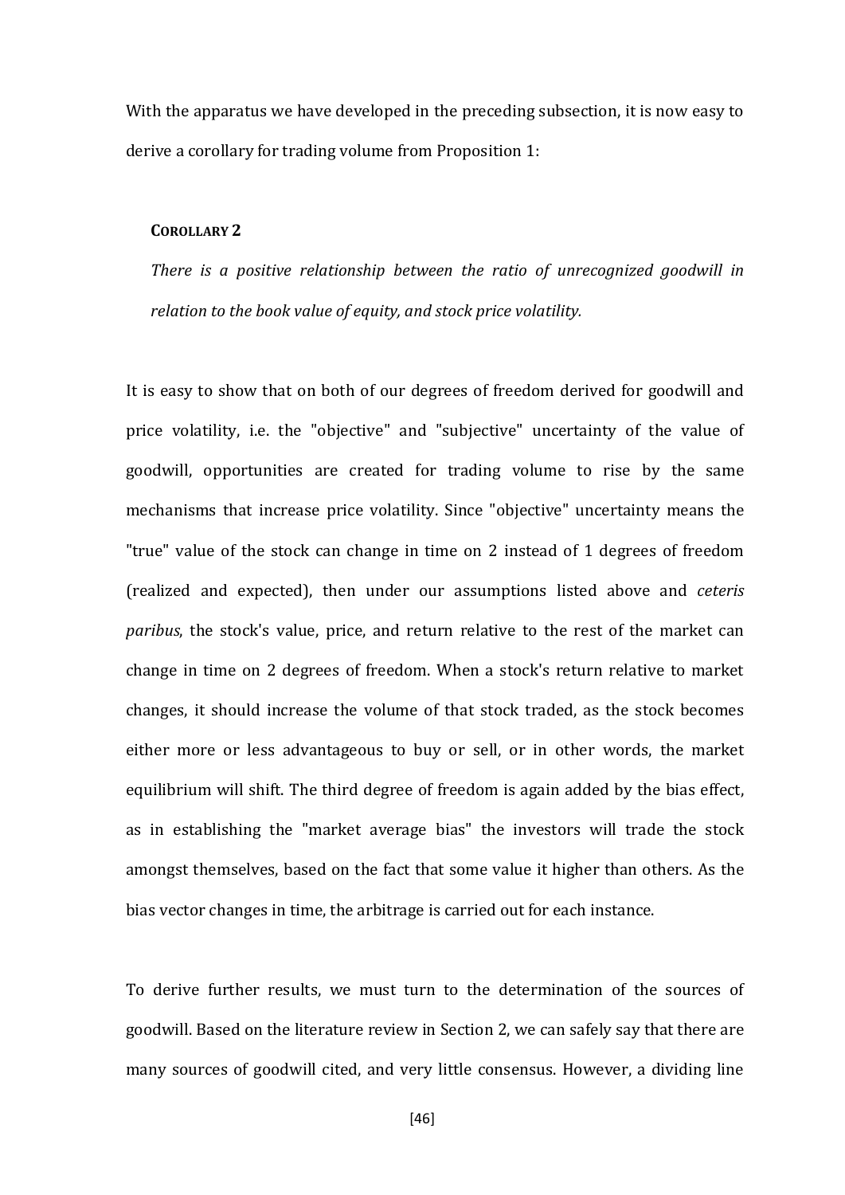With the apparatus we have developed in the preceding subsection, it is now easy to derive a corollary for trading volume from Proposition 1:

**COROLLARY 2**

*There is a positive relationship between the ratio of unrecognized goodwill in relation to the book value of equity, and stock price volatility.*

It is easy to show that on both of our degrees of freedom derived for goodwill and price volatility, i.e. the "objective" and "subjective" uncertainty of the value of goodwill, opportunities are created for trading volume to rise by the same mechanisms that increase price volatility. Since "objective" uncertainty means the "true" value of the stock can change in time on 2 instead of 1 degrees of freedom (realized and expected), then under our assumptions listed above and *ceteris paribus*, the stock's value, price, and return relative to the rest of the market can change in time on 2 degrees of freedom. When a stock's return relative to market changes, it should increase the volume of that stock traded, as the stock becomes either more or less advantageous to buy or sell, or in other words, the market equilibrium will shift. The third degree of freedom is again added by the bias effect, as in establishing the "market average bias" the investors will trade the stock amongst themselves, based on the fact that some value it higher than others. As the bias vector changes in time, the arbitrage is carried out for each instance.

To derive further results, we must turn to the determination of the sources of goodwill. Based on the literature review in Section 2, we can safely say that there are many sources of goodwill cited, and very little consensus. However, a dividing line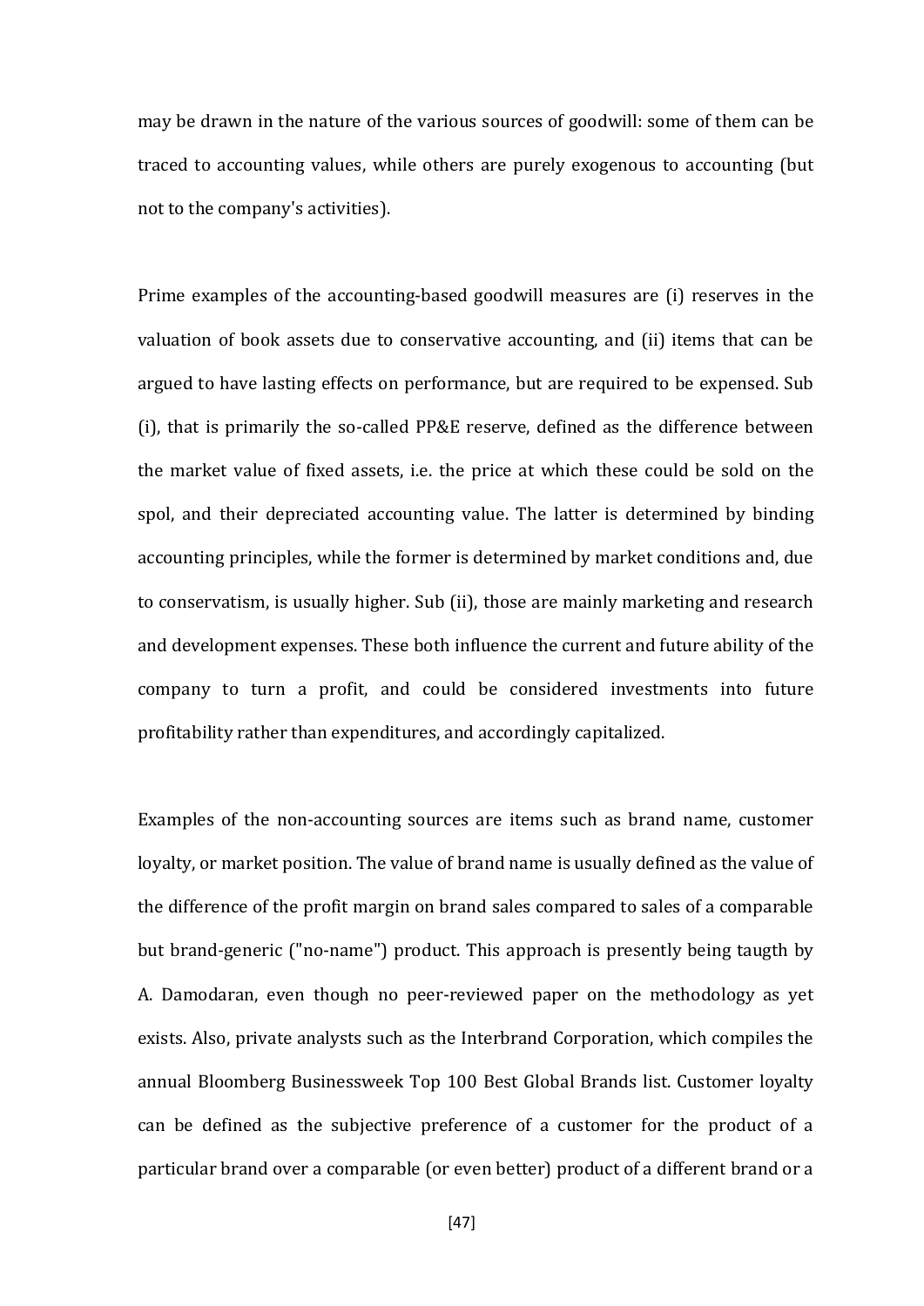may be drawn in the nature of the various sources of goodwill: some of them can be traced to accounting values, while others are purely exogenous to accounting (but not to the company's activities).

Prime examples of the accounting-based goodwill measures are (i) reserves in the valuation of book assets due to conservative accounting, and (ii) items that can be argued to have lasting effects on performance, but are required to be expensed. Sub (i), that is primarily the so-called PP&E reserve, defined as the difference between the market value of fixed assets, i.e. the price at which these could be sold on the spol, and their depreciated accounting value. The latter is determined by binding accounting principles, while the former is determined by market conditions and, due to conservatism, is usually higher. Sub (ii), those are mainly marketing and research and development expenses. These both influence the current and future ability of the company to turn a profit, and could be considered investments into future profitability rather than expenditures, and accordingly capitalized.

Examples of the non-accounting sources are items such as brand name, customer loyalty, or market position. The value of brand name is usually defined as the value of the difference of the profit margin on brand sales compared to sales of a comparable but brand-generic ("no-name") product. This approach is presently being taugth by A. Damodaran, even though no peer-reviewed paper on the methodology as yet exists. Also, private analysts such as the Interbrand Corporation, which compiles the annual Bloomberg Businessweek Top 100 Best Global Brands list. Customer loyalty can be defined as the subjective preference of a customer for the product of a particular brand over a comparable (or even better) product of a different brand or a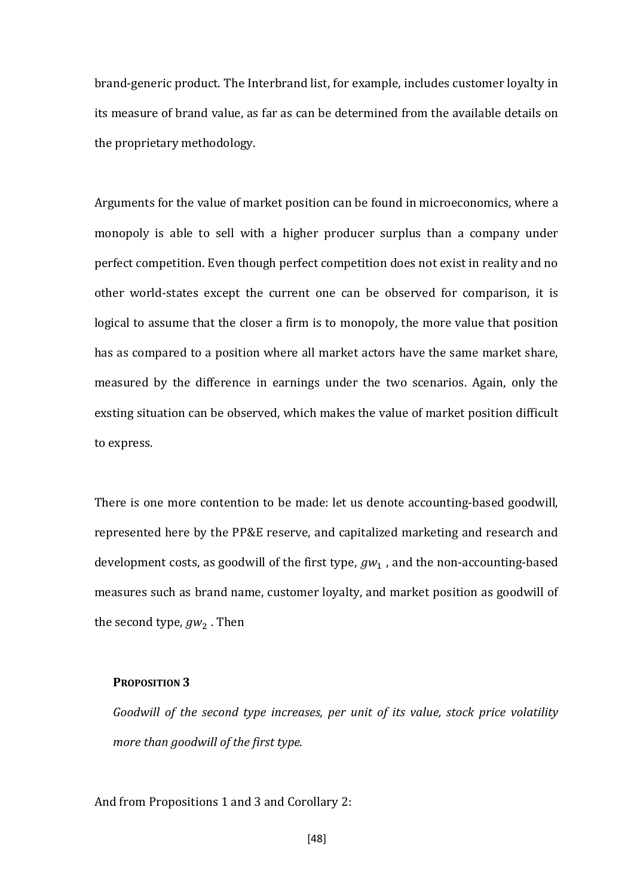brand-generic product. The Interbrand list, for example, includes customer loyalty in its measure of brand value, as far as can be determined from the available details on the proprietary methodology.

Arguments for the value of market position can be found in microeconomics, where a monopoly is able to sell with a higher producer surplus than a company under perfect competition. Even though perfect competition does not exist in reality and no other world-states except the current one can be observed for comparison, it is logical to assume that the closer a firm is to monopoly, the more value that position has as compared to a position where all market actors have the same market share, measured by the difference in earnings under the two scenarios. Again, only the exsting situation can be observed, which makes the value of market position difficult to express.

There is one more contention to be made: let us denote accounting-based goodwill, represented here by the PP&E reserve, and capitalized marketing and research and development costs, as goodwill of the first type, $gw_1$ , and the non-accounting-based measures such as brand name, customer loyalty, and market position as goodwill of the second type, $gw_2$ . Then

**Proposition 3**

*Goodwill of the second type increases, per unit of its value, stock price volatility more than goodwill of the first type.*

And from Propositions 1 and 3 and Corollary 2: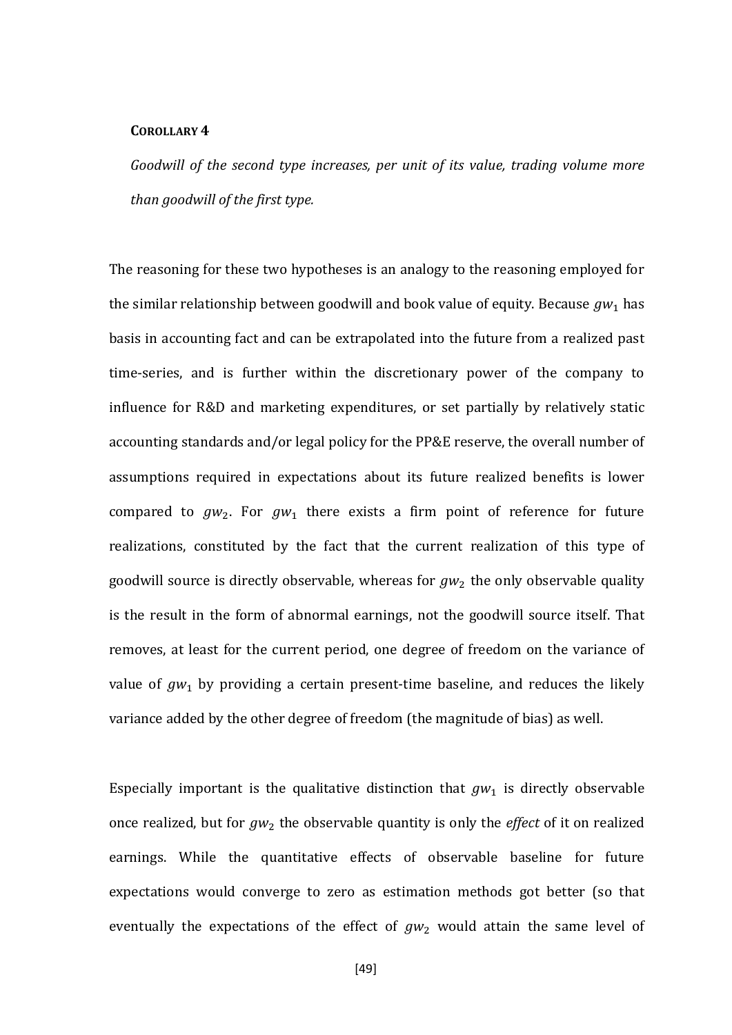**COROLLARY 4**

*Goodwill of the second type increases, per unit of its value, trading volume more than goodwill of the first type.*

The reasoning for these two hypotheses is an analogy to the reasoning employed for the similar relationship between goodwill and book value of equity. Because $gw_1$ has basis in accounting fact and can be extrapolated into the future from a realized past time-series, and is further within the discretionary power of the company to influence for R&D and marketing expenditures, or set partially by relatively static accounting standards and/or legal policy for the PP&E reserve, the overall number of assumptions required in expectations about its future realized benefits is lower compared to $gw_2$. For $gw_1$ there exists a firm point of reference for future realizations, constituted by the fact that the current realization of this type of goodwill source is directly observable, whereas for $gw_2$ the only observable quality is the result in the form of abnormal earnings, not the goodwill source itself. That removes, at least for the current period, one degree of freedom on the variance of value of $gw_1$ by providing a certain present-time baseline, and reduces the likely variance added by the other degree of freedom (the magnitude of bias) as well.

Especially important is the qualitative distinction that $gw_1$ is directly observable once realized, but for $gw_2$ the observable quantity is only the *effect* of it on realized earnings. While the quantitative effects of observable baseline for future expectations would converge to zero as estimation methods got better (so that eventually the expectations of the effect of $gw_2$ would attain the same level of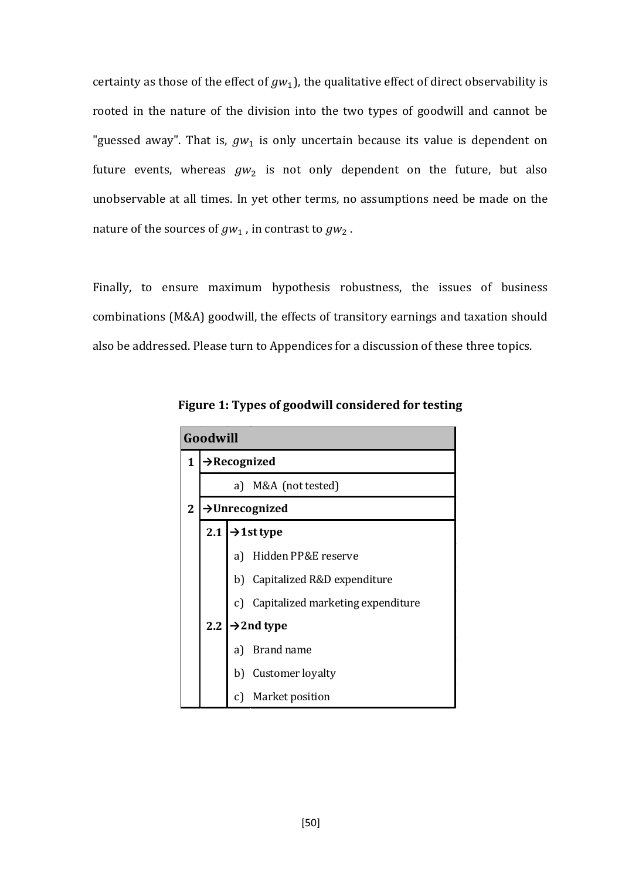certainty as those of the effect of $gw_1$), the qualitative effect of direct observability is rooted in the nature of the division into the two types of goodwill and cannot be "guessed away". That is, $gw_1$ is only uncertain because its value is dependent on future events, whereas $gw_2$ is not only dependent on the future, but also unobservable at all times. In yet other terms, no assumptions need be made on the nature of the sources of $gw_1$ , in contrast to $gw_2$ .

Finally, to ensure maximum hypothesis robustness, the issues of business combinations (M&A) goodwill, the effects of transitory earnings and taxation should also be addressed. Please turn to Appendices for a discussion of these three topics.

**Figure 1: Types of goodwill considered for testing**

| **Goodwill** | | | |
|---|---|---|---|
| **1** | **→Recognized** | | |
| | | a) | M&A (not tested) |
| **2** | **→Unrecognized** | | |
| | **2.1** | **→1st type** | |
| | | a) | Hidden PP&E reserve |
| | | b) | Capitalized R&D expenditure |
| | | c) | Capitalized marketing expenditure |
| | **2.2** | **→2nd type** | |
| | | a) | Brand name |
| | | b) | Customer loyalty |
| | | c) | Market position |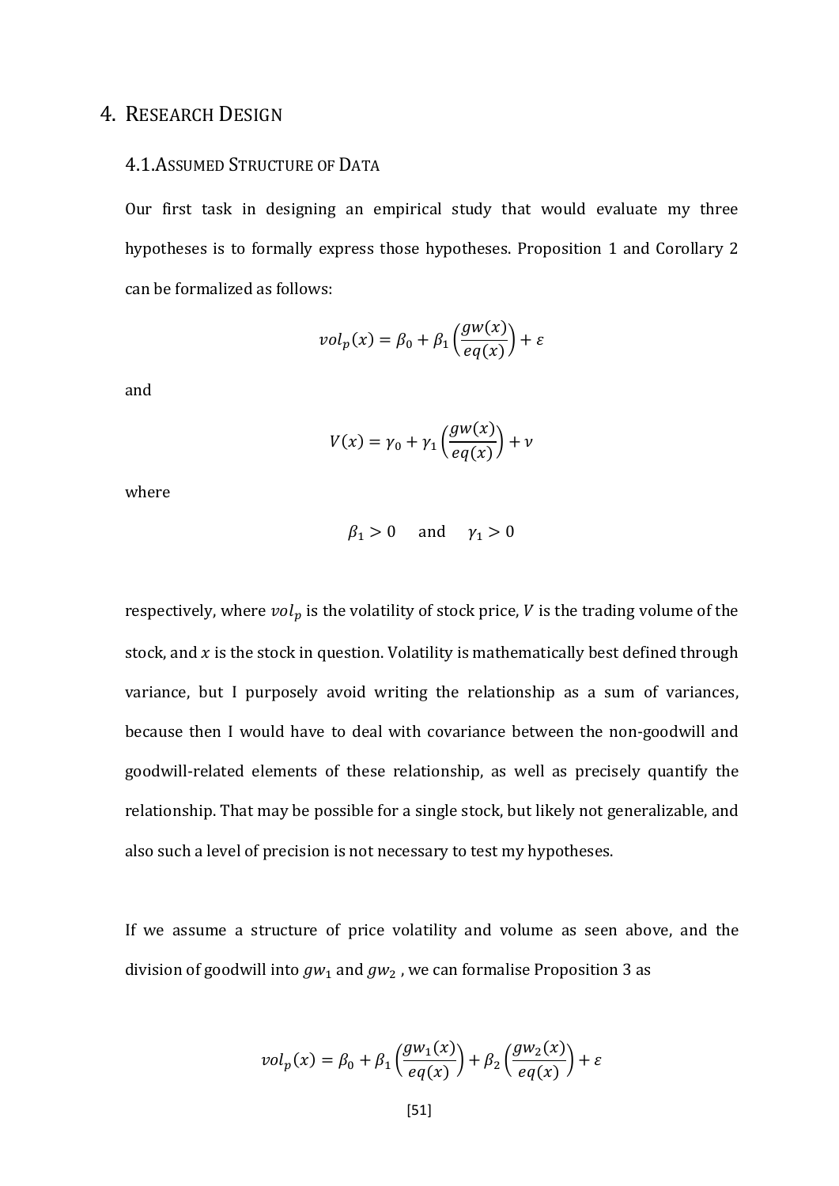# 4. Research Design

## 4.1. Assumed Structure of Data

Our first task in designing an empirical study that would evaluate my three hypotheses is to formally express those hypotheses. Proposition 1 and Corollary 2 can be formalized as follows:

$$vol_p(x) = \beta_0 + \beta_1 \left( \frac{gw(x)}{eq(x)} \right) + \varepsilon$$

and

$$V(x) = \gamma_0 + \gamma_1 \left( \frac{gw(x)}{eq(x)} \right) + \nu$$

where

$$\beta_1 > 0 \quad \text{and} \quad \gamma_1 > 0$$

respectively, where $vol_p$ is the volatility of stock price, $V$ is the trading volume of the stock, and $x$ is the stock in question. Volatility is mathematically best defined through variance, but I purposely avoid writing the relationship as a sum of variances, because then I would have to deal with covariance between the non-goodwill and goodwill-related elements of these relationship, as well as precisely quantify the relationship. That may be possible for a single stock, but likely not generalizable, and also such a level of precision is not necessary to test my hypotheses.

If we assume a structure of price volatility and volume as seen above, and the division of goodwill into $gw_1$ and $gw_2$ , we can formalise Proposition 3 as

$$vol_p(x) = \beta_0 + \beta_1 \left( \frac{gw_1(x)}{eq(x)} \right) + \beta_2 \left( \frac{gw_2(x)}{eq(x)} \right) + \varepsilon$$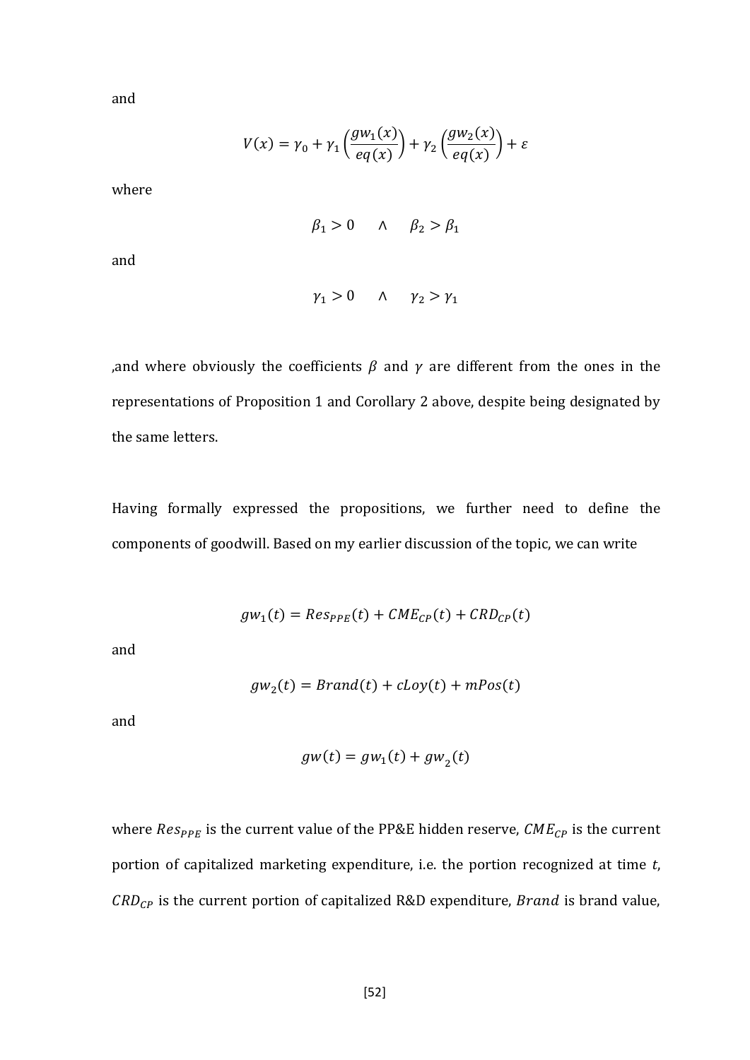and

$$V(x) = \gamma_0 + \gamma_1 \left(\frac{gw_1(x)}{eq(x)}\right) + \gamma_2 \left(\frac{gw_2(x)}{eq(x)}\right) + \varepsilon$$

where

$$\beta_1 > 0 \quad \wedge \quad \beta_2 > \beta_1$$

and

$$\gamma_1 > 0 \quad \wedge \quad \gamma_2 > \gamma_1$$

,and where obviously the coefficients $\beta$ and $\gamma$ are different from the ones in the representations of Proposition 1 and Corollary 2 above, despite being designated by the same letters.

Having formally expressed the propositions, we further need to define the components of goodwill. Based on my earlier discussion of the topic, we can write

$$gw_1(t) = Res_{PPE}(t) + CME_{CP}(t) + CRD_{CP}(t)$$

and

$$gw_2(t) = Brand(t) + cLoy(t) + mPos(t)$$

and

$$gw(t) = gw_1(t) + gw_2(t)$$

where $Res_{PPE}$ is the current value of the PP&E hidden reserve, $CME_{CP}$ is the current portion of capitalized marketing expenditure, i.e. the portion recognized at time $t$, $CRD_{CP}$ is the current portion of capitalized R&D expenditure, $Brand$ is brand value,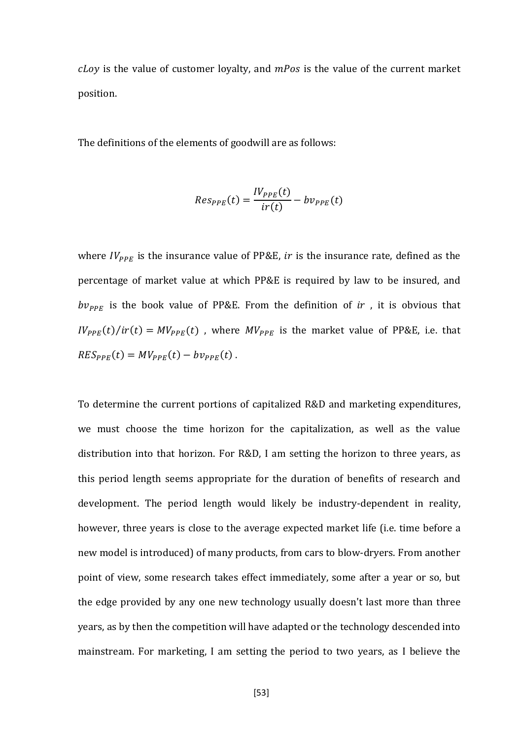$cLoy$ is the value of customer loyalty, and $mPos$ is the value of the current market position.

The definitions of the elements of goodwill are as follows:

$$Res_{PPE}(t) = \frac{IV_{PPE}(t)}{ir(t)} - bv_{PPE}(t)$$

where $IV_{PPE}$ is the insurance value of PP&E, $ir$ is the insurance rate, defined as the percentage of market value at which PP&E is required by law to be insured, and $bv_{PPE}$ is the book value of PP&E. From the definition of $ir$ , it is obvious that $IV_{PPE}(t)/ir(t) = MV_{PPE}(t)$ , where $MV_{PPE}$ is the market value of PP&E, i.e. that $RES_{PPE}(t) = MV_{PPE}(t) - bv_{PPE}(t)$ .

To determine the current portions of capitalized R&D and marketing expenditures, we must choose the time horizon for the capitalization, as well as the value distribution into that horizon. For R&D, I am setting the horizon to three years, as this period length seems appropriate for the duration of benefits of research and development. The period length would likely be industry-dependent in reality, however, three years is close to the average expected market life (i.e. time before a new model is introduced) of many products, from cars to blow-dryers. From another point of view, some research takes effect immediately, some after a year or so, but the edge provided by any one new technology usually doesn't last more than three years, as by then the competition will have adapted or the technology descended into mainstream. For marketing, I am setting the period to two years, as I believe the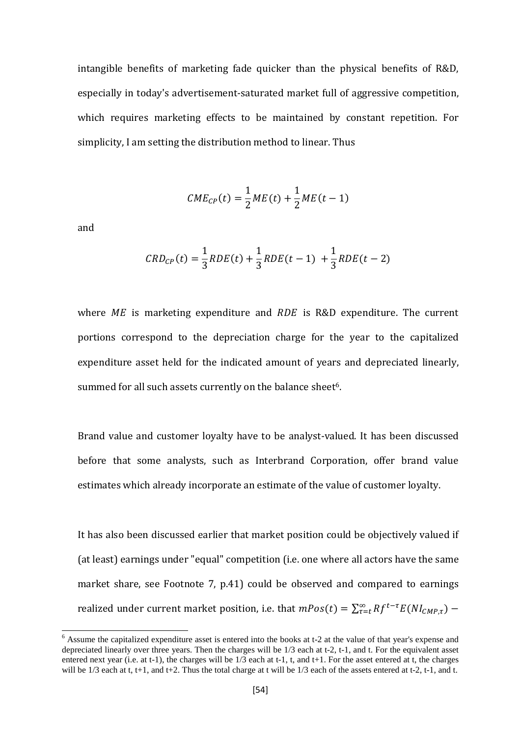intangible benefits of marketing fade quicker than the physical benefits of R&D, especially in today's advertisement-saturated market full of aggressive competition, which requires marketing effects to be maintained by constant repetition. For simplicity, I am setting the distribution method to linear. Thus

$$CME_{CP}(t) = \frac{1}{2}ME(t) + \frac{1}{2}ME(t-1)$$

and

$$CRD_{CP}(t) = \frac{1}{3}RDE(t) + \frac{1}{3}RDE(t-1) \; + \frac{1}{3}RDE(t-2)$$

where $ME$ is marketing expenditure and $RDE$ is R&D expenditure. The current portions correspond to the depreciation charge for the year to the capitalized expenditure asset held for the indicated amount of years and depreciated linearly, summed for all such assets currently on the balance sheet[6].

Brand value and customer loyalty have to be analyst-valued. It has been discussed before that some analysts, such as Interbrand Corporation, offer brand value estimates which already incorporate an estimate of the value of customer loyalty.

It has also been discussed earlier that market position could be objectively valued if (at least) earnings under "equal" competition (i.e. one where all actors have the same market share, see Footnote 7, p.41) could be observed and compared to earnings realized under current market position, i.e. that $mPos(t) = \sum_{\tau=t}^{\infty} Rf^{t-\tau} E(NI_{CMP,\tau}) -$

[6] Assume the capitalized expenditure asset is entered into the books at t-2 at the value of that year's expense and depreciated linearly over three years. Then the charges will be 1/3 each at t-2, t-1, and t. For the equivalent asset entered next year (i.e. at t-1), the charges will be 1/3 each at t-1, t, and t+1. For the asset entered at t, the charges will be 1/3 each at t, t+1, and t+2. Thus the total charge at t will be 1/3 each of the assets entered at t-2, t-1, and t.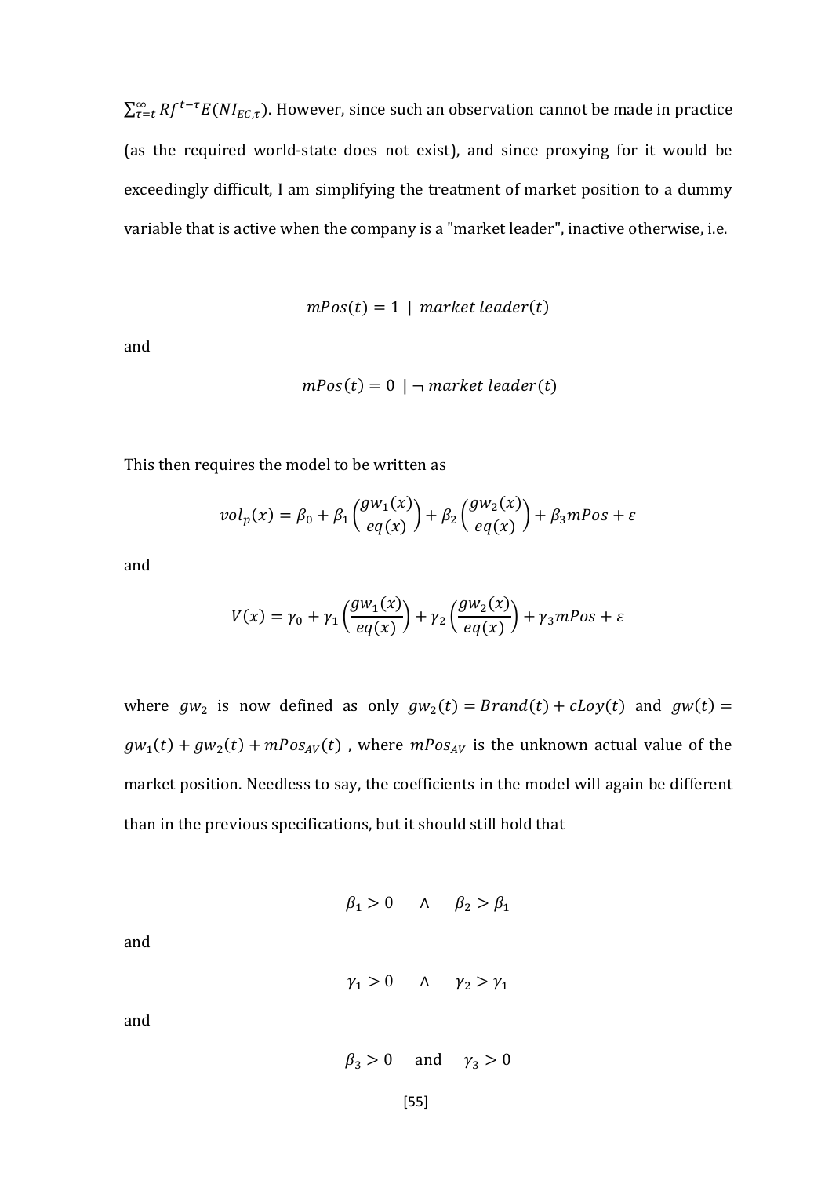$\sum_{\tau=t}^{\infty} Rf^{t-\tau} E(NI_{EC,\tau})$. However, since such an observation cannot be made in practice (as the required world-state does not exist), and since proxying for it would be exceedingly difficult, I am simplifying the treatment of market position to a dummy variable that is active when the company is a "market leader", inactive otherwise, i.e.

$$mPos(t) = 1 \mid market\ leader(t)$$

and

$$mPos(t) = 0 \mid \neg\, market\ leader(t)$$

This then requires the model to be written as

$$vol_p(x) = \beta_0 + \beta_1 \left(\frac{gw_1(x)}{eq(x)}\right) + \beta_2 \left(\frac{gw_2(x)}{eq(x)}\right) + \beta_3 mPos + \varepsilon$$

and

$$V(x) = \gamma_0 + \gamma_1 \left(\frac{gw_1(x)}{eq(x)}\right) + \gamma_2 \left(\frac{gw_2(x)}{eq(x)}\right) + \gamma_3 mPos + \varepsilon$$

where $gw_2$ is now defined as only $gw_2(t) = Brand(t) + cLoy(t)$ and $gw(t) = gw_1(t) + gw_2(t) + mPos_{AV}(t)$ , where $mPos_{AV}$ is the unknown actual value of the market position. Needless to say, the coefficients in the model will again be different than in the previous specifications, but it should still hold that

$$\beta_1 > 0 \quad \wedge \quad \beta_2 > \beta_1$$

and

$$\gamma_1 > 0 \quad \wedge \quad \gamma_2 > \gamma_1$$

and

$$\beta_3 > 0 \quad \text{and} \quad \gamma_3 > 0$$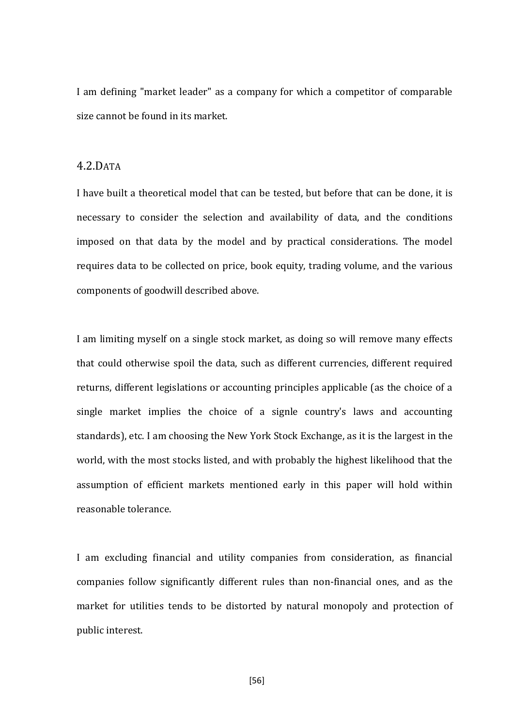I am defining "market leader" as a company for which a competitor of comparable size cannot be found in its market.

## 4.2. Data

I have built a theoretical model that can be tested, but before that can be done, it is necessary to consider the selection and availability of data, and the conditions imposed on that data by the model and by practical considerations. The model requires data to be collected on price, book equity, trading volume, and the various components of goodwill described above.

I am limiting myself on a single stock market, as doing so will remove many effects that could otherwise spoil the data, such as different currencies, different required returns, different legislations or accounting principles applicable (as the choice of a single market implies the choice of a signle country's laws and accounting standards), etc. I am choosing the New York Stock Exchange, as it is the largest in the world, with the most stocks listed, and with probably the highest likelihood that the assumption of efficient markets mentioned early in this paper will hold within reasonable tolerance.

I am excluding financial and utility companies from consideration, as financial companies follow significantly different rules than non-financial ones, and as the market for utilities tends to be distorted by natural monopoly and protection of public interest.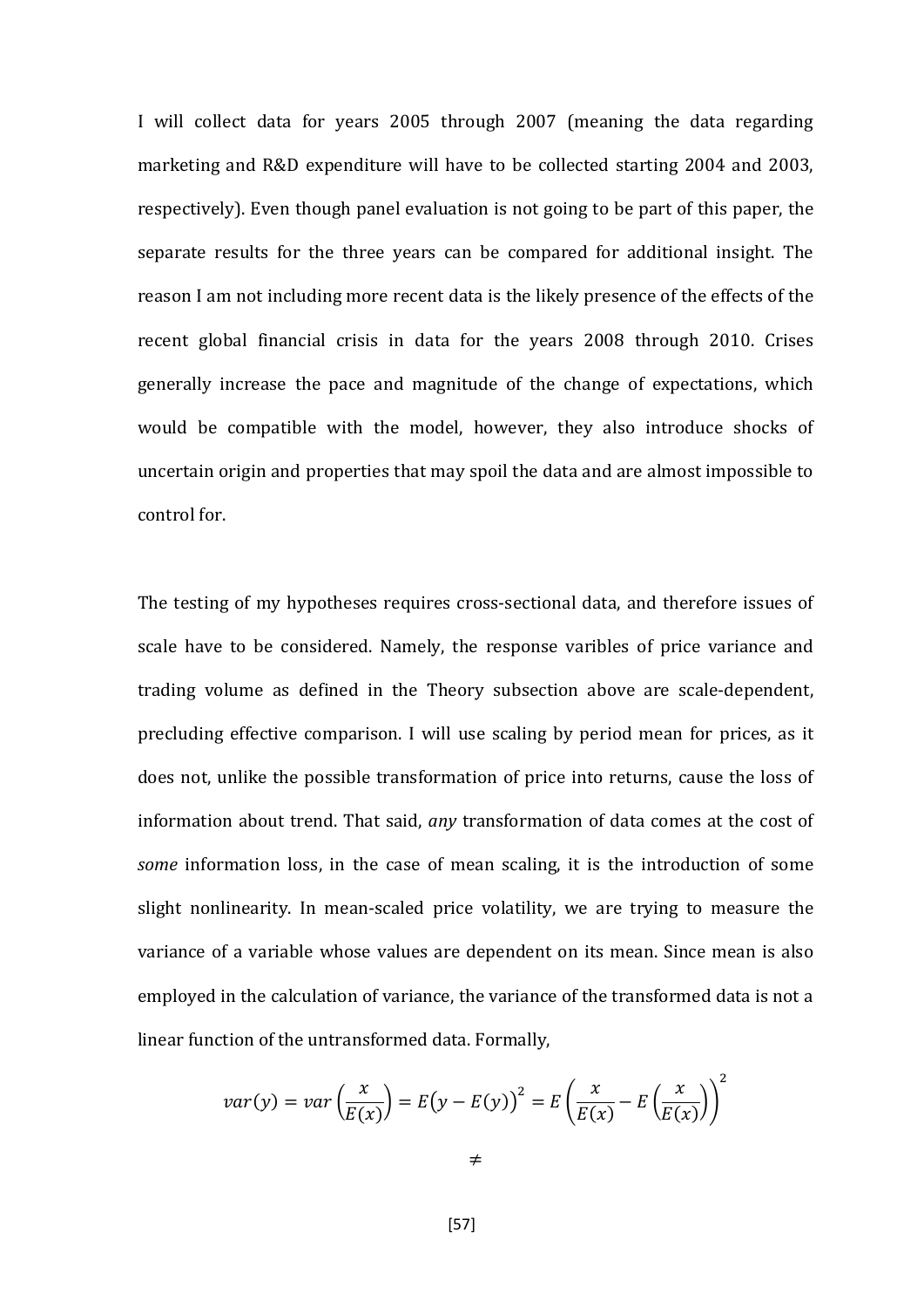I will collect data for years 2005 through 2007 (meaning the data regarding marketing and R&D expenditure will have to be collected starting 2004 and 2003, respectively). Even though panel evaluation is not going to be part of this paper, the separate results for the three years can be compared for additional insight. The reason I am not including more recent data is the likely presence of the effects of the recent global financial crisis in data for the years 2008 through 2010. Crises generally increase the pace and magnitude of the change of expectations, which would be compatible with the model, however, they also introduce shocks of uncertain origin and properties that may spoil the data and are almost impossible to control for.

The testing of my hypotheses requires cross-sectional data, and therefore issues of scale have to be considered. Namely, the response varibles of price variance and trading volume as defined in the Theory subsection above are scale-dependent, precluding effective comparison. I will use scaling by period mean for prices, as it does not, unlike the possible transformation of price into returns, cause the loss of information about trend. That said, *any* transformation of data comes at the cost of *some* information loss, in the case of mean scaling, it is the introduction of some slight nonlinearity. In mean-scaled price volatility, we are trying to measure the variance of a variable whose values are dependent on its mean. Since mean is also employed in the calculation of variance, the variance of the transformed data is not a linear function of the untransformed data. Formally,

$$var(y) = var\left(\frac{x}{E(x)}\right) = E\big(y - E(y)\big)^2 = E\left(\frac{x}{E(x)} - E\left(\frac{x}{E(x)}\right)\right)^2$$

$$\neq$$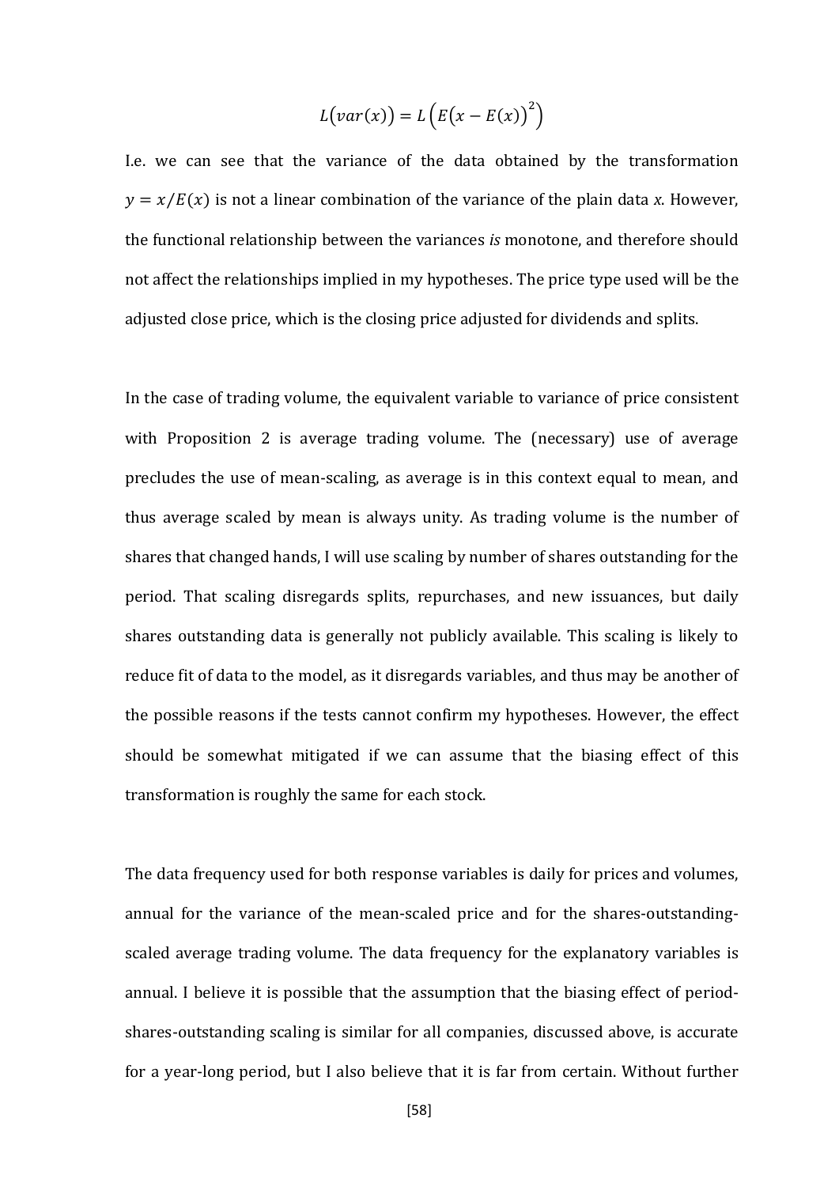$$L\big(var(x)\big) = L\left(E\big(x - E(x)\big)^2\right)$$

I.e. we can see that the variance of the data obtained by the transformation $y = x/E(x)$ is not a linear combination of the variance of the plain data $x$. However, the functional relationship between the variances *is* monotone, and therefore should not affect the relationships implied in my hypotheses. The price type used will be the adjusted close price, which is the closing price adjusted for dividends and splits.

In the case of trading volume, the equivalent variable to variance of price consistent with Proposition 2 is average trading volume. The (necessary) use of average precludes the use of mean-scaling, as average is in this context equal to mean, and thus average scaled by mean is always unity. As trading volume is the number of shares that changed hands, I will use scaling by number of shares outstanding for the period. That scaling disregards splits, repurchases, and new issuances, but daily shares outstanding data is generally not publicly available. This scaling is likely to reduce fit of data to the model, as it disregards variables, and thus may be another of the possible reasons if the tests cannot confirm my hypotheses. However, the effect should be somewhat mitigated if we can assume that the biasing effect of this transformation is roughly the same for each stock.

The data frequency used for both response variables is daily for prices and volumes, annual for the variance of the mean-scaled price and for the shares-outstanding-scaled average trading volume. The data frequency for the explanatory variables is annual. I believe it is possible that the assumption that the biasing effect of period-shares-outstanding scaling is similar for all companies, discussed above, is accurate for a year-long period, but I also believe that it is far from certain. Without further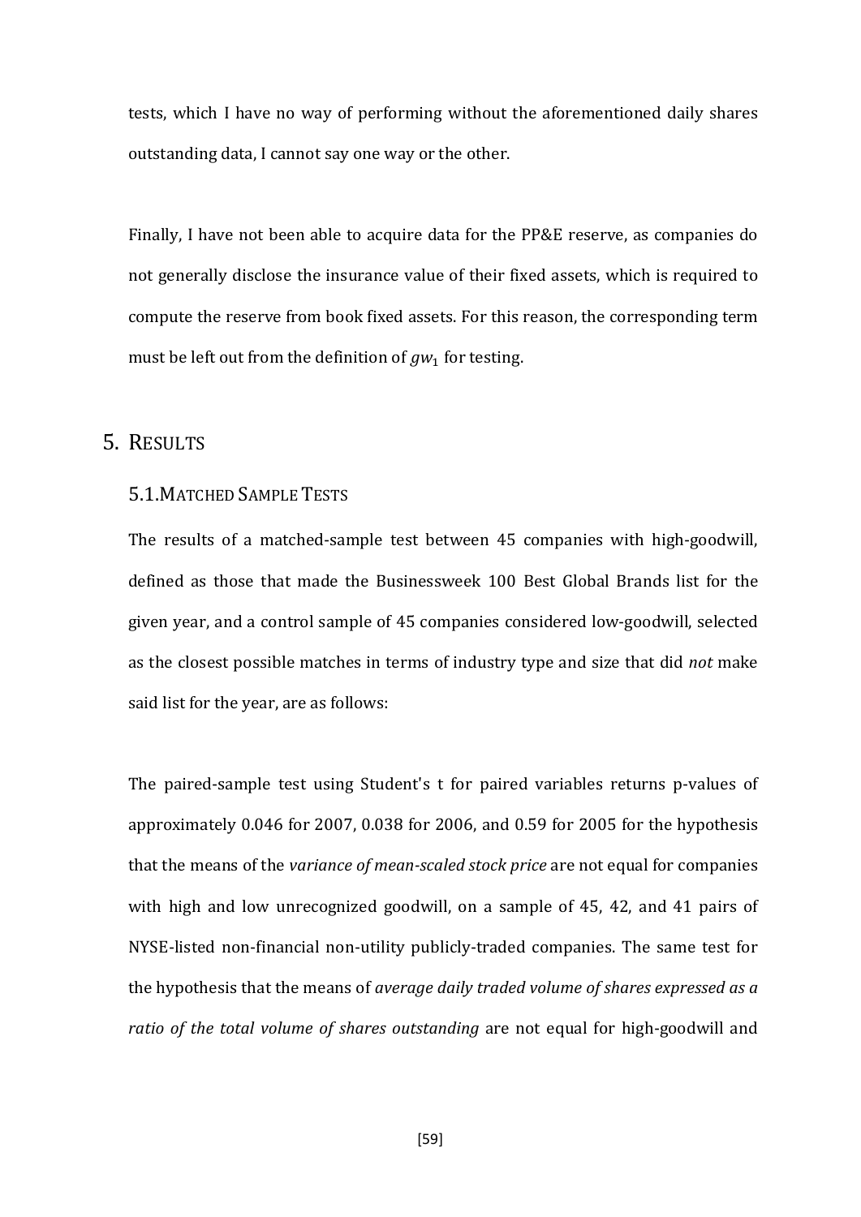tests, which I have no way of performing without the aforementioned daily shares outstanding data, I cannot say one way or the other.

Finally, I have not been able to acquire data for the PP&E reserve, as companies do not generally disclose the insurance value of their fixed assets, which is required to compute the reserve from book fixed assets. For this reason, the corresponding term must be left out from the definition of $gw_1$ for testing.

# 5. Results

## 5.1. Matched Sample Tests

The results of a matched-sample test between 45 companies with high-goodwill, defined as those that made the Businessweek 100 Best Global Brands list for the given year, and a control sample of 45 companies considered low-goodwill, selected as the closest possible matches in terms of industry type and size that did *not* make said list for the year, are as follows:

The paired-sample test using Student's t for paired variables returns p-values of approximately 0.046 for 2007, 0.038 for 2006, and 0.59 for 2005 for the hypothesis that the means of the *variance of mean-scaled stock price* are not equal for companies with high and low unrecognized goodwill, on a sample of 45, 42, and 41 pairs of NYSE-listed non-financial non-utility publicly-traded companies. The same test for the hypothesis that the means of *average daily traded volume of shares expressed as a ratio of the total volume of shares outstanding* are not equal for high-goodwill and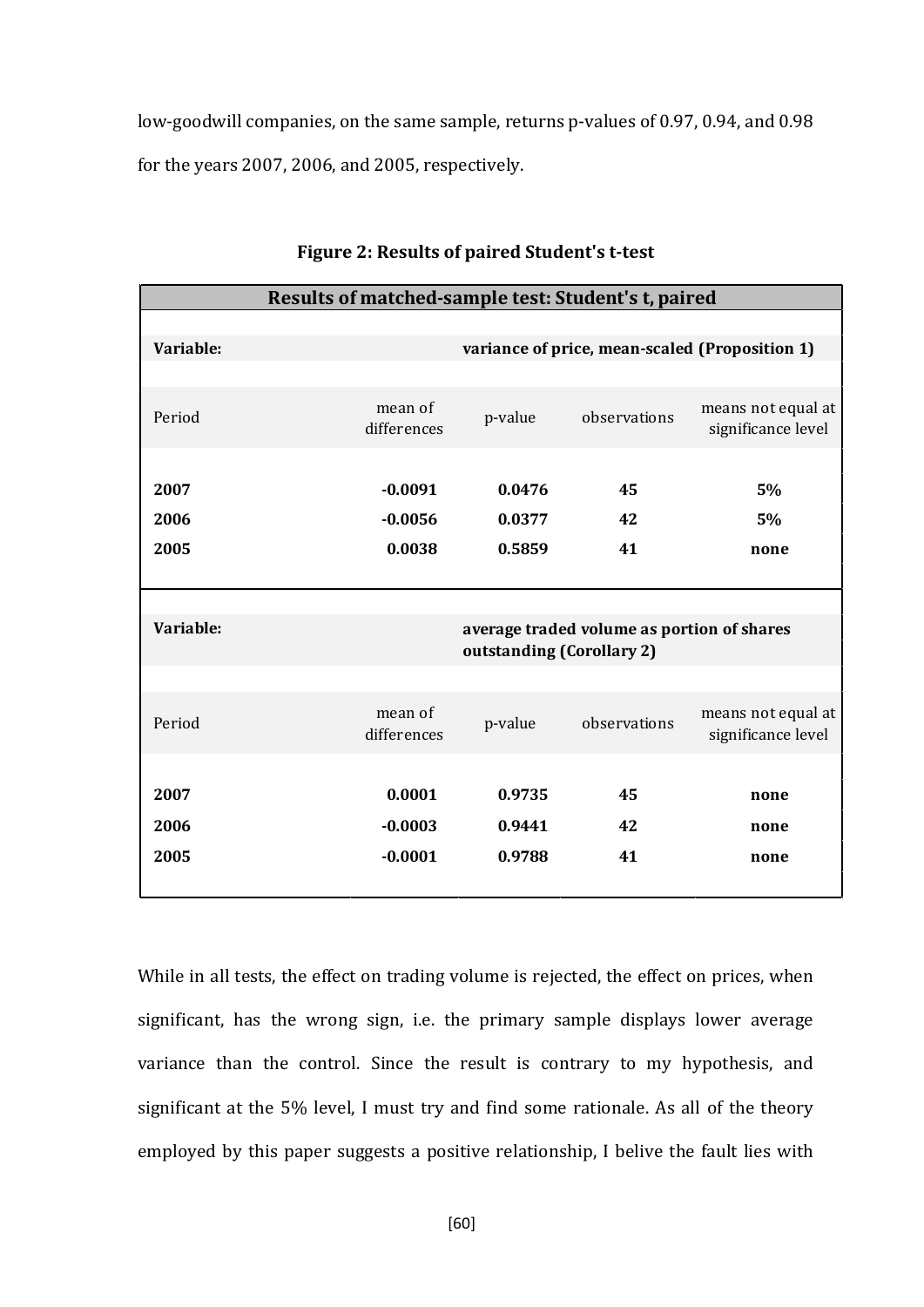low-goodwill companies, on the same sample, returns p-values of 0.97, 0.94, and 0.98 for the years 2007, 2006, and 2005, respectively.

**Figure 2: Results of paired Student's t-test**

| **Results of matched-sample test: Student's t, paired** | | | | |
|---|---|---|---|---|
| **Variable:** | | **variance of price, mean-scaled (Proposition 1)** | | |
| Period | mean of differences | p-value | observations | means not equal at significance level |
| **2007** | **-0.0091** | **0.0476** | **45** | **5%** |
| **2006** | **-0.0056** | **0.0377** | **42** | **5%** |
| **2005** | **0.0038** | **0.5859** | **41** | **none** |
| **Variable:** | | **average traded volume as portion of shares outstanding (Corollary 2)** | | |
| Period | mean of differences | p-value | observations | means not equal at significance level |
| **2007** | **0.0001** | **0.9735** | **45** | **none** |
| **2006** | **-0.0003** | **0.9441** | **42** | **none** |
| **2005** | **-0.0001** | **0.9788** | **41** | **none** |

While in all tests, the effect on trading volume is rejected, the effect on prices, when significant, has the wrong sign, i.e. the primary sample displays lower average variance than the control. Since the result is contrary to my hypothesis, and significant at the 5% level, I must try and find some rationale. As all of the theory employed by this paper suggests a positive relationship, I belive the fault lies with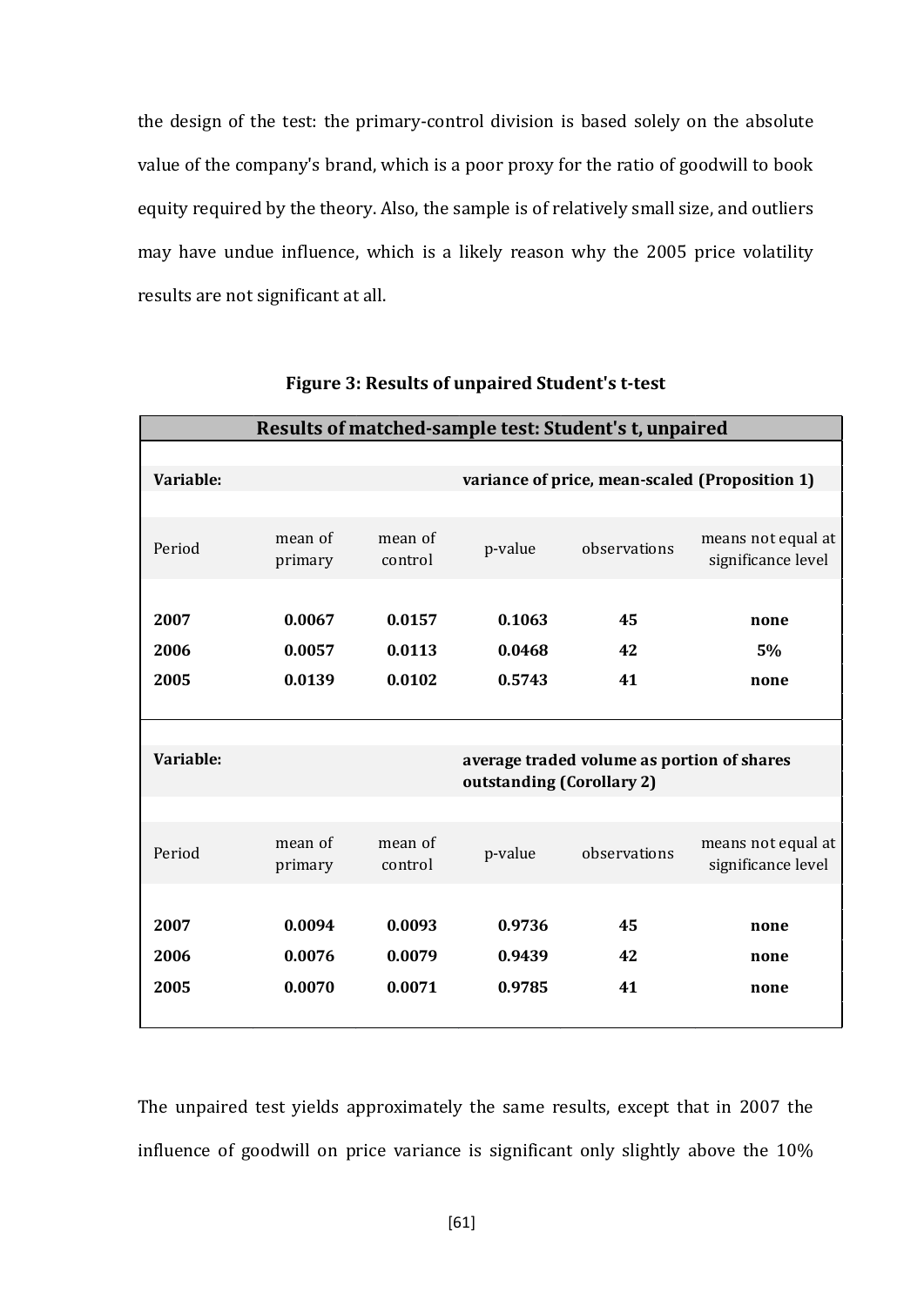the design of the test: the primary-control division is based solely on the absolute value of the company's brand, which is a poor proxy for the ratio of goodwill to book equity required by the theory. Also, the sample is of relatively small size, and outliers may have undue influence, which is a likely reason why the 2005 price volatility results are not significant at all.

**Figure 3: Results of unpaired Student's t-test**

| **Results of matched-sample test: Student's t, unpaired** | | | | | |
|---|---|---|---|---|---|
| **Variable:** | | | **variance of price, mean-scaled (Proposition 1)** | | |
| Period | mean of primary | mean of control | p-value | observations | means not equal at significance level |
| **2007** | **0.0067** | **0.0157** | **0.1063** | **45** | **none** |
| **2006** | **0.0057** | **0.0113** | **0.0468** | **42** | **5%** |
| **2005** | **0.0139** | **0.0102** | **0.5743** | **41** | **none** |
| **Variable:** | | | **average traded volume as portion of shares outstanding (Corollary 2)** | | |
| Period | mean of primary | mean of control | p-value | observations | means not equal at significance level |
| **2007** | **0.0094** | **0.0093** | **0.9736** | **45** | **none** |
| **2006** | **0.0076** | **0.0079** | **0.9439** | **42** | **none** |
| **2005** | **0.0070** | **0.0071** | **0.9785** | **41** | **none** |

The unpaired test yields approximately the same results, except that in 2007 the influence of goodwill on price variance is significant only slightly above the 10%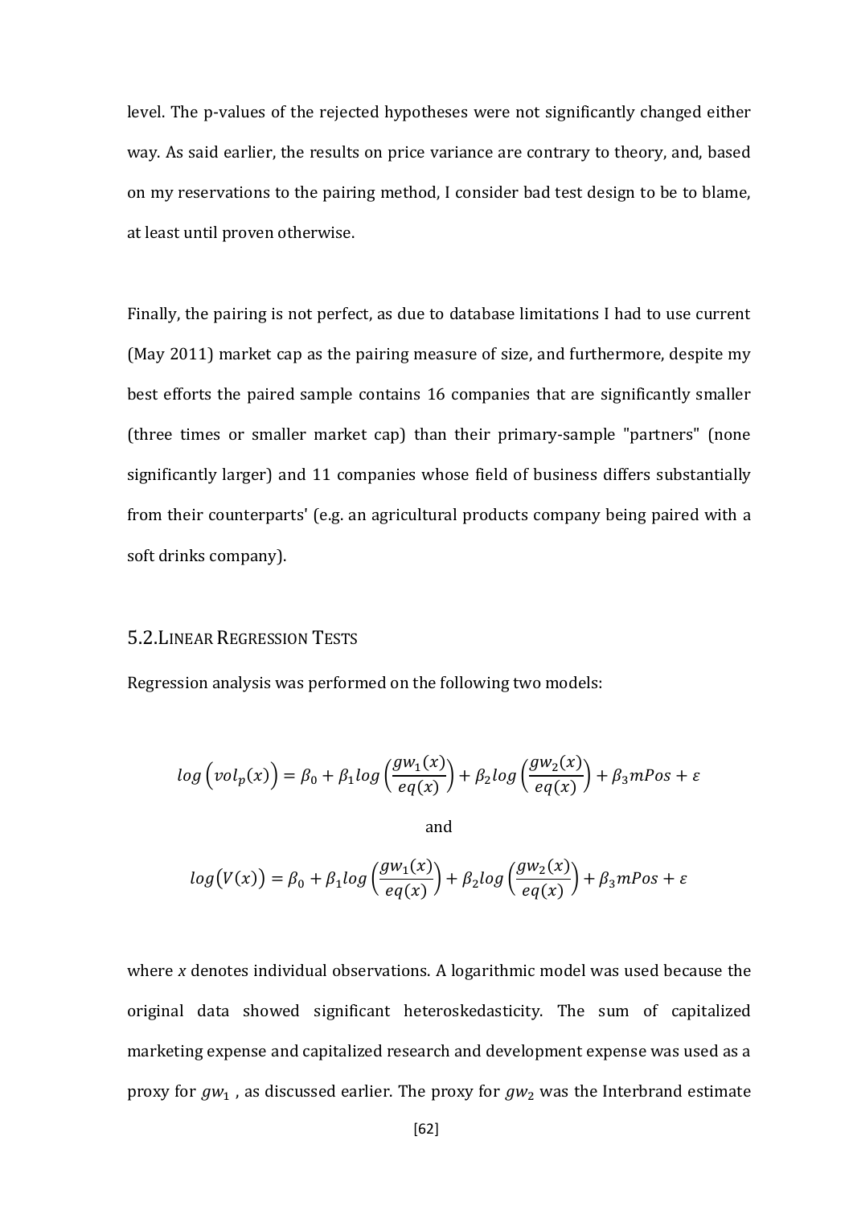level. The p-values of the rejected hypotheses were not significantly changed either way. As said earlier, the results on price variance are contrary to theory, and, based on my reservations to the pairing method, I consider bad test design to be to blame, at least until proven otherwise.

Finally, the pairing is not perfect, as due to database limitations I had to use current (May 2011) market cap as the pairing measure of size, and furthermore, despite my best efforts the paired sample contains 16 companies that are significantly smaller (three times or smaller market cap) than their primary-sample "partners" (none significantly larger) and 11 companies whose field of business differs substantially from their counterparts' (e.g. an agricultural products company being paired with a soft drinks company).

## 5.2. Linear Regression Tests

Regression analysis was performed on the following two models:

$$log\left(vol_p(x)\right) = \beta_0 + \beta_1 log\left(\frac{gw_1(x)}{eq(x)}\right) + \beta_2 log\left(\frac{gw_2(x)}{eq(x)}\right) + \beta_3 mPos + \varepsilon$$

and

$$log\left(V(x)\right) = \beta_0 + \beta_1 log\left(\frac{gw_1(x)}{eq(x)}\right) + \beta_2 log\left(\frac{gw_2(x)}{eq(x)}\right) + \beta_3 mPos + \varepsilon$$

where *x* denotes individual observations. A logarithmic model was used because the original data showed significant heteroskedasticity. The sum of capitalized marketing expense and capitalized research and development expense was used as a proxy for $gw_1$ , as discussed earlier. The proxy for $gw_2$ was the Interbrand estimate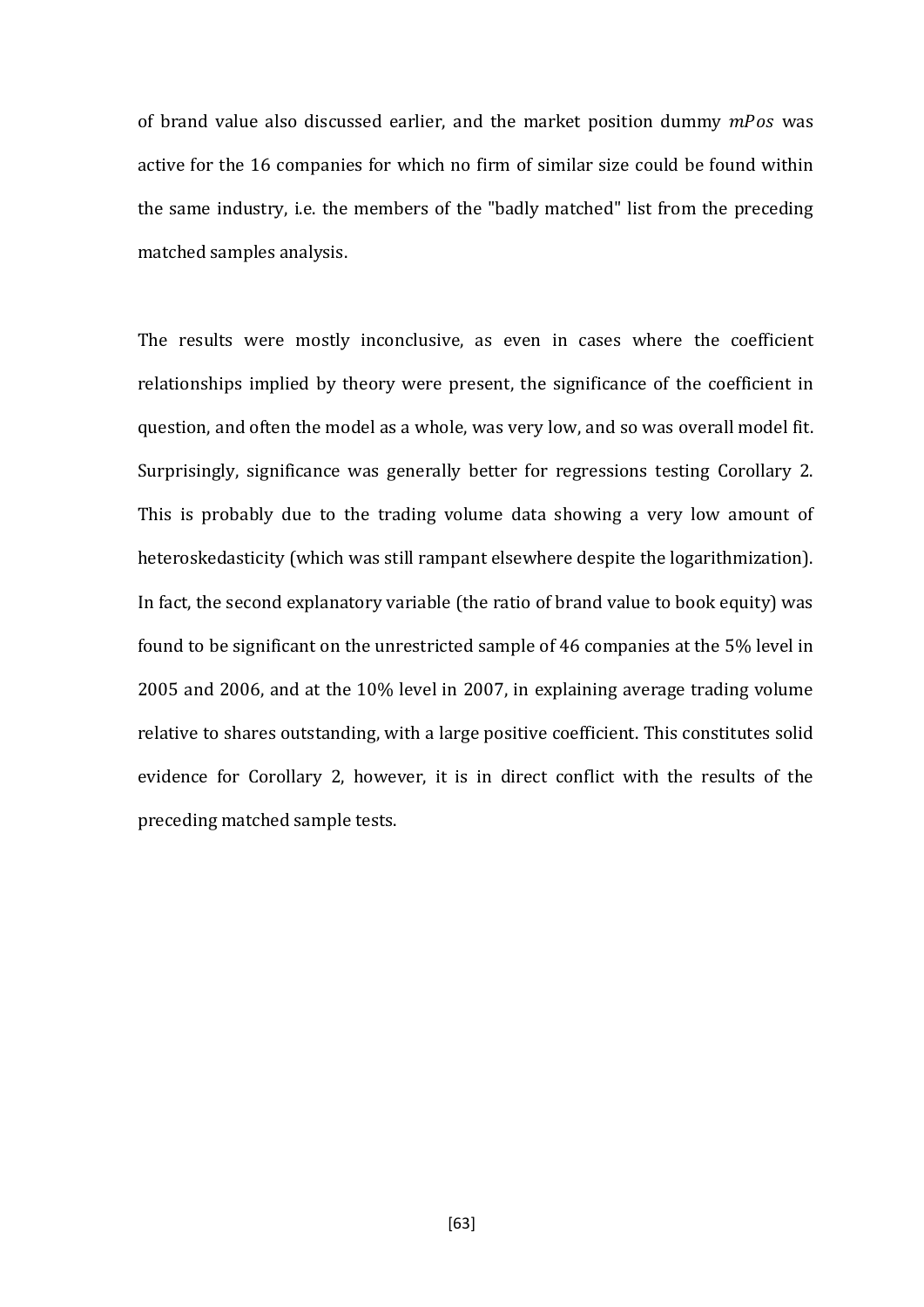of brand value also discussed earlier, and the market position dummy $mPos$ was active for the 16 companies for which no firm of similar size could be found within the same industry, i.e. the members of the "badly matched" list from the preceding matched samples analysis.

The results were mostly inconclusive, as even in cases where the coefficient relationships implied by theory were present, the significance of the coefficient in question, and often the model as a whole, was very low, and so was overall model fit. Surprisingly, significance was generally better for regressions testing Corollary 2. This is probably due to the trading volume data showing a very low amount of heteroskedasticity (which was still rampant elsewhere despite the logarithmization). In fact, the second explanatory variable (the ratio of brand value to book equity) was found to be significant on the unrestricted sample of 46 companies at the 5% level in 2005 and 2006, and at the 10% level in 2007, in explaining average trading volume relative to shares outstanding, with a large positive coefficient. This constitutes solid evidence for Corollary 2, however, it is in direct conflict with the results of the preceding matched sample tests.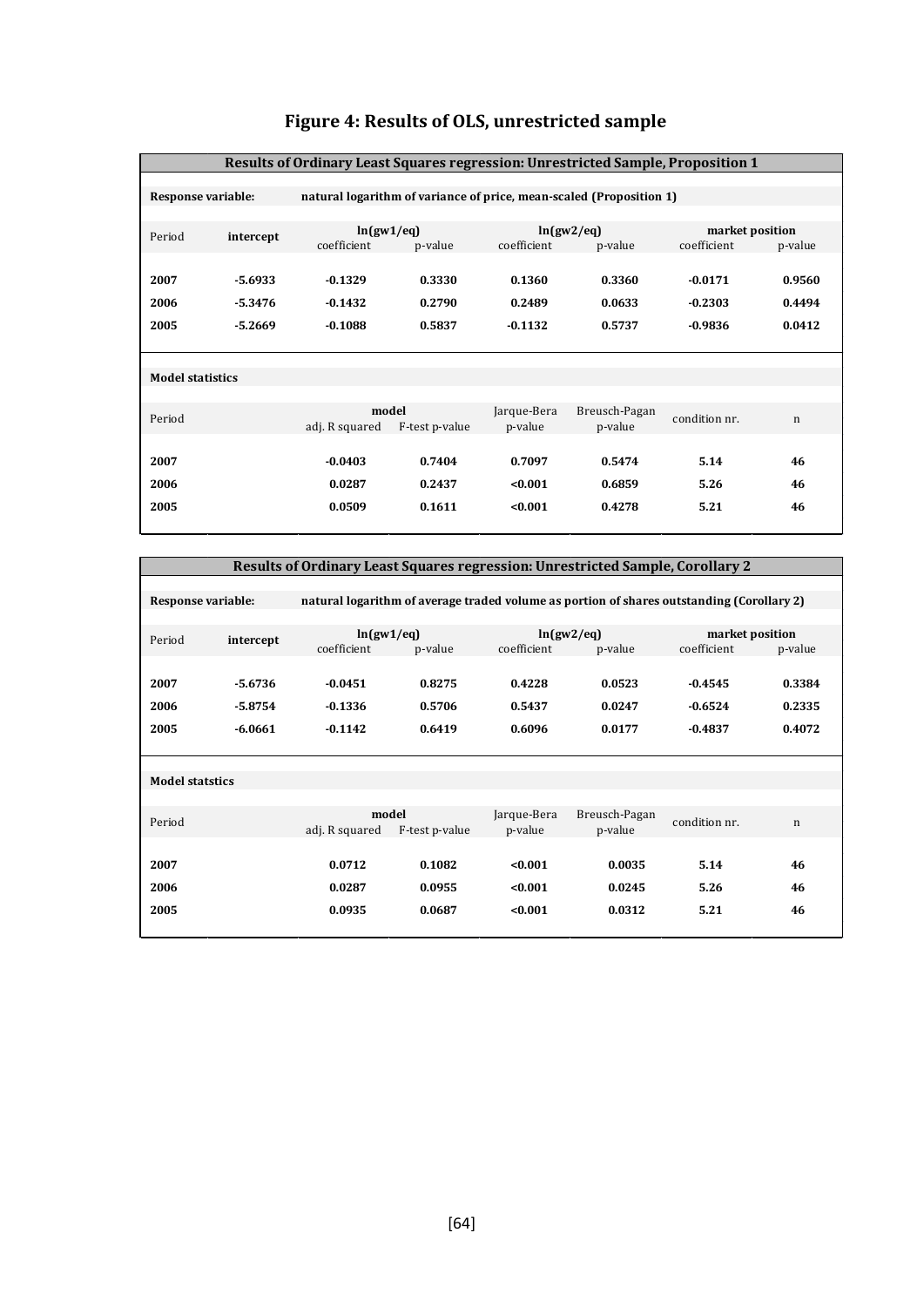# Figure 4: Results of OLS, unrestricted sample

**Results of Ordinary Least Squares regression: Unrestricted Sample, Proposition 1**

**Response variable:** natural logarithm of variance of price, mean-scaled (Proposition 1)

| Period | intercept | ln(gw1/eq) | | ln(gw2/eq) | | market position | |
|---|---|---|---|---|---|---|---|
| | | coefficient | p-value | coefficient | p-value | coefficient | p-value |
| **2007** | **-5.6933** | **-0.1329** | **0.3330** | **0.1360** | **0.3360** | **-0.0171** | **0.9560** |
| **2006** | **-5.3476** | **-0.1432** | **0.2790** | **0.2489** | **0.0633** | **-0.2303** | **0.4494** |
| **2005** | **-5.2669** | **-0.1088** | **0.5837** | **-0.1132** | **0.5737** | **-0.9836** | **0.0412** |

**Model statistics**

| Period | model | | Jarque-Bera | Breusch-Pagan | condition nr. | n |
|---|---|---|---|---|---|---|
| | adj. R squared | F-test p-value | p-value | p-value | | |
| **2007** | **-0.0403** | **0.7404** | **0.7097** | **0.5474** | **5.14** | **46** |
| **2006** | **0.0287** | **0.2437** | **<0.001** | **0.6859** | **5.26** | **46** |
| **2005** | **0.0509** | **0.1611** | **<0.001** | **0.4278** | **5.21** | **46** |

**Results of Ordinary Least Squares regression: Unrestricted Sample, Corollary 2**

**Response variable:** natural logarithm of average traded volume as portion of shares outstanding (Corollary 2)

| Period | intercept | ln(gw1/eq) | | ln(gw2/eq) | | market position | |
|---|---|---|---|---|---|---|---|
| | | coefficient | p-value | coefficient | p-value | coefficient | p-value |
| **2007** | **-5.6736** | **-0.0451** | **0.8275** | **0.4228** | **0.0523** | **-0.4545** | **0.3384** |
| **2006** | **-5.8754** | **-0.1336** | **0.5706** | **0.5437** | **0.0247** | **-0.6524** | **0.2335** |
| **2005** | **-6.0661** | **-0.1142** | **0.6419** | **0.6096** | **0.0177** | **-0.4837** | **0.4072** |

**Model statstics**

| Period | model | | Jarque-Bera | Breusch-Pagan | condition nr. | n |
|---|---|---|---|---|---|---|
| | adj. R squared | F-test p-value | p-value | p-value | | |
| **2007** | **0.0712** | **0.1082** | **<0.001** | **0.0035** | **5.14** | **46** |
| **2006** | **0.0287** | **0.0955** | **<0.001** | **0.0245** | **5.26** | **46** |
| **2005** | **0.0935** | **0.0687** | **<0.001** | **0.0312** | **5.21** | **46** |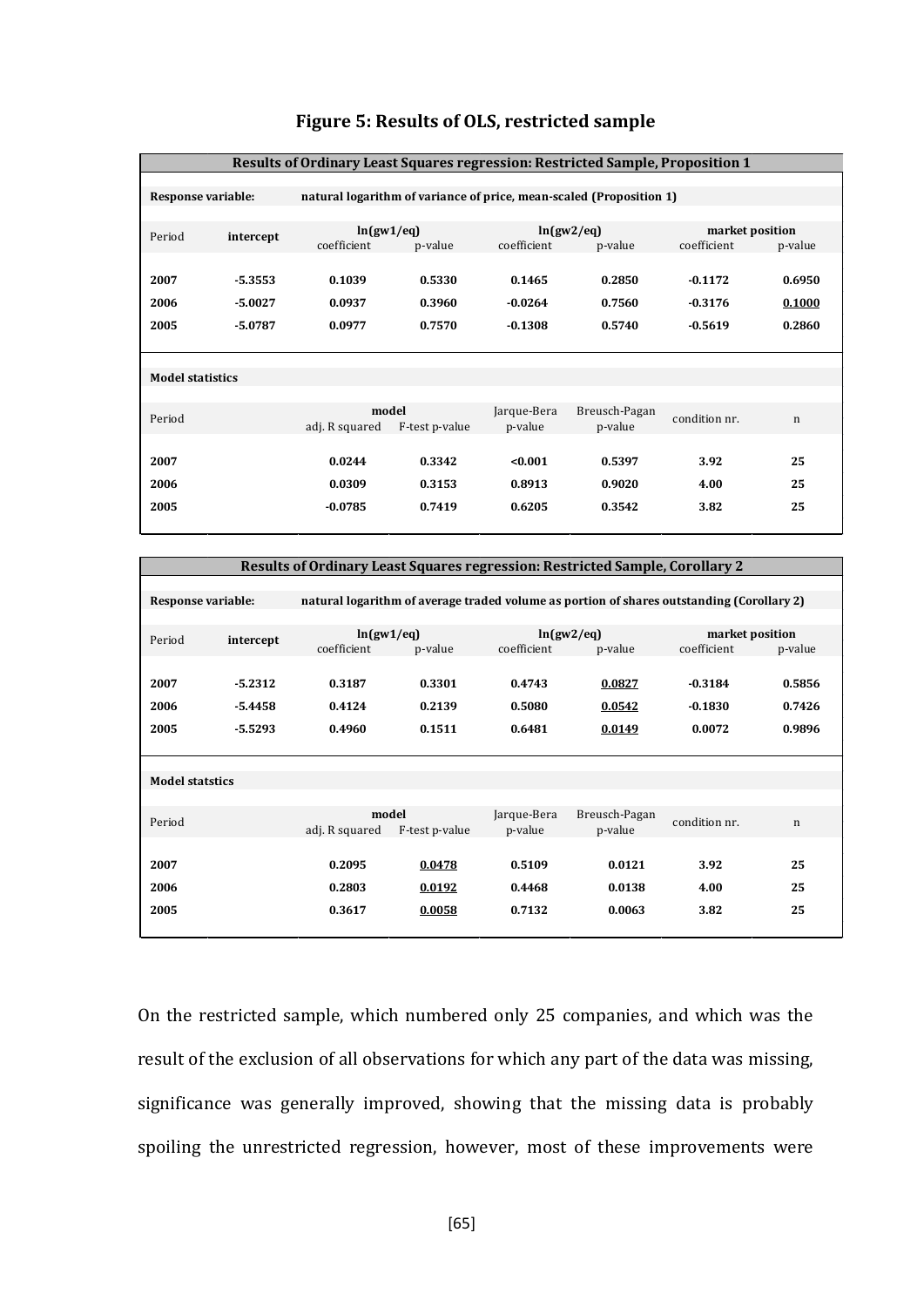**Figure 5: Results of OLS, restricted sample**

| Results of Ordinary Least Squares regression: Restricted Sample, Proposition 1 | | | | | | | |
|---|---|---|---|---|---|---|---|
| **Response variable:** | natural logarithm of variance of price, mean-scaled (Proposition 1) | | | | | | |
| Period | intercept | ln(gw1/eq) | | ln(gw2/eq) | | market position | |
| | | coefficient | p-value | coefficient | p-value | coefficient | p-value |
| **2007** | **-5.3553** | **0.1039** | **0.5330** | **0.1465** | **0.2850** | **-0.1172** | **0.6950** |
| **2006** | **-5.0027** | **0.0937** | **0.3960** | **-0.0264** | **0.7560** | **-0.3176** | **<u>0.1000</u>** |
| **2005** | **-5.0787** | **0.0977** | **0.7570** | **-0.1308** | **0.5740** | **-0.5619** | **0.2860** |

| Model statistics | | | | | | |
|---|---|---|---|---|---|---|
| Period | model | | Jarque-Bera | Breusch-Pagan | condition nr. | n |
| | adj. R squared | F-test p-value | p-value | p-value | | |
| **2007** | **0.0244** | **0.3342** | **<0.001** | **0.5397** | **3.92** | **25** |
| **2006** | **0.0309** | **0.3153** | **0.8913** | **0.9020** | **4.00** | **25** |
| **2005** | **-0.0785** | **0.7419** | **0.6205** | **0.3542** | **3.82** | **25** |

| Results of Ordinary Least Squares regression: Restricted Sample, Corollary 2 | | | | | | | |
|---|---|---|---|---|---|---|---|
| **Response variable:** | natural logarithm of average traded volume as portion of shares outstanding (Corollary 2) | | | | | | |
| Period | intercept | ln(gw1/eq) | | ln(gw2/eq) | | market position | |
| | | coefficient | p-value | coefficient | p-value | coefficient | p-value |
| **2007** | **-5.2312** | **0.3187** | **0.3301** | **0.4743** | **<u>0.0827</u>** | **-0.3184** | **0.5856** |
| **2006** | **-5.4458** | **0.4124** | **0.2139** | **0.5080** | **<u>0.0542</u>** | **-0.1830** | **0.7426** |
| **2005** | **-5.5293** | **0.4960** | **0.1511** | **0.6481** | **<u>0.0149</u>** | **0.0072** | **0.9896** |

| Model statstics | | | | | | |
|---|---|---|---|---|---|---|
| Period | model | | Jarque-Bera | Breusch-Pagan | condition nr. | n |
| | adj. R squared | F-test p-value | p-value | p-value | | |
| **2007** | **0.2095** | **<u>0.0478</u>** | **0.5109** | **0.0121** | **3.92** | **25** |
| **2006** | **0.2803** | **<u>0.0192</u>** | **0.4468** | **0.0138** | **4.00** | **25** |
| **2005** | **0.3617** | **<u>0.0058</u>** | **0.7132** | **0.0063** | **3.82** | **25** |

On the restricted sample, which numbered only 25 companies, and which was the result of the exclusion of all observations for which any part of the data was missing, significance was generally improved, showing that the missing data is probably spoiling the unrestricted regression, however, most of these improvements were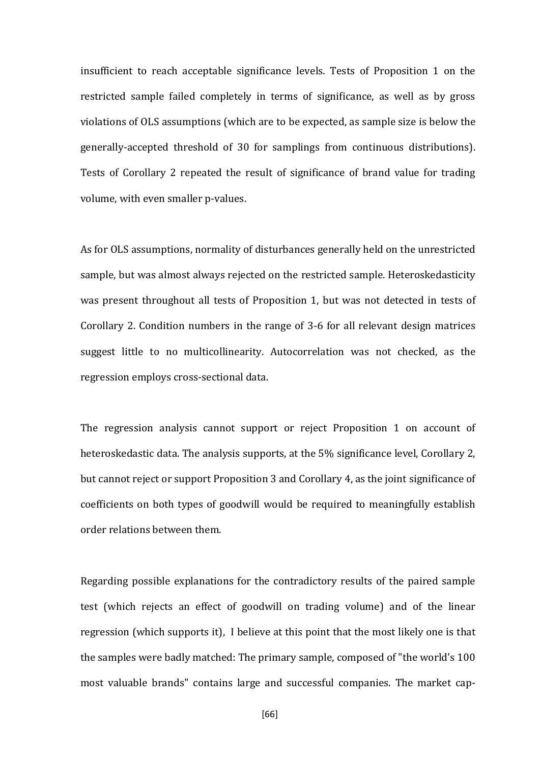insufficient to reach acceptable significance levels. Tests of Proposition 1 on the restricted sample failed completely in terms of significance, as well as by gross violations of OLS assumptions (which are to be expected, as sample size is below the generally-accepted threshold of 30 for samplings from continuous distributions). Tests of Corollary 2 repeated the result of significance of brand value for trading volume, with even smaller p-values.

As for OLS assumptions, normality of disturbances generally held on the unrestricted sample, but was almost always rejected on the restricted sample. Heteroskedasticity was present throughout all tests of Proposition 1, but was not detected in tests of Corollary 2. Condition numbers in the range of 3-6 for all relevant design matrices suggest little to no multicollinearity. Autocorrelation was not checked, as the regression employs cross-sectional data.

The regression analysis cannot support or reject Proposition 1 on account of heteroskedastic data. The analysis supports, at the 5% significance level, Corollary 2, but cannot reject or support Proposition 3 and Corollary 4, as the joint significance of coefficients on both types of goodwill would be required to meaningfully establish order relations between them.

Regarding possible explanations for the contradictory results of the paired sample test (which rejects an effect of goodwill on trading volume) and of the linear regression (which supports it), I believe at this point that the most likely one is that the samples were badly matched: The primary sample, composed of "the world's 100 most valuable brands" contains large and successful companies. The market cap-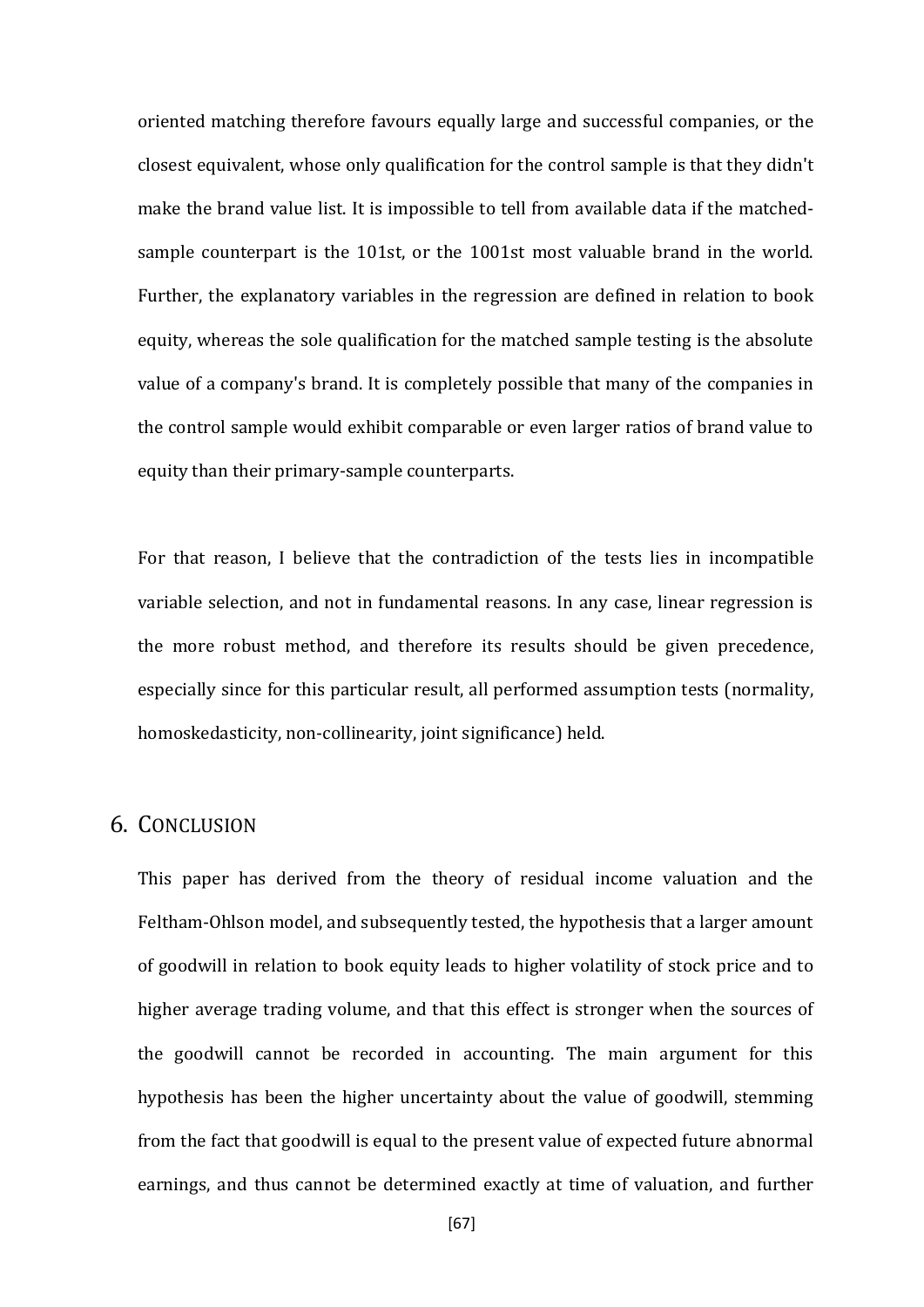oriented matching therefore favours equally large and successful companies, or the closest equivalent, whose only qualification for the control sample is that they didn't make the brand value list. It is impossible to tell from available data if the matched-sample counterpart is the 101st, or the 1001st most valuable brand in the world. Further, the explanatory variables in the regression are defined in relation to book equity, whereas the sole qualification for the matched sample testing is the absolute value of a company's brand. It is completely possible that many of the companies in the control sample would exhibit comparable or even larger ratios of brand value to equity than their primary-sample counterparts.

For that reason, I believe that the contradiction of the tests lies in incompatible variable selection, and not in fundamental reasons. In any case, linear regression is the more robust method, and therefore its results should be given precedence, especially since for this particular result, all performed assumption tests (normality, homoskedasticity, non-collinearity, joint significance) held.

## 6. Conclusion

This paper has derived from the theory of residual income valuation and the Feltham-Ohlson model, and subsequently tested, the hypothesis that a larger amount of goodwill in relation to book equity leads to higher volatility of stock price and to higher average trading volume, and that this effect is stronger when the sources of the goodwill cannot be recorded in accounting. The main argument for this hypothesis has been the higher uncertainty about the value of goodwill, stemming from the fact that goodwill is equal to the present value of expected future abnormal earnings, and thus cannot be determined exactly at time of valuation, and further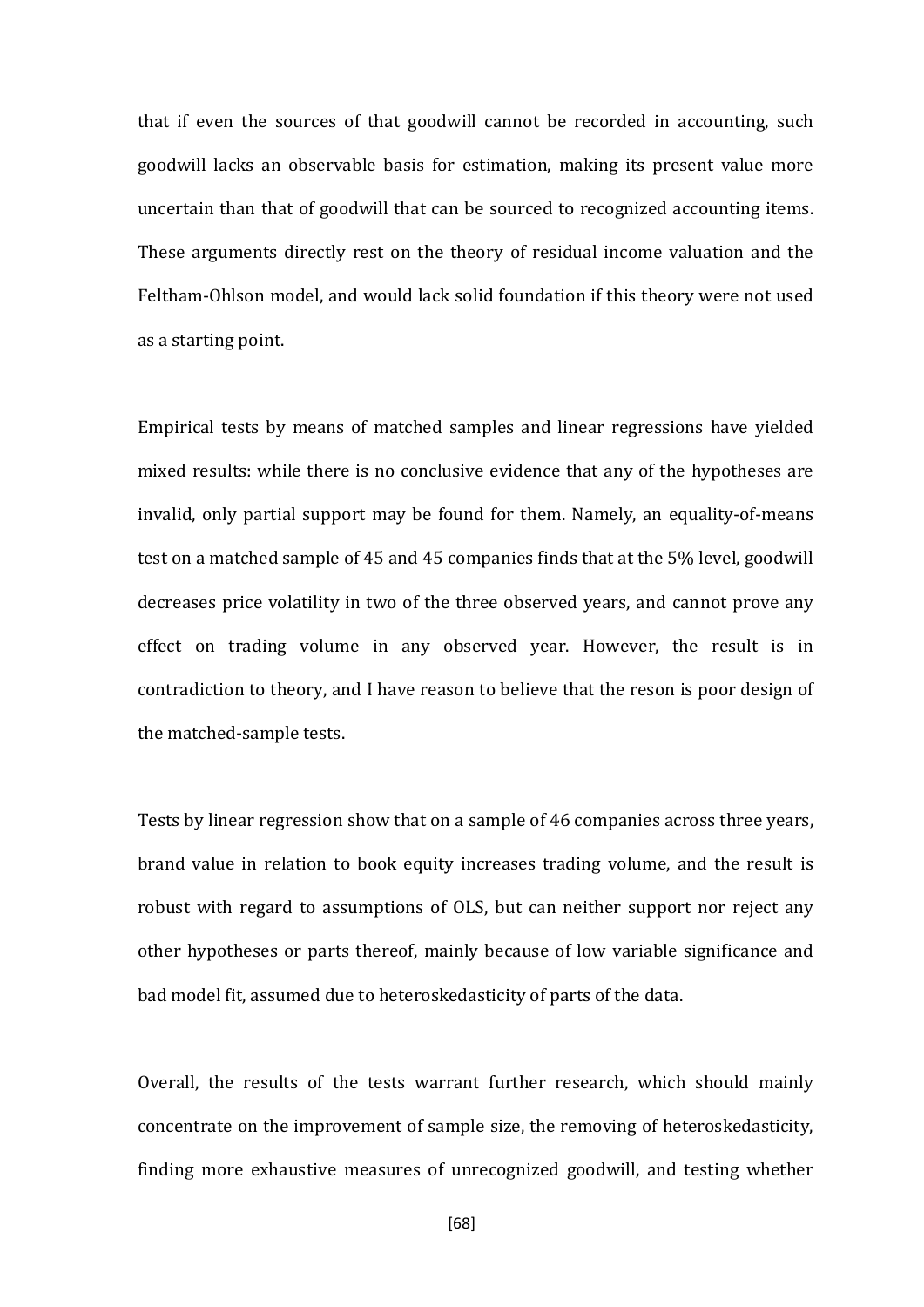that if even the sources of that goodwill cannot be recorded in accounting, such goodwill lacks an observable basis for estimation, making its present value more uncertain than that of goodwill that can be sourced to recognized accounting items. These arguments directly rest on the theory of residual income valuation and the Feltham-Ohlson model, and would lack solid foundation if this theory were not used as a starting point.

Empirical tests by means of matched samples and linear regressions have yielded mixed results: while there is no conclusive evidence that any of the hypotheses are invalid, only partial support may be found for them. Namely, an equality-of-means test on a matched sample of 45 and 45 companies finds that at the 5% level, goodwill decreases price volatility in two of the three observed years, and cannot prove any effect on trading volume in any observed year. However, the result is in contradiction to theory, and I have reason to believe that the reson is poor design of the matched-sample tests.

Tests by linear regression show that on a sample of 46 companies across three years, brand value in relation to book equity increases trading volume, and the result is robust with regard to assumptions of OLS, but can neither support nor reject any other hypotheses or parts thereof, mainly because of low variable significance and bad model fit, assumed due to heteroskedasticity of parts of the data.

Overall, the results of the tests warrant further research, which should mainly concentrate on the improvement of sample size, the removing of heteroskedasticity, finding more exhaustive measures of unrecognized goodwill, and testing whether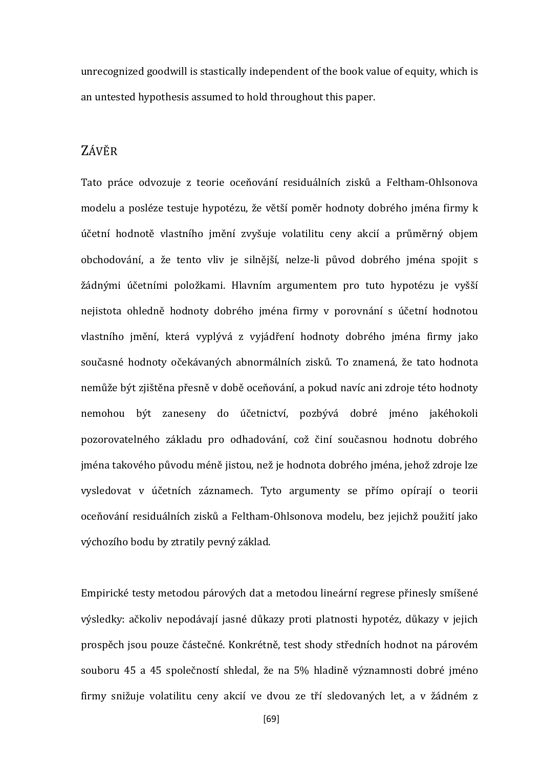unrecognized goodwill is stastically independent of the book value of equity, which is an untested hypothesis assumed to hold throughout this paper.

## ZÁVĚR

Tato práce odvozuje z teorie oceňování residuálních zisků a Feltham-Ohlsonova modelu a posléze testuje hypotézu, že větší poměr hodnoty dobrého jména firmy k účetní hodnotě vlastního jmění zvyšuje volatilitu ceny akcií a průměrný objem obchodování, a že tento vliv je silnější, nelze-li původ dobrého jména spojit s žádnými účetními položkami. Hlavním argumentem pro tuto hypotézu je vyšší nejistota ohledně hodnoty dobrého jména firmy v porovnání s účetní hodnotou vlastního jmění, která vyplývá z vyjádření hodnoty dobrého jména firmy jako současné hodnoty očekávaných abnormálních zisků. To znamená, že tato hodnota nemůže být zjištěna přesně v době oceňování, a pokud navíc ani zdroje této hodnoty nemohou být zaneseny do účetnictví, pozbývá dobré jméno jakéhokoli pozorovatelného základu pro odhadování, což činí současnou hodnotu dobrého jména takového původu méně jistou, než je hodnota dobrého jména, jehož zdroje lze vysledovat v účetních záznamech. Tyto argumenty se přímo opírají o teorii oceňování residuálních zisků a Feltham-Ohlsonova modelu, bez jejichž použití jako výchozího bodu by ztratily pevný základ.

Empirické testy metodou párových dat a metodou lineární regrese přinesly smíšené výsledky: ačkoliv nepodávají jasné důkazy proti platnosti hypotéz, důkazy v jejich prospěch jsou pouze částečné. Konkrétně, test shody středních hodnot na párovém souboru 45 a 45 společností shledal, že na 5% hladině významnosti dobré jméno firmy snižuje volatilitu ceny akcií ve dvou ze tří sledovaných let, a v žádném z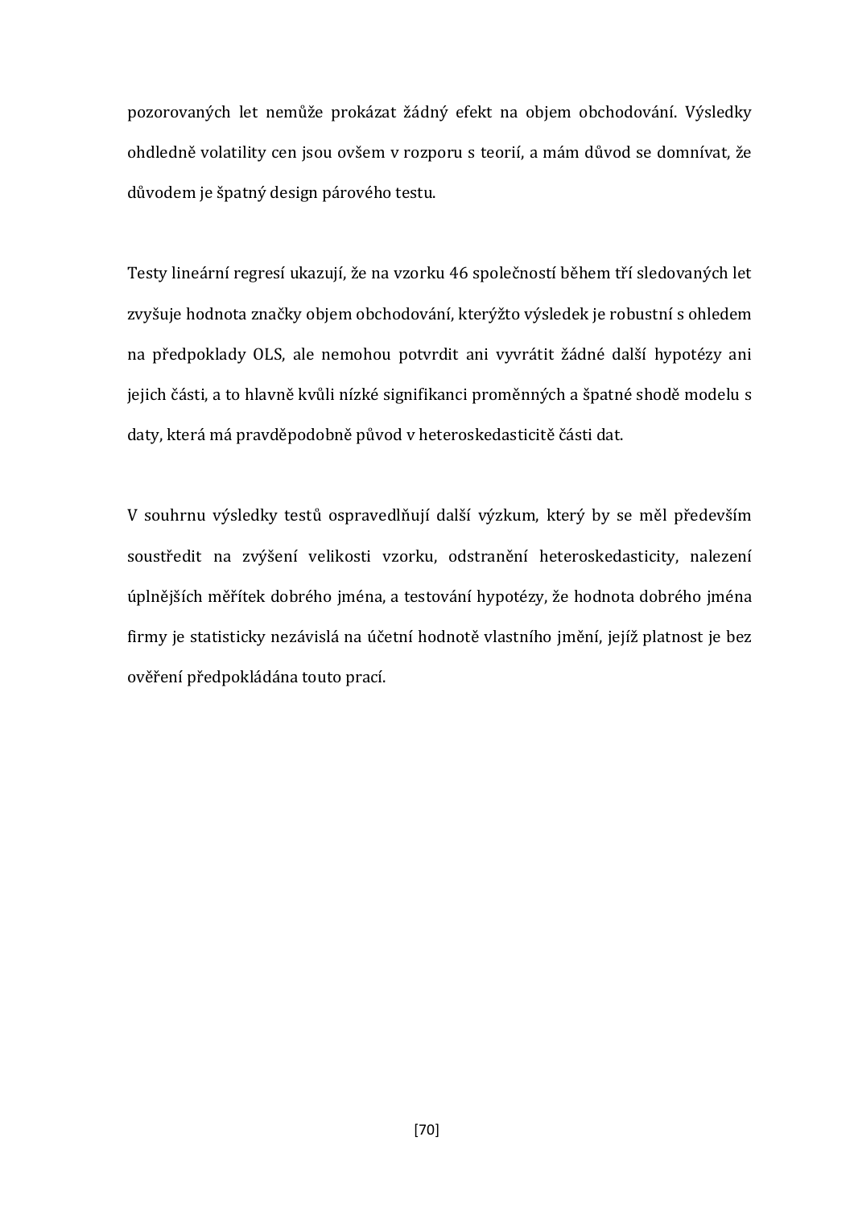pozorovaných let nemůže prokázat žádný efekt na objem obchodování. Výsledky ohdledně volatility cen jsou ovšem v rozporu s teorií, a mám důvod se domnívat, že důvodem je špatný design párového testu.

Testy lineární regresí ukazují, že na vzorku 46 společností během tří sledovaných let zvyšuje hodnota značky objem obchodování, kterýžto výsledek je robustní s ohledem na předpoklady OLS, ale nemohou potvrdit ani vyvrátit žádné další hypotézy ani jejich části, a to hlavně kvůli nízké signifikanci proměnných a špatné shodě modelu s daty, která má pravděpodobně původ v heteroskedasticitě části dat.

V souhrnu výsledky testů ospravedlňují další výzkum, který by se měl především soustředit na zvýšení velikosti vzorku, odstranění heteroskedasticity, nalezení úplnějších měřítek dobrého jména, a testování hypotézy, že hodnota dobrého jména firmy je statisticky nezávislá na účetní hodnotě vlastního jmění, jejíž platnost je bez ověření předpokládána touto prací.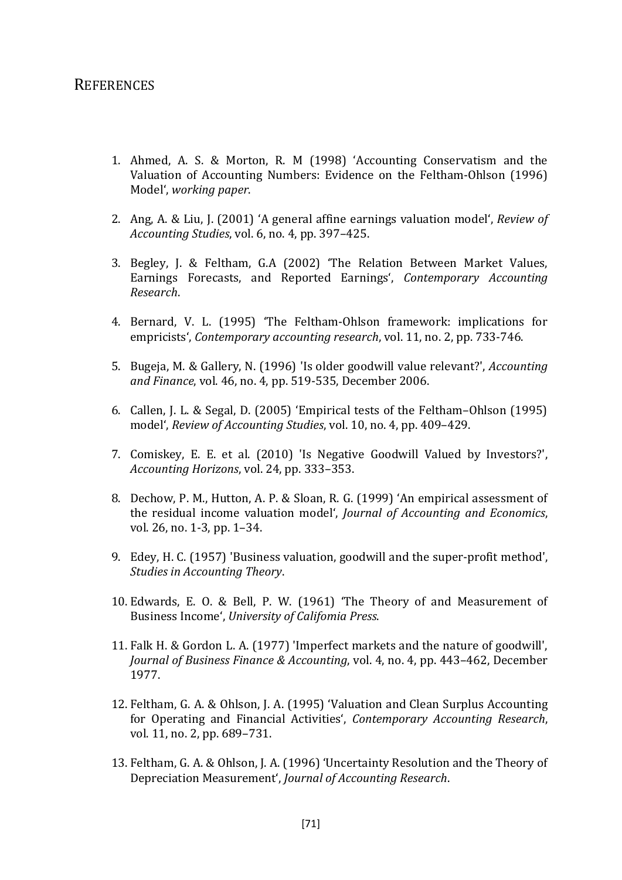# REFERENCES

1. Ahmed, A. S. & Morton, R. M (1998) 'Accounting Conservatism and the Valuation of Accounting Numbers: Evidence on the Feltham-Ohlson (1996) Model', *working paper*.

2. Ang, A. & Liu, J. (2001) 'A general affine earnings valuation model', *Review of Accounting Studies*, vol. 6, no. 4, pp. 397–425.

3. Begley, J. & Feltham, G.A (2002) 'The Relation Between Market Values, Earnings Forecasts, and Reported Earnings', *Contemporary Accounting Research*.

4. Bernard, V. L. (1995) 'The Feltham-Ohlson framework: implications for empricists', *Contemporary accounting research*, vol. 11, no. 2, pp. 733-746.

5. Bugeja, M. & Gallery, N. (1996) 'Is older goodwill value relevant?', *Accounting and Finance*, vol. 46, no. 4, pp. 519-535, December 2006.

6. Callen, J. L. & Segal, D. (2005) 'Empirical tests of the Feltham–Ohlson (1995) model', *Review of Accounting Studies*, vol. 10, no. 4, pp. 409–429.

7. Comiskey, E. E. et al. (2010) 'Is Negative Goodwill Valued by Investors?', *Accounting Horizons*, vol. 24, pp. 333–353.

8. Dechow, P. M., Hutton, A. P. & Sloan, R. G. (1999) 'An empirical assessment of the residual income valuation model', *Journal of Accounting and Economics*, vol. 26, no. 1-3, pp. 1–34.

9. Edey, H. C. (1957) 'Business valuation, goodwill and the super-profit method', *Studies in Accounting Theory*.

10. Edwards, E. O. & Bell, P. W. (1961) 'The Theory of and Measurement of Business Income', *University of Califomia Press*.

11. Falk H. & Gordon L. A. (1977) 'Imperfect markets and the nature of goodwill', *Journal of Business Finance & Accounting*, vol. 4, no. 4, pp. 443–462, December 1977.

12. Feltham, G. A. & Ohlson, J. A. (1995) 'Valuation and Clean Surplus Accounting for Operating and Financial Activities', *Contemporary Accounting Research*, vol. 11, no. 2, pp. 689–731.

13. Feltham, G. A. & Ohlson, J. A. (1996) 'Uncertainty Resolution and the Theory of Depreciation Measurement', *Journal of Accounting Research*.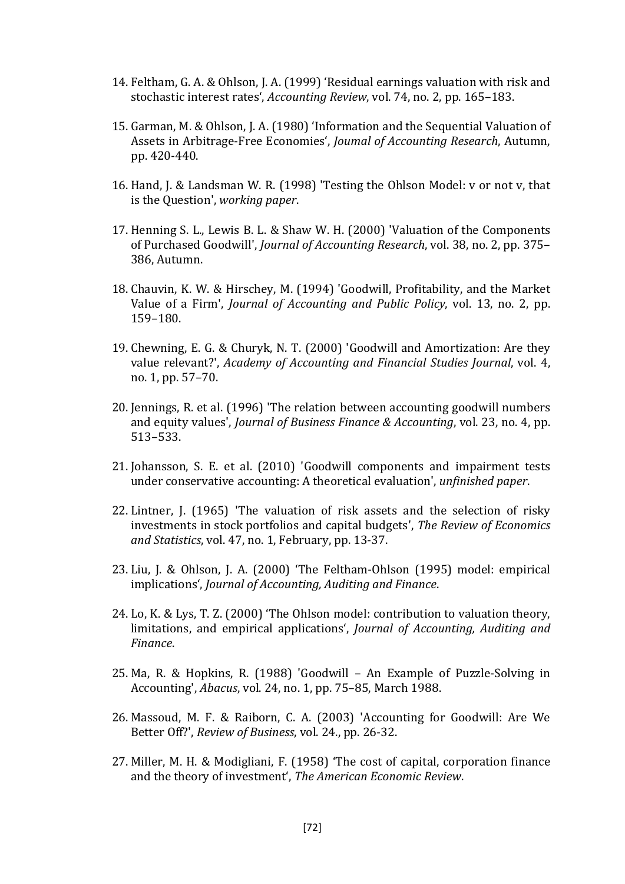14. Feltham, G. A. & Ohlson, J. A. (1999) 'Residual earnings valuation with risk and stochastic interest rates', *Accounting Review*, vol. 74, no. 2, pp. 165–183.

15. Garman, M. & Ohlson, J. A. (1980) 'Information and the Sequential Valuation of Assets in Arbitrage-Free Economies', *Joumal of Accounting Research*, Autumn, pp. 420-440.

16. Hand, J. & Landsman W. R. (1998) 'Testing the Ohlson Model: v or not v, that is the Question', *working paper*.

17. Henning S. L., Lewis B. L. & Shaw W. H. (2000) 'Valuation of the Components of Purchased Goodwill', *Journal of Accounting Research*, vol. 38, no. 2, pp. 375–386, Autumn.

18. Chauvin, K. W. & Hirschey, M. (1994) 'Goodwill, Profitability, and the Market Value of a Firm', *Journal of Accounting and Public Policy*, vol. 13, no. 2, pp. 159–180.

19. Chewning, E. G. & Churyk, N. T. (2000) 'Goodwill and Amortization: Are they value relevant?', *Academy of Accounting and Financial Studies Journal*, vol. 4, no. 1, pp. 57–70.

20. Jennings, R. et al. (1996) 'The relation between accounting goodwill numbers and equity values', *Journal of Business Finance & Accounting*, vol. 23, no. 4, pp. 513–533.

21. Johansson, S. E. et al. (2010) 'Goodwill components and impairment tests under conservative accounting: A theoretical evaluation', *unfinished paper*.

22. Lintner, J. (1965) 'The valuation of risk assets and the selection of risky investments in stock portfolios and capital budgets', *The Review of Economics and Statistics*, vol. 47, no. 1, February, pp. 13-37.

23. Liu, J. & Ohlson, J. A. (2000) 'The Feltham-Ohlson (1995) model: empirical implications', *Journal of Accounting, Auditing and Finance*.

24. Lo, K. & Lys, T. Z. (2000) 'The Ohlson model: contribution to valuation theory, limitations, and empirical applications', *Journal of Accounting, Auditing and Finance*.

25. Ma, R. & Hopkins, R. (1988) 'Goodwill – An Example of Puzzle-Solving in Accounting', *Abacus*, vol. 24, no. 1, pp. 75–85, March 1988.

26. Massoud, M. F. & Raiborn, C. A. (2003) 'Accounting for Goodwill: Are We Better Off?', *Review of Business*, vol. 24., pp. 26-32.

27. Miller, M. H. & Modigliani, F. (1958) 'The cost of capital, corporation finance and the theory of investment', *The American Economic Review*.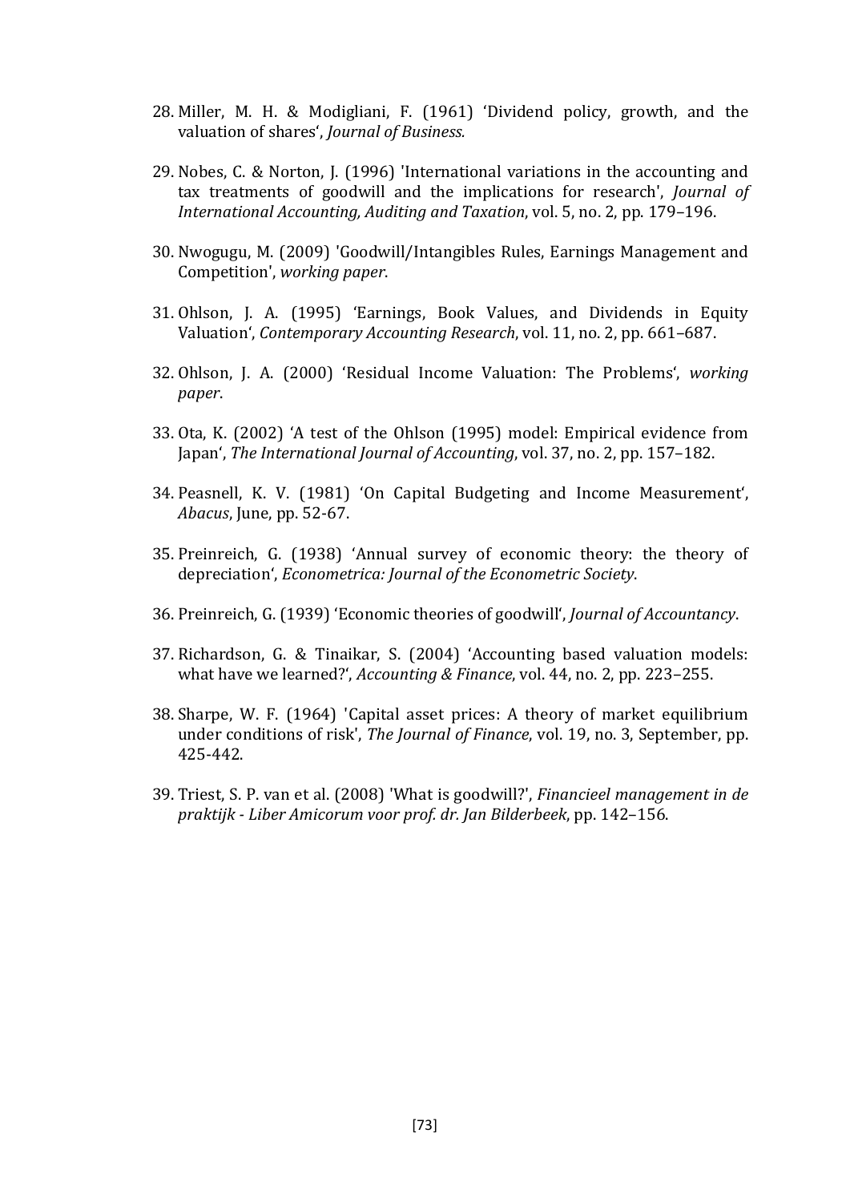28. Miller, M. H. & Modigliani, F. (1961) 'Dividend policy, growth, and the valuation of shares', *Journal of Business.*

29. Nobes, C. & Norton, J. (1996) 'International variations in the accounting and tax treatments of goodwill and the implications for research', *Journal of International Accounting, Auditing and Taxation*, vol. 5, no. 2, pp. 179–196.

30. Nwogugu, M. (2009) 'Goodwill/Intangibles Rules, Earnings Management and Competition', *working paper*.

31. Ohlson, J. A. (1995) 'Earnings, Book Values, and Dividends in Equity Valuation', *Contemporary Accounting Research*, vol. 11, no. 2, pp. 661–687.

32. Ohlson, J. A. (2000) 'Residual Income Valuation: The Problems', *working paper*.

33. Ota, K. (2002) 'A test of the Ohlson (1995) model: Empirical evidence from Japan', *The International Journal of Accounting*, vol. 37, no. 2, pp. 157–182.

34. Peasnell, K. V. (1981) 'On Capital Budgeting and Income Measurement', *Abacus*, June, pp. 52-67.

35. Preinreich, G. (1938) 'Annual survey of economic theory: the theory of depreciation', *Econometrica: Journal of the Econometric Society*.

36. Preinreich, G. (1939) 'Economic theories of goodwill', *Journal of Accountancy*.

37. Richardson, G. & Tinaikar, S. (2004) 'Accounting based valuation models: what have we learned?', *Accounting & Finance*, vol. 44, no. 2, pp. 223–255.

38. Sharpe, W. F. (1964) 'Capital asset prices: A theory of market equilibrium under conditions of risk', *The Journal of Finance*, vol. 19, no. 3, September, pp. 425-442.

39. Triest, S. P. van et al. (2008) 'What is goodwill?', *Financieel management in de praktijk - Liber Amicorum voor prof. dr. Jan Bilderbeek*, pp. 142–156.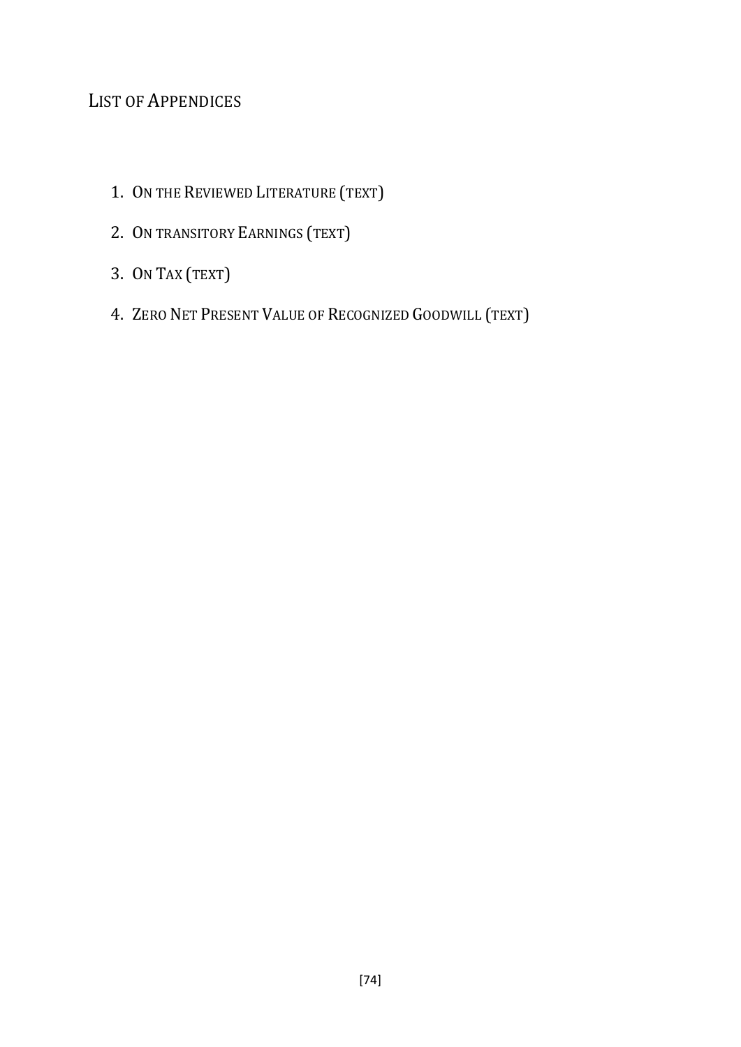## List of Appendices

1. On the Reviewed Literature (text)
2. On transitory Earnings (text)
3. On Tax (text)
4. Zero Net Present Value of Recognized Goodwill (text)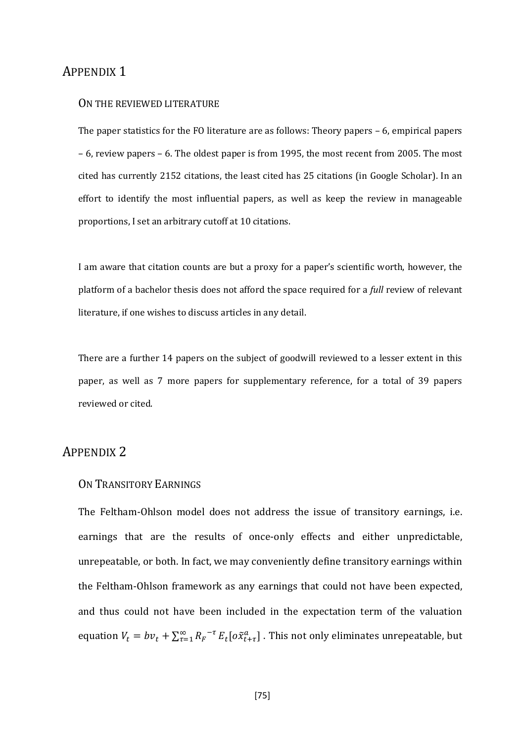# APPENDIX 1

## ON THE REVIEWED LITERATURE

The paper statistics for the FO literature are as follows: Theory papers – 6, empirical papers – 6, review papers – 6. The oldest paper is from 1995, the most recent from 2005. The most cited has currently 2152 citations, the least cited has 25 citations (in Google Scholar). In an effort to identify the most influential papers, as well as keep the review in manageable proportions, I set an arbitrary cutoff at 10 citations.

I am aware that citation counts are but a proxy for a paper's scientific worth, however, the platform of a bachelor thesis does not afford the space required for a *full* review of relevant literature, if one wishes to discuss articles in any detail.

There are a further 14 papers on the subject of goodwill reviewed to a lesser extent in this paper, as well as 7 more papers for supplementary reference, for a total of 39 papers reviewed or cited.

# APPENDIX 2

## ON TRANSITORY EARNINGS

The Feltham-Ohlson model does not address the issue of transitory earnings, i.e. earnings that are the results of once-only effects and either unpredictable, unrepeatable, or both. In fact, we may conveniently define transitory earnings within the Feltham-Ohlson framework as any earnings that could not have been expected, and thus could not have been included in the expectation term of the valuation equation $V_t = bv_t + \sum_{\tau=1}^{\infty} {R_F}^{-\tau} E_t[o\tilde{x}_{t+\tau}^a]$ . This not only eliminates unrepeatable, but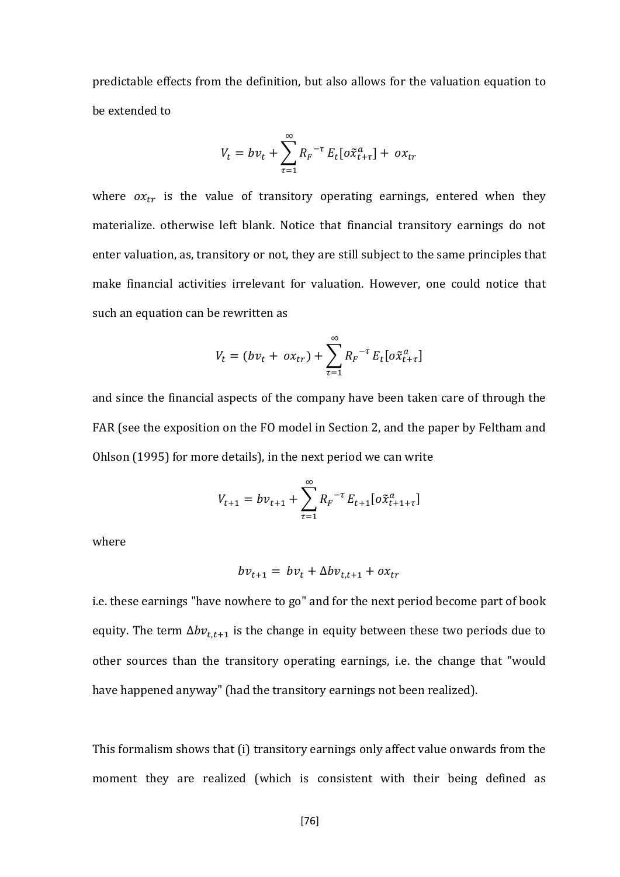predictable effects from the definition, but also allows for the valuation equation to be extended to

$$V_t = bv_t + \sum_{\tau=1}^{\infty} {R_F}^{-\tau} E_t[o\tilde{x}^a_{t+\tau}] + ox_{tr}$$

where $ox_{tr}$ is the value of transitory operating earnings, entered when they materialize. otherwise left blank. Notice that financial transitory earnings do not enter valuation, as, transitory or not, they are still subject to the same principles that make financial activities irrelevant for valuation. However, one could notice that such an equation can be rewritten as

$$V_t = (bv_t + ox_{tr}) + \sum_{\tau=1}^{\infty} {R_F}^{-\tau} E_t[o\tilde{x}^a_{t+\tau}]$$

and since the financial aspects of the company have been taken care of through the FAR (see the exposition on the FO model in Section 2, and the paper by Feltham and Ohlson (1995) for more details), in the next period we can write

$$V_{t+1} = bv_{t+1} + \sum_{\tau=1}^{\infty} {R_F}^{-\tau} E_{t+1}[o\tilde{x}^a_{t+1+\tau}]$$

where

$$bv_{t+1} = bv_t + \Delta bv_{t,t+1} + ox_{tr}$$

i.e. these earnings "have nowhere to go" and for the next period become part of book equity. The term $\Delta bv_{t,t+1}$ is the change in equity between these two periods due to other sources than the transitory operating earnings, i.e. the change that "would have happened anyway" (had the transitory earnings not been realized).

This formalism shows that (i) transitory earnings only affect value onwards from the moment they are realized (which is consistent with their being defined as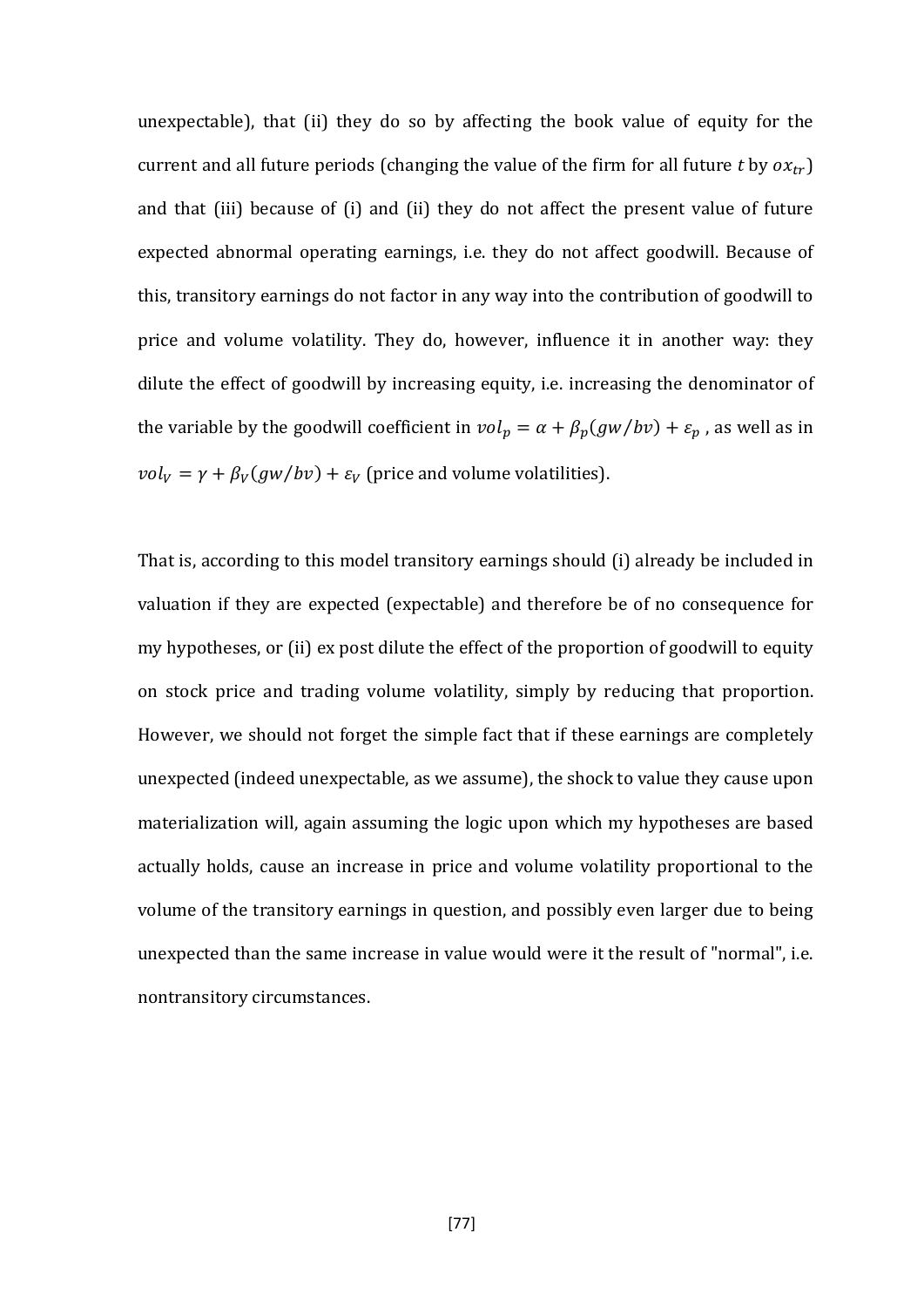unexpectable), that (ii) they do so by affecting the book value of equity for the current and all future periods (changing the value of the firm for all future $t$ by $ox_{tr}$) and that (iii) because of (i) and (ii) they do not affect the present value of future expected abnormal operating earnings, i.e. they do not affect goodwill. Because of this, transitory earnings do not factor in any way into the contribution of goodwill to price and volume volatility. They do, however, influence it in another way: they dilute the effect of goodwill by increasing equity, i.e. increasing the denominator of the variable by the goodwill coefficient in $vol_p = \alpha + \beta_p(gw/bv) + \varepsilon_p$ , as well as in $vol_V = \gamma + \beta_V(gw/bv) + \varepsilon_V$ (price and volume volatilities).

That is, according to this model transitory earnings should (i) already be included in valuation if they are expected (expectable) and therefore be of no consequence for my hypotheses, or (ii) ex post dilute the effect of the proportion of goodwill to equity on stock price and trading volume volatility, simply by reducing that proportion. However, we should not forget the simple fact that if these earnings are completely unexpected (indeed unexpectable, as we assume), the shock to value they cause upon materialization will, again assuming the logic upon which my hypotheses are based actually holds, cause an increase in price and volume volatility proportional to the volume of the transitory earnings in question, and possibly even larger due to being unexpected than the same increase in value would were it the result of "normal", i.e. nontransitory circumstances.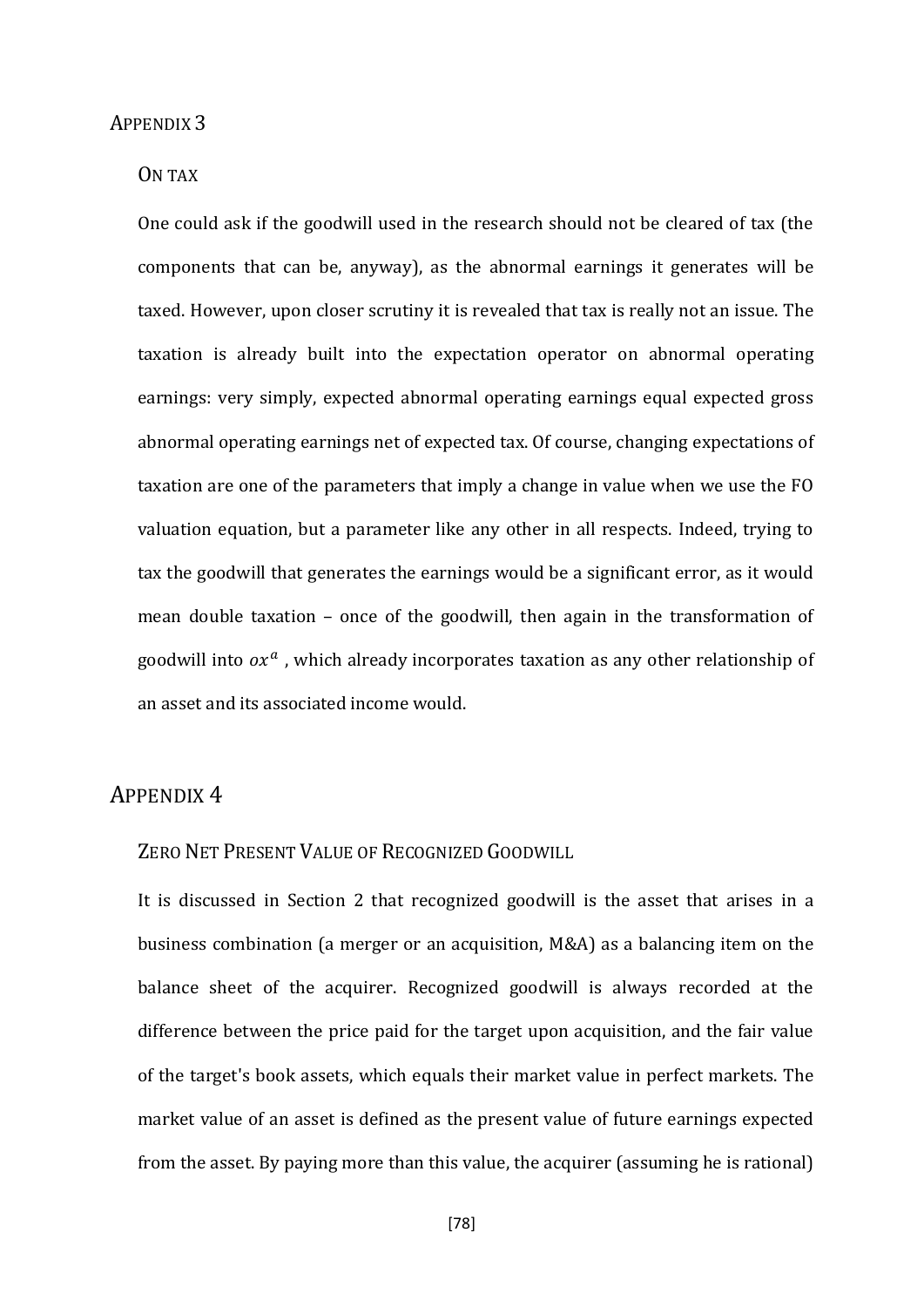## APPENDIX 3

### ON TAX

One could ask if the goodwill used in the research should not be cleared of tax (the components that can be, anyway), as the abnormal earnings it generates will be taxed. However, upon closer scrutiny it is revealed that tax is really not an issue. The taxation is already built into the expectation operator on abnormal operating earnings: very simply, expected abnormal operating earnings equal expected gross abnormal operating earnings net of expected tax. Of course, changing expectations of taxation are one of the parameters that imply a change in value when we use the FO valuation equation, but a parameter like any other in all respects. Indeed, trying to tax the goodwill that generates the earnings would be a significant error, as it would mean double taxation – once of the goodwill, then again in the transformation of goodwill into $ox^a$ , which already incorporates taxation as any other relationship of an asset and its associated income would.

## APPENDIX 4

### ZERO NET PRESENT VALUE OF RECOGNIZED GOODWILL

It is discussed in Section 2 that recognized goodwill is the asset that arises in a business combination (a merger or an acquisition, M&A) as a balancing item on the balance sheet of the acquirer. Recognized goodwill is always recorded at the difference between the price paid for the target upon acquisition, and the fair value of the target's book assets, which equals their market value in perfect markets. The market value of an asset is defined as the present value of future earnings expected from the asset. By paying more than this value, the acquirer (assuming he is rational)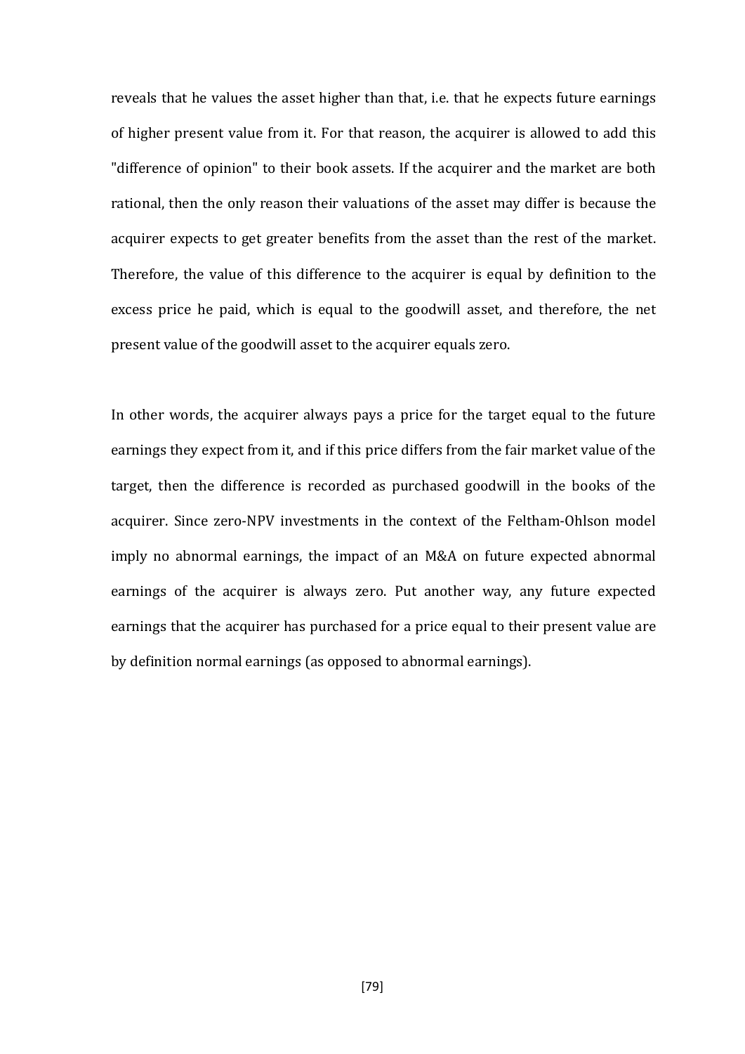reveals that he values the asset higher than that, i.e. that he expects future earnings of higher present value from it. For that reason, the acquirer is allowed to add this "difference of opinion" to their book assets. If the acquirer and the market are both rational, then the only reason their valuations of the asset may differ is because the acquirer expects to get greater benefits from the asset than the rest of the market. Therefore, the value of this difference to the acquirer is equal by definition to the excess price he paid, which is equal to the goodwill asset, and therefore, the net present value of the goodwill asset to the acquirer equals zero.

In other words, the acquirer always pays a price for the target equal to the future earnings they expect from it, and if this price differs from the fair market value of the target, then the difference is recorded as purchased goodwill in the books of the acquirer. Since zero-NPV investments in the context of the Feltham-Ohlson model imply no abnormal earnings, the impact of an M&A on future expected abnormal earnings of the acquirer is always zero. Put another way, any future expected earnings that the acquirer has purchased for a price equal to their present value are by definition normal earnings (as opposed to abnormal earnings).